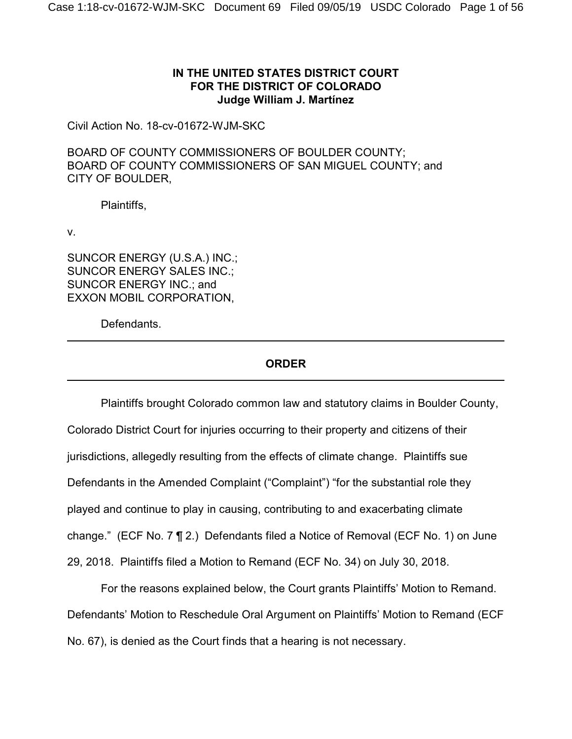**IN THE UNITED STATES DISTRICT COURT**
**FOR THE DISTRICT OF COLORADO**
**Judge William J. Martínez**

Civil Action No. 18-cv-01672-WJM-SKC

BOARD OF COUNTY COMMISSIONERS OF BOULDER COUNTY;
BOARD OF COUNTY COMMISSIONERS OF SAN MIGUEL COUNTY; and
CITY OF BOULDER,

Plaintiffs,

v.

SUNCOR ENERGY (U.S.A.) INC.;
SUNCOR ENERGY SALES INC.;
SUNCOR ENERGY INC.; and
EXXON MOBIL CORPORATION,

Defendants.

---

**ORDER**

---

Plaintiffs brought Colorado common law and statutory claims in Boulder County, Colorado District Court for injuries occurring to their property and citizens of their jurisdictions, allegedly resulting from the effects of climate change. Plaintiffs sue Defendants in the Amended Complaint ("Complaint") "for the substantial role they played and continue to play in causing, contributing to and exacerbating climate change." (ECF No. 7 ¶ 2.) Defendants filed a Notice of Removal (ECF No. 1) on June 29, 2018. Plaintiffs filed a Motion to Remand (ECF No. 34) on July 30, 2018.

For the reasons explained below, the Court grants Plaintiffs' Motion to Remand. Defendants' Motion to Reschedule Oral Argument on Plaintiffs' Motion to Remand (ECF No. 67), is denied as the Court finds that a hearing is not necessary.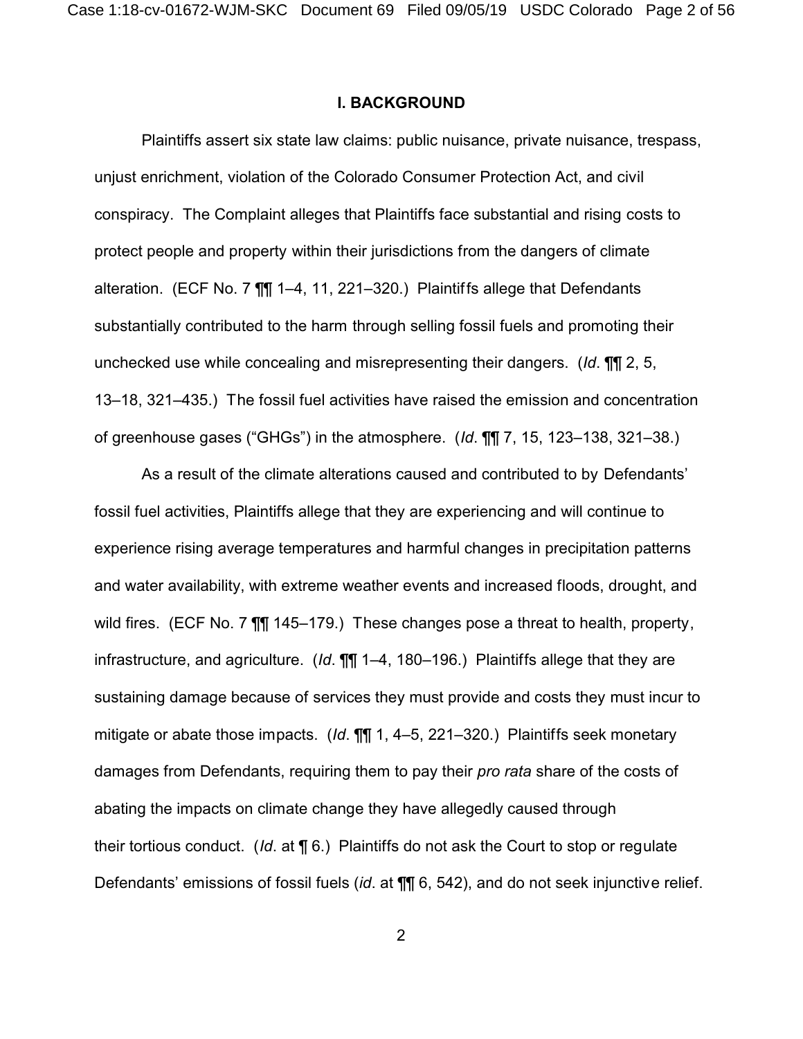## I. BACKGROUND

Plaintiffs assert six state law claims: public nuisance, private nuisance, trespass, unjust enrichment, violation of the Colorado Consumer Protection Act, and civil conspiracy. The Complaint alleges that Plaintiffs face substantial and rising costs to protect people and property within their jurisdictions from the dangers of climate alteration. (ECF No. 7 ¶¶ 1–4, 11, 221–320.) Plaintiffs allege that Defendants substantially contributed to the harm through selling fossil fuels and promoting their unchecked use while concealing and misrepresenting their dangers. (*Id*. ¶¶ 2, 5, 13–18, 321–435.) The fossil fuel activities have raised the emission and concentration of greenhouse gases ("GHGs") in the atmosphere. (*Id*. ¶¶ 7, 15, 123–138, 321–38.)

As a result of the climate alterations caused and contributed to by Defendants' fossil fuel activities, Plaintiffs allege that they are experiencing and will continue to experience rising average temperatures and harmful changes in precipitation patterns and water availability, with extreme weather events and increased floods, drought, and wild fires. (ECF No. 7 ¶¶ 145–179.) These changes pose a threat to health, property, infrastructure, and agriculture. (*Id*. ¶¶ 1–4, 180–196.) Plaintiffs allege that they are sustaining damage because of services they must provide and costs they must incur to mitigate or abate those impacts. (*Id*. ¶¶ 1, 4–5, 221–320.) Plaintiffs seek monetary damages from Defendants, requiring them to pay their *pro rata* share of the costs of abating the impacts on climate change they have allegedly caused through their tortious conduct. (*Id*. at ¶ 6.) Plaintiffs do not ask the Court to stop or regulate Defendants' emissions of fossil fuels (*id*. at ¶¶ 6, 542), and do not seek injunctive relief.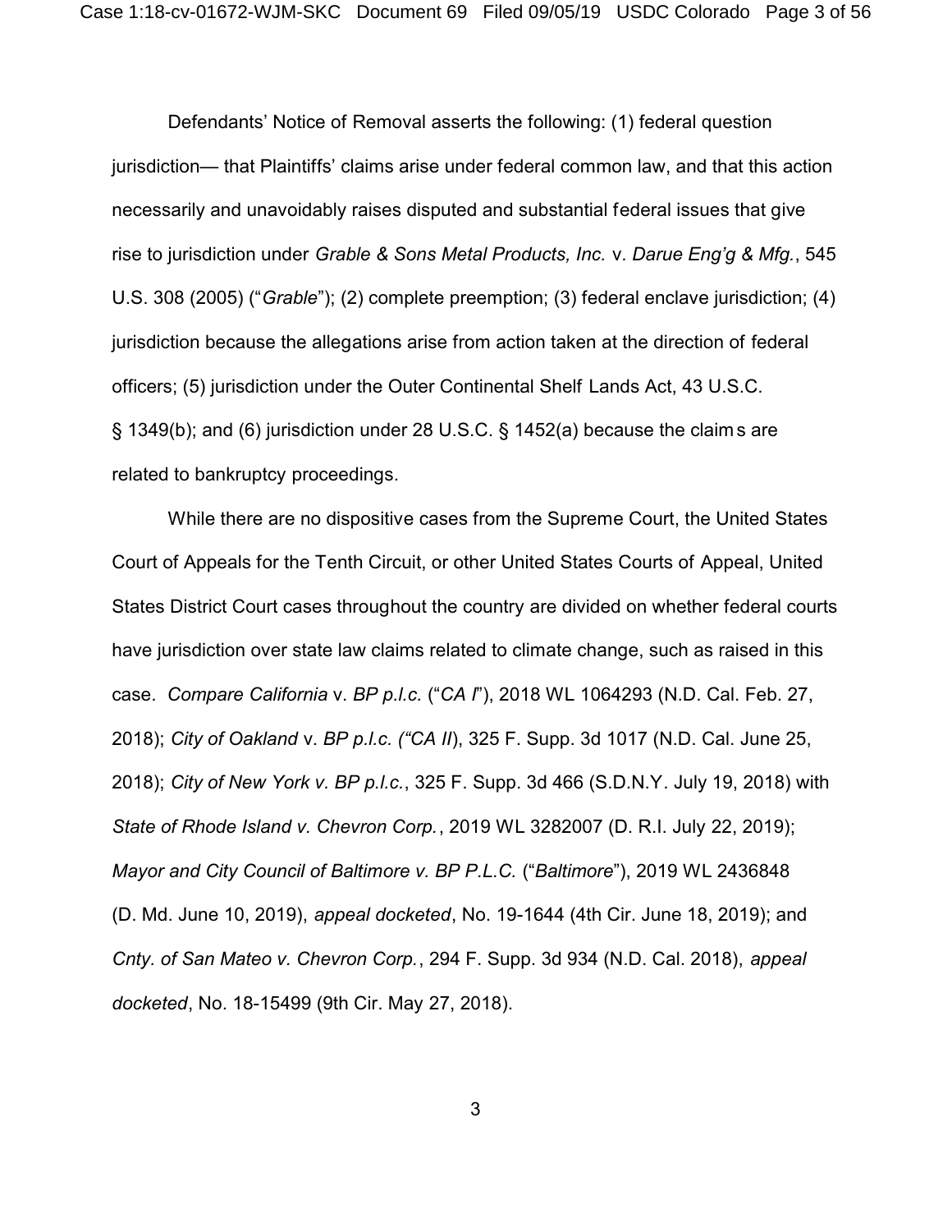Defendants' Notice of Removal asserts the following: (1) federal question jurisdiction— that Plaintiffs' claims arise under federal common law, and that this action necessarily and unavoidably raises disputed and substantial federal issues that give rise to jurisdiction under *Grable & Sons Metal Products, Inc.* v. *Darue Eng'g & Mfg.*, 545 U.S. 308 (2005) ("*Grable*"); (2) complete preemption; (3) federal enclave jurisdiction; (4) jurisdiction because the allegations arise from action taken at the direction of federal officers; (5) jurisdiction under the Outer Continental Shelf Lands Act, 43 U.S.C. § 1349(b); and (6) jurisdiction under 28 U.S.C. § 1452(a) because the claims are related to bankruptcy proceedings.

While there are no dispositive cases from the Supreme Court, the United States Court of Appeals for the Tenth Circuit, or other United States Courts of Appeal, United States District Court cases throughout the country are divided on whether federal courts have jurisdiction over state law claims related to climate change, such as raised in this case. *Compare California* v. *BP p.l.c.* ("*CA I*"), 2018 WL 1064293 (N.D. Cal. Feb. 27, 2018); *City of Oakland* v. *BP p.l.c. ("CA II*), 325 F. Supp. 3d 1017 (N.D. Cal. June 25, 2018); *City of New York v. BP p.l.c.*, 325 F. Supp. 3d 466 (S.D.N.Y. July 19, 2018) with *State of Rhode Island v. Chevron Corp.*, 2019 WL 3282007 (D. R.I. July 22, 2019); *Mayor and City Council of Baltimore v. BP P.L.C.* ("*Baltimore*"), 2019 WL 2436848 (D. Md. June 10, 2019), *appeal docketed*, No. 19-1644 (4th Cir. June 18, 2019); and *Cnty. of San Mateo v. Chevron Corp.*, 294 F. Supp. 3d 934 (N.D. Cal. 2018), *appeal docketed*, No. 18-15499 (9th Cir. May 27, 2018).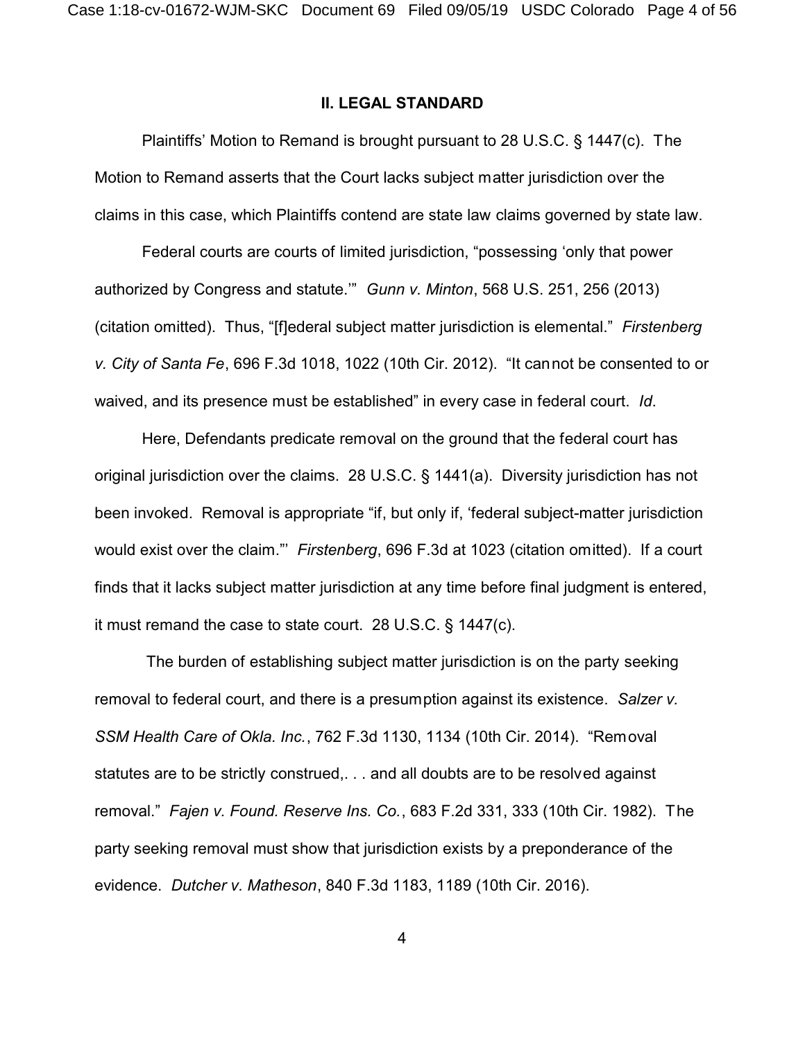## II. LEGAL STANDARD

Plaintiffs' Motion to Remand is brought pursuant to 28 U.S.C. § 1447(c). The Motion to Remand asserts that the Court lacks subject matter jurisdiction over the claims in this case, which Plaintiffs contend are state law claims governed by state law.

Federal courts are courts of limited jurisdiction, "possessing 'only that power authorized by Congress and statute.'" *Gunn v. Minton*, 568 U.S. 251, 256 (2013) (citation omitted). Thus, "[f]ederal subject matter jurisdiction is elemental." *Firstenberg v. City of Santa Fe*, 696 F.3d 1018, 1022 (10th Cir. 2012). "It cannot be consented to or waived, and its presence must be established" in every case in federal court. *Id*.

Here, Defendants predicate removal on the ground that the federal court has original jurisdiction over the claims. 28 U.S.C. § 1441(a). Diversity jurisdiction has not been invoked. Removal is appropriate "if, but only if, 'federal subject-matter jurisdiction would exist over the claim.'" *Firstenberg*, 696 F.3d at 1023 (citation omitted). If a court finds that it lacks subject matter jurisdiction at any time before final judgment is entered, it must remand the case to state court. 28 U.S.C. § 1447(c).

The burden of establishing subject matter jurisdiction is on the party seeking removal to federal court, and there is a presumption against its existence. *Salzer v. SSM Health Care of Okla. Inc.*, 762 F.3d 1130, 1134 (10th Cir. 2014). "Removal statutes are to be strictly construed,. . . and all doubts are to be resolved against removal." *Fajen v. Found. Reserve Ins. Co.*, 683 F.2d 331, 333 (10th Cir. 1982). The party seeking removal must show that jurisdiction exists by a preponderance of the evidence. *Dutcher v. Matheson*, 840 F.3d 1183, 1189 (10th Cir. 2016).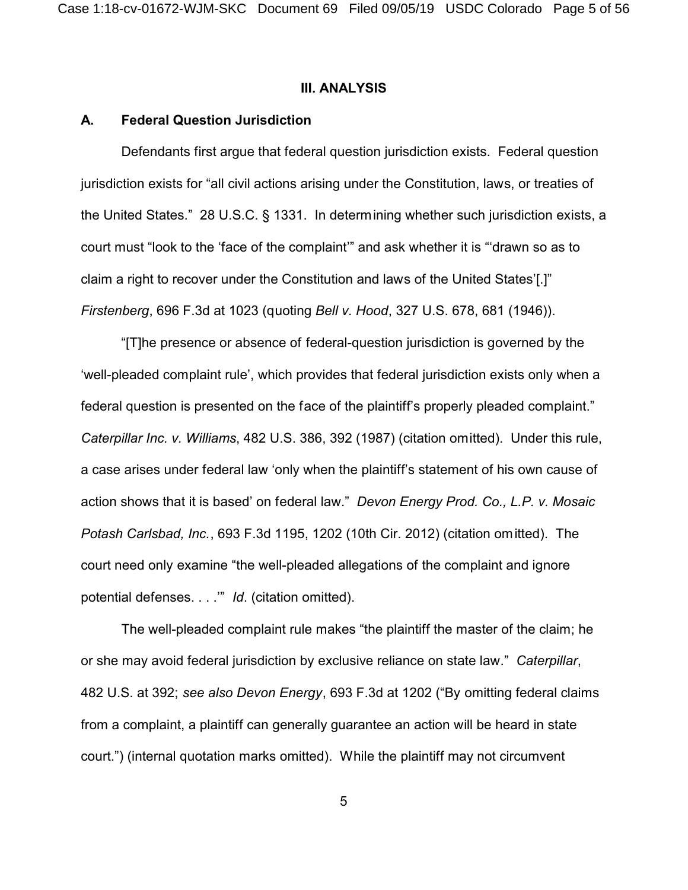## III. ANALYSIS

### A. Federal Question Jurisdiction

Defendants first argue that federal question jurisdiction exists. Federal question jurisdiction exists for "all civil actions arising under the Constitution, laws, or treaties of the United States." 28 U.S.C. § 1331. In determining whether such jurisdiction exists, a court must "look to the 'face of the complaint'" and ask whether it is "'drawn so as to claim a right to recover under the Constitution and laws of the United States'[.]" *Firstenberg*, 696 F.3d at 1023 (quoting *Bell v. Hood*, 327 U.S. 678, 681 (1946)).

"[T]he presence or absence of federal-question jurisdiction is governed by the 'well-pleaded complaint rule', which provides that federal jurisdiction exists only when a federal question is presented on the face of the plaintiff's properly pleaded complaint." *Caterpillar Inc. v. Williams*, 482 U.S. 386, 392 (1987) (citation omitted). Under this rule, a case arises under federal law 'only when the plaintiff's statement of his own cause of action shows that it is based' on federal law." *Devon Energy Prod. Co., L.P. v. Mosaic Potash Carlsbad, Inc.*, 693 F.3d 1195, 1202 (10th Cir. 2012) (citation omitted). The court need only examine "the well-pleaded allegations of the complaint and ignore potential defenses. . . .'" *Id*. (citation omitted).

The well-pleaded complaint rule makes "the plaintiff the master of the claim; he or she may avoid federal jurisdiction by exclusive reliance on state law." *Caterpillar*, 482 U.S. at 392; *see also Devon Energy*, 693 F.3d at 1202 ("By omitting federal claims from a complaint, a plaintiff can generally guarantee an action will be heard in state court.") (internal quotation marks omitted). While the plaintiff may not circumvent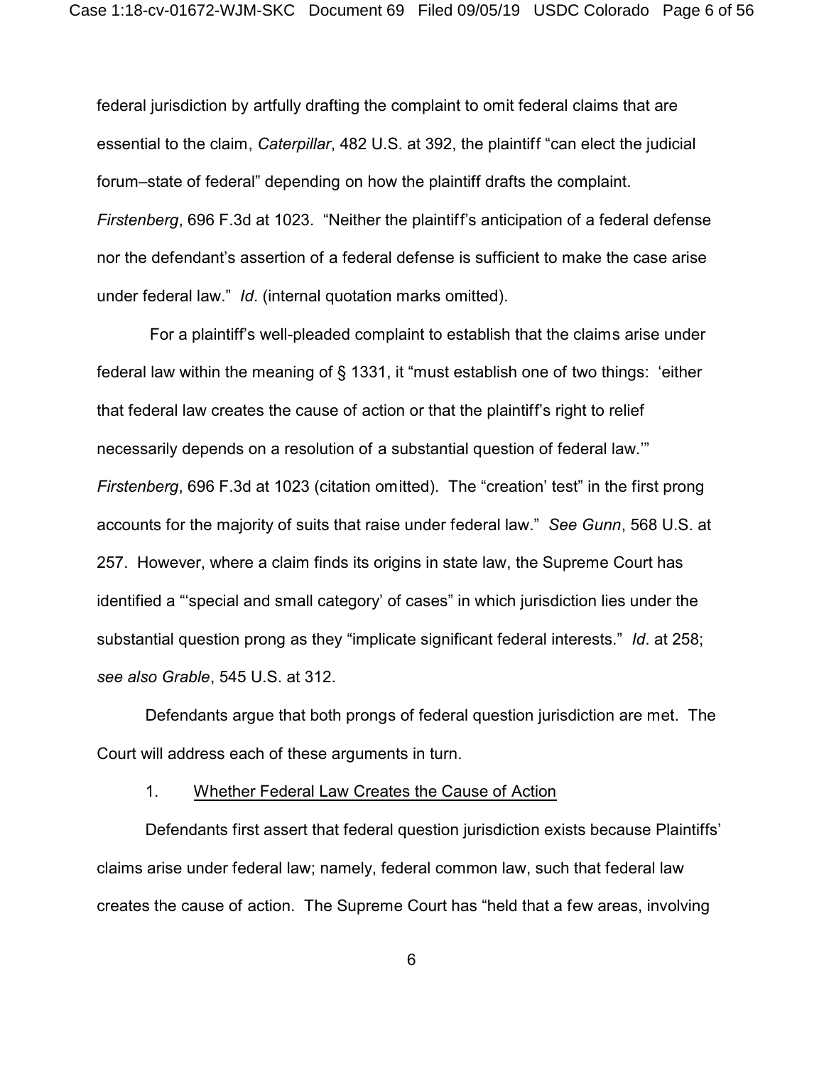federal jurisdiction by artfully drafting the complaint to omit federal claims that are essential to the claim, *Caterpillar*, 482 U.S. at 392, the plaintiff "can elect the judicial forum–state of federal" depending on how the plaintiff drafts the complaint. *Firstenberg*, 696 F.3d at 1023. "Neither the plaintiff's anticipation of a federal defense nor the defendant's assertion of a federal defense is sufficient to make the case arise under federal law." *Id*. (internal quotation marks omitted).

For a plaintiff's well-pleaded complaint to establish that the claims arise under federal law within the meaning of § 1331, it "must establish one of two things: 'either that federal law creates the cause of action or that the plaintiff's right to relief necessarily depends on a resolution of a substantial question of federal law.'" *Firstenberg*, 696 F.3d at 1023 (citation omitted). The "creation' test" in the first prong accounts for the majority of suits that raise under federal law." *See Gunn*, 568 U.S. at 257. However, where a claim finds its origins in state law, the Supreme Court has identified a "'special and small category' of cases" in which jurisdiction lies under the substantial question prong as they "implicate significant federal interests." *Id*. at 258; *see also Grable*, 545 U.S. at 312.

Defendants argue that both prongs of federal question jurisdiction are met. The Court will address each of these arguments in turn.

1. Whether Federal Law Creates the Cause of Action

Defendants first assert that federal question jurisdiction exists because Plaintiffs' claims arise under federal law; namely, federal common law, such that federal law creates the cause of action. The Supreme Court has "held that a few areas, involving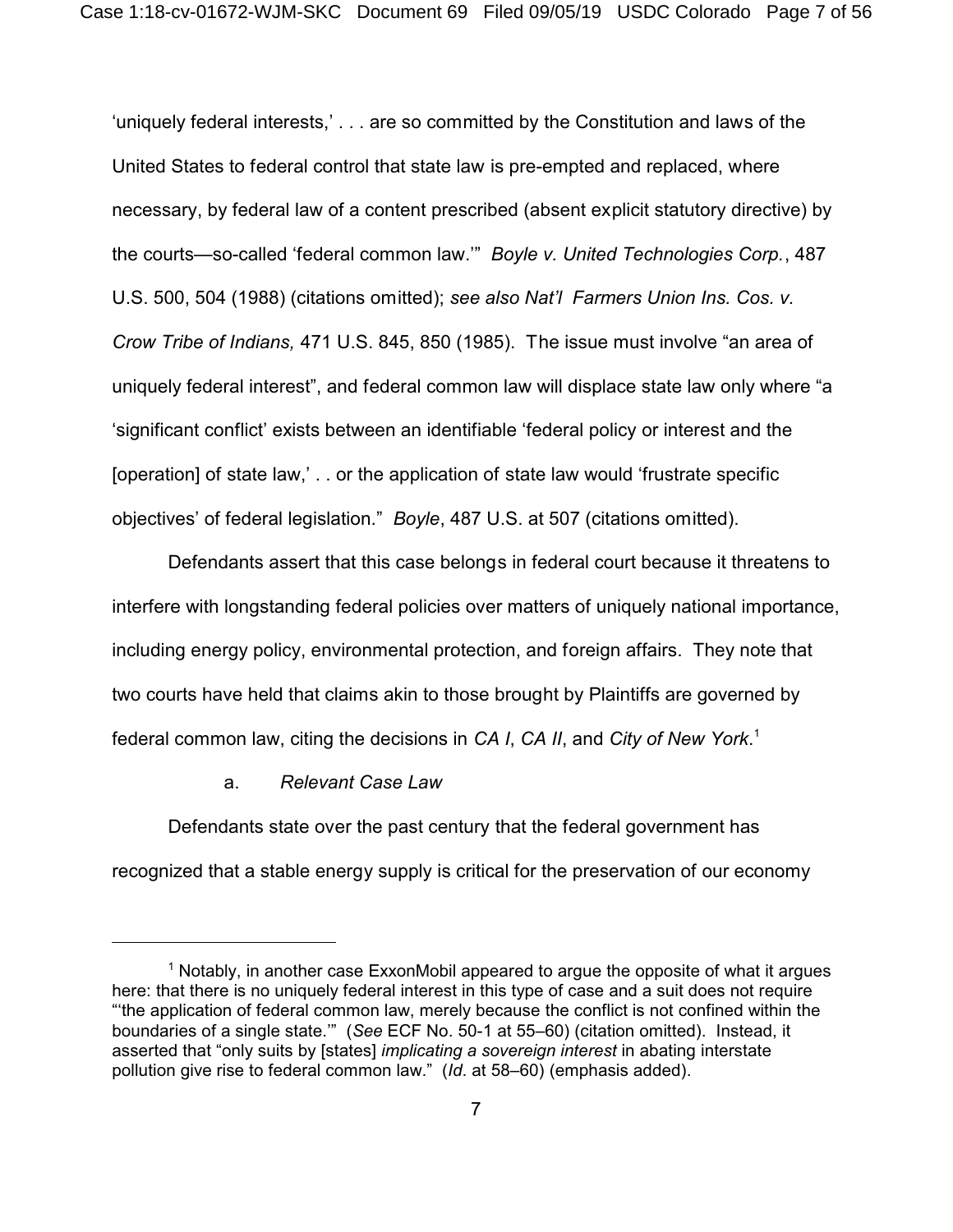'uniquely federal interests,' . . . are so committed by the Constitution and laws of the United States to federal control that state law is pre-empted and replaced, where necessary, by federal law of a content prescribed (absent explicit statutory directive) by the courts—so-called 'federal common law.'" *Boyle v. United Technologies Corp.*, 487 U.S. 500, 504 (1988) (citations omitted); *see also Nat'l Farmers Union Ins. Cos. v. Crow Tribe of Indians,* 471 U.S. 845, 850 (1985). The issue must involve "an area of uniquely federal interest", and federal common law will displace state law only where "a 'significant conflict' exists between an identifiable 'federal policy or interest and the [operation] of state law,' . . or the application of state law would 'frustrate specific objectives' of federal legislation." *Boyle*, 487 U.S. at 507 (citations omitted).

Defendants assert that this case belongs in federal court because it threatens to interfere with longstanding federal policies over matters of uniquely national importance, including energy policy, environmental protection, and foreign affairs. They note that two courts have held that claims akin to those brought by Plaintiffs are governed by federal common law, citing the decisions in *CA I*, *CA II*, and *City of New York*.[1]

a. *Relevant Case Law*

Defendants state over the past century that the federal government has recognized that a stable energy supply is critical for the preservation of our economy

---

[1] Notably, in another case ExxonMobil appeared to argue the opposite of what it argues here: that there is no uniquely federal interest in this type of case and a suit does not require "'the application of federal common law, merely because the conflict is not confined within the boundaries of a single state.'" (*See* ECF No. 50-1 at 55–60) (citation omitted). Instead, it asserted that "only suits by [states] *implicating a sovereign interest* in abating interstate pollution give rise to federal common law." (*Id*. at 58–60) (emphasis added).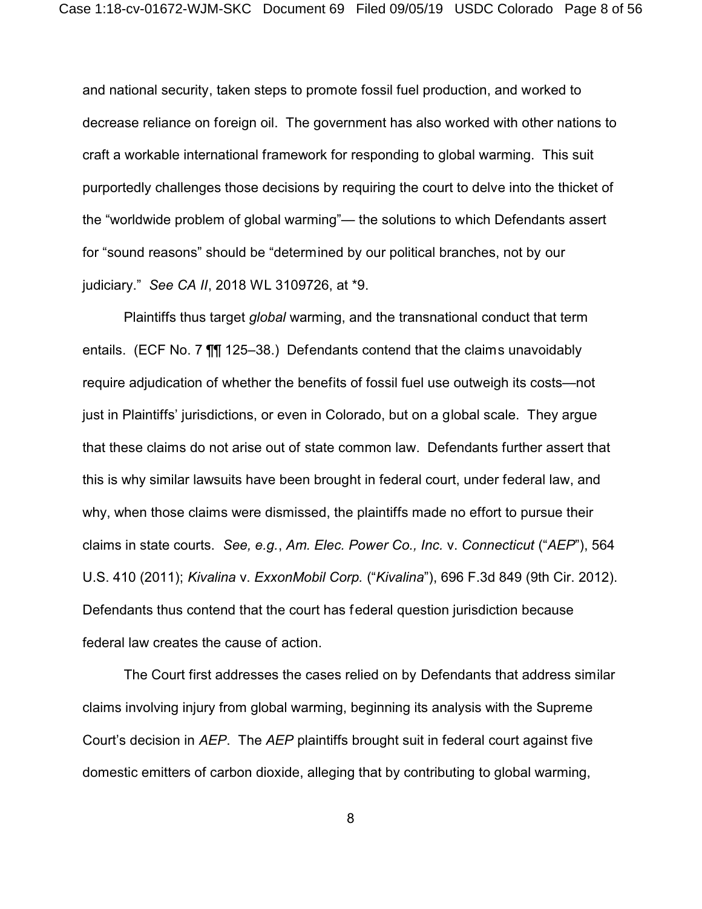and national security, taken steps to promote fossil fuel production, and worked to decrease reliance on foreign oil. The government has also worked with other nations to craft a workable international framework for responding to global warming. This suit purportedly challenges those decisions by requiring the court to delve into the thicket of the "worldwide problem of global warming"— the solutions to which Defendants assert for "sound reasons" should be "determined by our political branches, not by our judiciary." *See CA II*, 2018 WL 3109726, at *9.

Plaintiffs thus target *global* warming, and the transnational conduct that term entails. (ECF No. 7 ¶¶ 125–38.) Defendants contend that the claims unavoidably require adjudication of whether the benefits of fossil fuel use outweigh its costs—not just in Plaintiffs' jurisdictions, or even in Colorado, but on a global scale. They argue that these claims do not arise out of state common law. Defendants further assert that this is why similar lawsuits have been brought in federal court, under federal law, and why, when those claims were dismissed, the plaintiffs made no effort to pursue their claims in state courts. *See, e.g.*, *Am. Elec. Power Co., Inc.* v. *Connecticut* ("*AEP*"), 564 U.S. 410 (2011); *Kivalina* v. *ExxonMobil Corp.* ("*Kivalina*"), 696 F.3d 849 (9th Cir. 2012). Defendants thus contend that the court has federal question jurisdiction because federal law creates the cause of action.

The Court first addresses the cases relied on by Defendants that address similar claims involving injury from global warming, beginning its analysis with the Supreme Court's decision in *AEP*. The *AEP* plaintiffs brought suit in federal court against five domestic emitters of carbon dioxide, alleging that by contributing to global warming,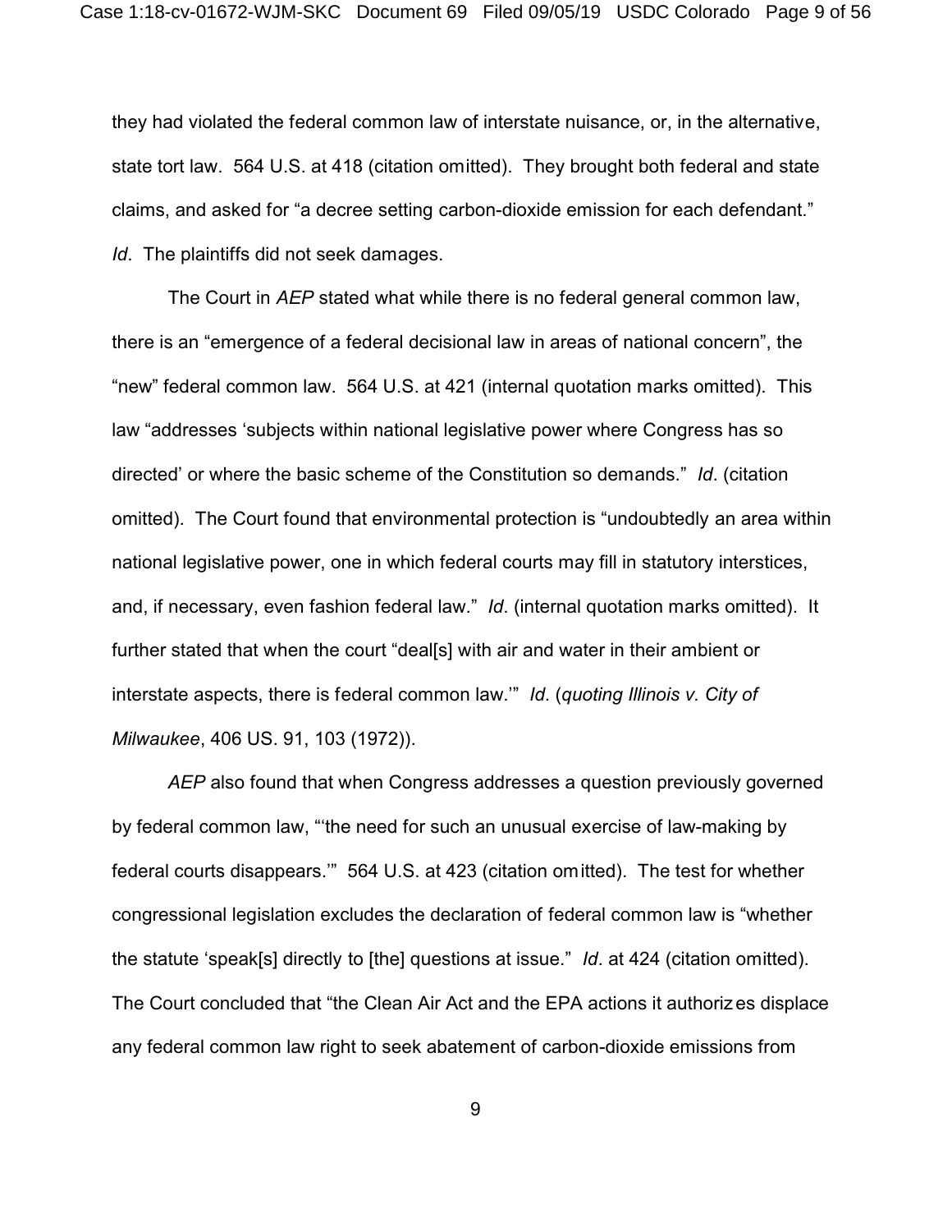they had violated the federal common law of interstate nuisance, or, in the alternative, state tort law. 564 U.S. at 418 (citation omitted). They brought both federal and state claims, and asked for "a decree setting carbon-dioxide emission for each defendant." *Id*. The plaintiffs did not seek damages.

The Court in *AEP* stated what while there is no federal general common law, there is an "emergence of a federal decisional law in areas of national concern", the "new" federal common law. 564 U.S. at 421 (internal quotation marks omitted). This law "addresses 'subjects within national legislative power where Congress has so directed' or where the basic scheme of the Constitution so demands." *Id*. (citation omitted). The Court found that environmental protection is "undoubtedly an area within national legislative power, one in which federal courts may fill in statutory interstices, and, if necessary, even fashion federal law." *Id*. (internal quotation marks omitted). It further stated that when the court "deal[s] with air and water in their ambient or interstate aspects, there is federal common law.'" *Id*. (*quoting Illinois v. City of Milwaukee*, 406 US. 91, 103 (1972)).

*AEP* also found that when Congress addresses a question previously governed by federal common law, "'the need for such an unusual exercise of law-making by federal courts disappears.'" 564 U.S. at 423 (citation omitted). The test for whether congressional legislation excludes the declaration of federal common law is "whether the statute 'speak[s] directly to [the] questions at issue." *Id*. at 424 (citation omitted). The Court concluded that "the Clean Air Act and the EPA actions it authorizes displace any federal common law right to seek abatement of carbon-dioxide emissions from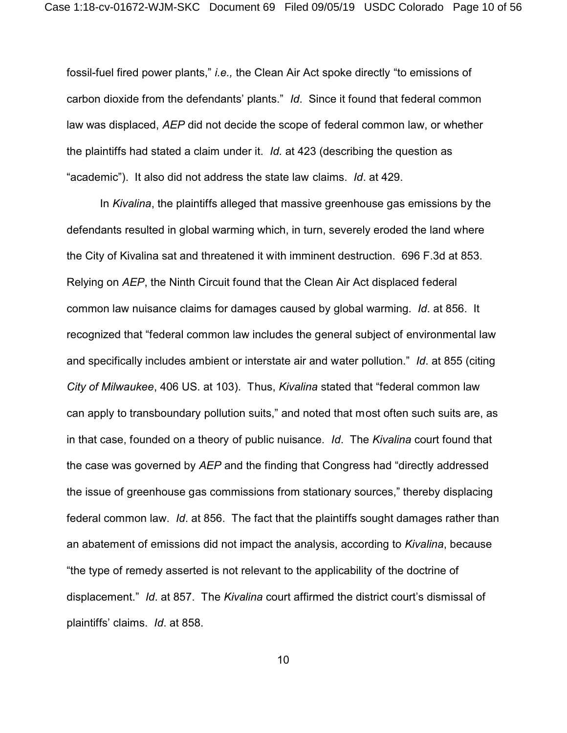fossil-fuel fired power plants," *i.e.,* the Clean Air Act spoke directly "to emissions of carbon dioxide from the defendants' plants." *Id*. Since it found that federal common law was displaced, *AEP* did not decide the scope of federal common law, or whether the plaintiffs had stated a claim under it. *Id.* at 423 (describing the question as "academic"). It also did not address the state law claims. *Id*. at 429.

In *Kivalina*, the plaintiffs alleged that massive greenhouse gas emissions by the defendants resulted in global warming which, in turn, severely eroded the land where the City of Kivalina sat and threatened it with imminent destruction. 696 F.3d at 853. Relying on *AEP*, the Ninth Circuit found that the Clean Air Act displaced federal common law nuisance claims for damages caused by global warming. *Id*. at 856. It recognized that "federal common law includes the general subject of environmental law and specifically includes ambient or interstate air and water pollution." *Id*. at 855 (citing *City of Milwaukee*, 406 US. at 103). Thus, *Kivalina* stated that "federal common law can apply to transboundary pollution suits," and noted that most often such suits are, as in that case, founded on a theory of public nuisance. *Id*. The *Kivalina* court found that the case was governed by *AEP* and the finding that Congress had "directly addressed the issue of greenhouse gas commissions from stationary sources," thereby displacing federal common law. *Id*. at 856. The fact that the plaintiffs sought damages rather than an abatement of emissions did not impact the analysis, according to *Kivalina*, because "the type of remedy asserted is not relevant to the applicability of the doctrine of displacement." *Id*. at 857. The *Kivalina* court affirmed the district court's dismissal of plaintiffs' claims. *Id*. at 858.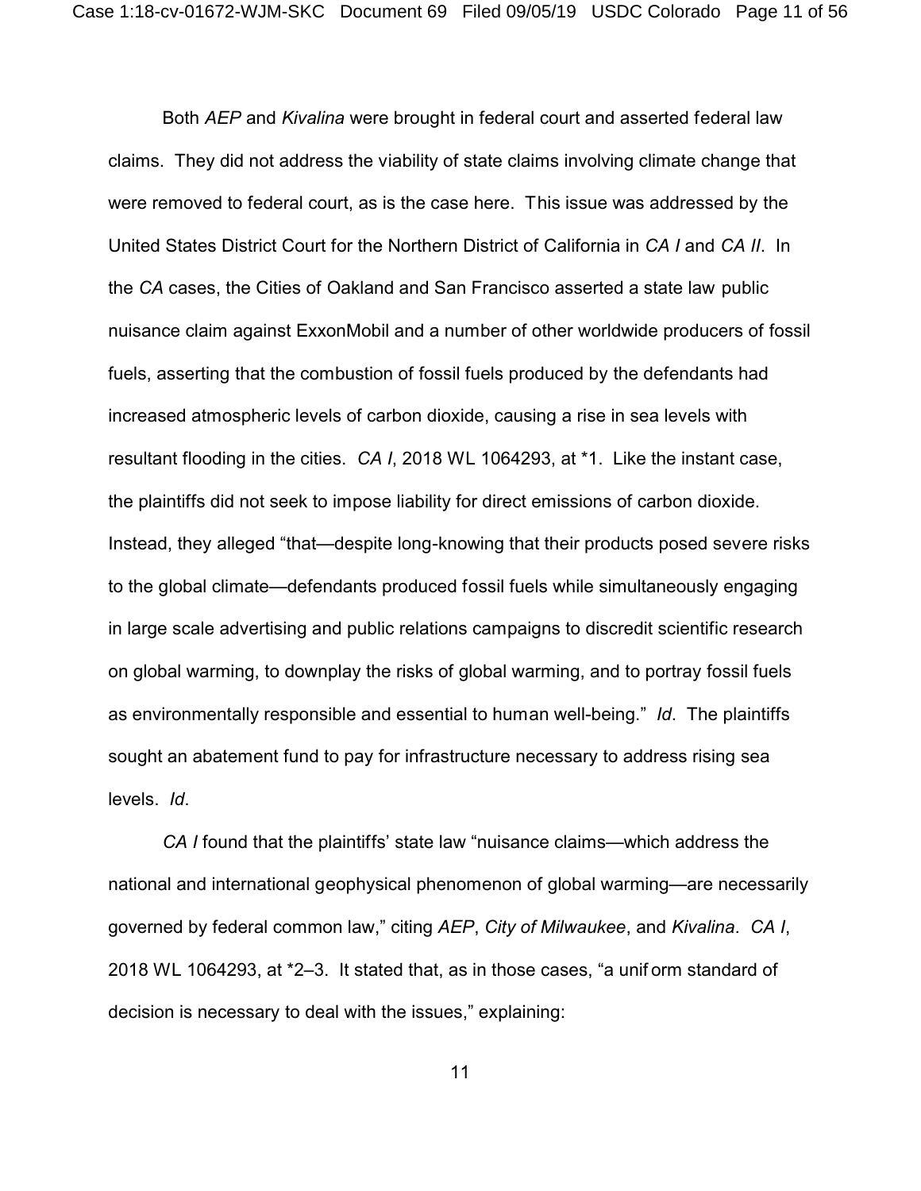Both *AEP* and *Kivalina* were brought in federal court and asserted federal law claims. They did not address the viability of state claims involving climate change that were removed to federal court, as is the case here. This issue was addressed by the United States District Court for the Northern District of California in *CA I* and *CA II*. In the *CA* cases, the Cities of Oakland and San Francisco asserted a state law public nuisance claim against ExxonMobil and a number of other worldwide producers of fossil fuels, asserting that the combustion of fossil fuels produced by the defendants had increased atmospheric levels of carbon dioxide, causing a rise in sea levels with resultant flooding in the cities. *CA I*, 2018 WL 1064293, at *1. Like the instant case, the plaintiffs did not seek to impose liability for direct emissions of carbon dioxide. Instead, they alleged "that—despite long-knowing that their products posed severe risks to the global climate—defendants produced fossil fuels while simultaneously engaging in large scale advertising and public relations campaigns to discredit scientific research on global warming, to downplay the risks of global warming, and to portray fossil fuels as environmentally responsible and essential to human well-being." *Id*. The plaintiffs sought an abatement fund to pay for infrastructure necessary to address rising sea levels. *Id*.

*CA I* found that the plaintiffs' state law "nuisance claims—which address the national and international geophysical phenomenon of global warming—are necessarily governed by federal common law," citing *AEP*, *City of Milwaukee*, and *Kivalina*. *CA I*, 2018 WL 1064293, at *2–3. It stated that, as in those cases, "a uniform standard of decision is necessary to deal with the issues," explaining: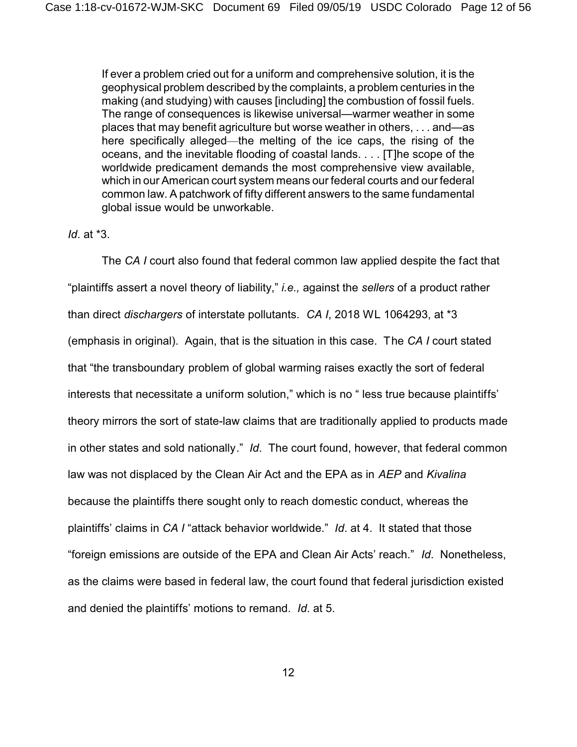> If ever a problem cried out for a uniform and comprehensive solution, it is the geophysical problem described by the complaints, a problem centuries in the making (and studying) with causes [including] the combustion of fossil fuels. The range of consequences is likewise universal—warmer weather in some places that may benefit agriculture but worse weather in others, . . . and—as here specifically alleged—the melting of the ice caps, the rising of the oceans, and the inevitable flooding of coastal lands. . . . [T]he scope of the worldwide predicament demands the most comprehensive view available, which in our American court system means our federal courts and our federal common law. A patchwork of fifty different answers to the same fundamental global issue would be unworkable.

*Id*. at *3.

The *CA I* court also found that federal common law applied despite the fact that "plaintiffs assert a novel theory of liability," *i.e.,* against the *sellers* of a product rather than direct *dischargers* of interstate pollutants. *CA I*, 2018 WL 1064293, at *3 (emphasis in original). Again, that is the situation in this case. The *CA I* court stated that "the transboundary problem of global warming raises exactly the sort of federal interests that necessitate a uniform solution," which is no " less true because plaintiffs' theory mirrors the sort of state-law claims that are traditionally applied to products made in other states and sold nationally." *Id*. The court found, however, that federal common law was not displaced by the Clean Air Act and the EPA as in *AEP* and *Kivalina* because the plaintiffs there sought only to reach domestic conduct, whereas the plaintiffs' claims in *CA I* "attack behavior worldwide." *Id*. at 4. It stated that those "foreign emissions are outside of the EPA and Clean Air Acts' reach." *Id*. Nonetheless, as the claims were based in federal law, the court found that federal jurisdiction existed and denied the plaintiffs' motions to remand. *Id*. at 5.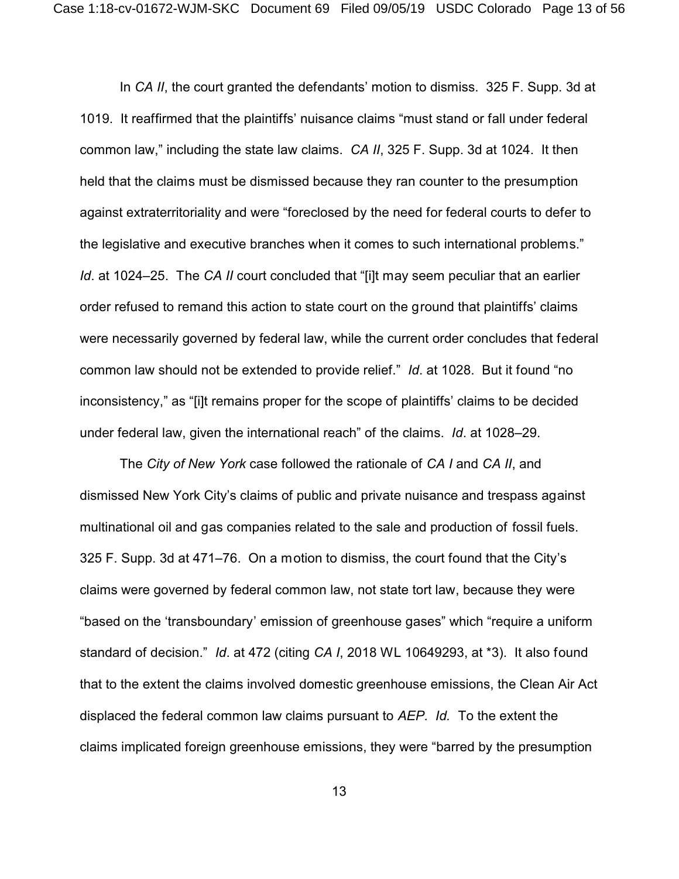In *CA II*, the court granted the defendants' motion to dismiss. 325 F. Supp. 3d at 1019. It reaffirmed that the plaintiffs' nuisance claims "must stand or fall under federal common law," including the state law claims. *CA II*, 325 F. Supp. 3d at 1024. It then held that the claims must be dismissed because they ran counter to the presumption against extraterritoriality and were "foreclosed by the need for federal courts to defer to the legislative and executive branches when it comes to such international problems." *Id*. at 1024–25. The *CA II* court concluded that "[i]t may seem peculiar that an earlier order refused to remand this action to state court on the ground that plaintiffs' claims were necessarily governed by federal law, while the current order concludes that federal common law should not be extended to provide relief." *Id*. at 1028. But it found "no inconsistency," as "[i]t remains proper for the scope of plaintiffs' claims to be decided under federal law, given the international reach" of the claims. *Id*. at 1028–29.

The *City of New York* case followed the rationale of *CA I* and *CA II*, and dismissed New York City's claims of public and private nuisance and trespass against multinational oil and gas companies related to the sale and production of fossil fuels. 325 F. Supp. 3d at 471–76. On a motion to dismiss, the court found that the City's claims were governed by federal common law, not state tort law, because they were "based on the 'transboundary' emission of greenhouse gases" which "require a uniform standard of decision." *Id*. at 472 (citing *CA I*, 2018 WL 10649293, at \*3). It also found that to the extent the claims involved domestic greenhouse emissions, the Clean Air Act displaced the federal common law claims pursuant to *AEP. Id.* To the extent the claims implicated foreign greenhouse emissions, they were "barred by the presumption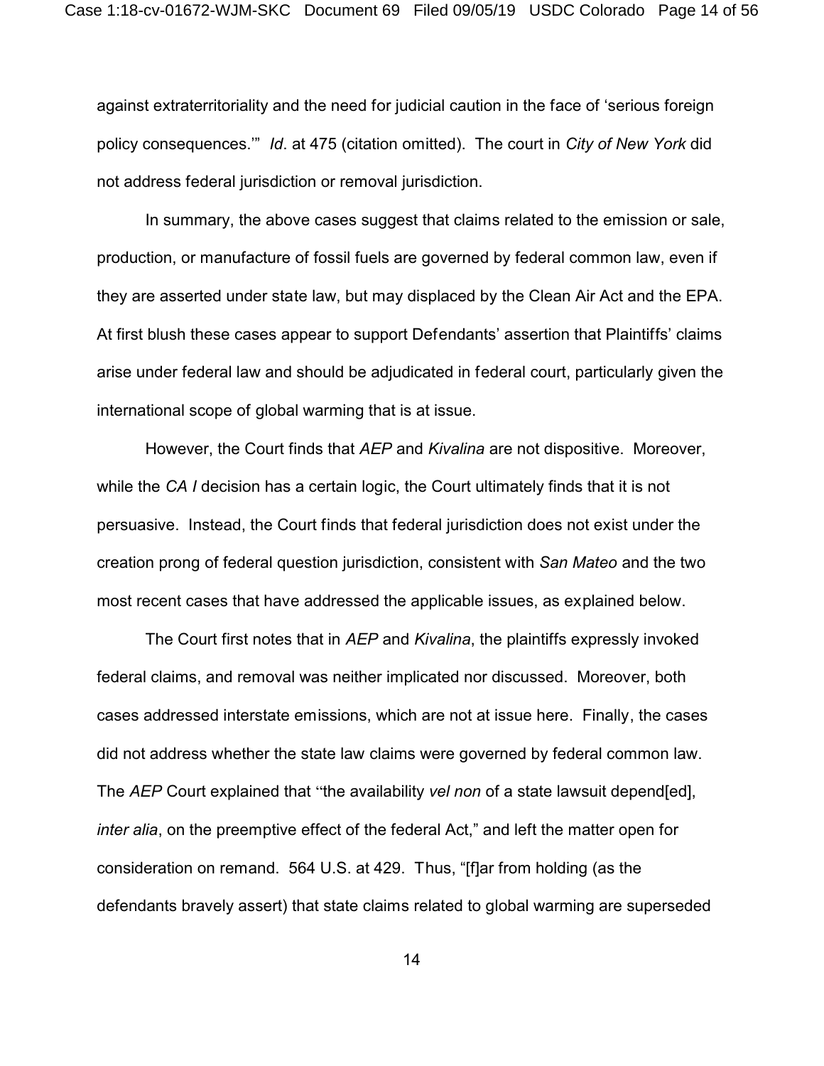against extraterritoriality and the need for judicial caution in the face of 'serious foreign policy consequences.'" *Id*. at 475 (citation omitted). The court in *City of New York* did not address federal jurisdiction or removal jurisdiction.

In summary, the above cases suggest that claims related to the emission or sale, production, or manufacture of fossil fuels are governed by federal common law, even if they are asserted under state law, but may displaced by the Clean Air Act and the EPA. At first blush these cases appear to support Defendants' assertion that Plaintiffs' claims arise under federal law and should be adjudicated in federal court, particularly given the international scope of global warming that is at issue.

However, the Court finds that *AEP* and *Kivalina* are not dispositive. Moreover, while the *CA I* decision has a certain logic, the Court ultimately finds that it is not persuasive. Instead, the Court finds that federal jurisdiction does not exist under the creation prong of federal question jurisdiction, consistent with *San Mateo* and the two most recent cases that have addressed the applicable issues, as explained below.

The Court first notes that in *AEP* and *Kivalina*, the plaintiffs expressly invoked federal claims, and removal was neither implicated nor discussed. Moreover, both cases addressed interstate emissions, which are not at issue here. Finally, the cases did not address whether the state law claims were governed by federal common law. The *AEP* Court explained that "the availability *vel non* of a state lawsuit depend[ed], *inter alia*, on the preemptive effect of the federal Act," and left the matter open for consideration on remand. 564 U.S. at 429. Thus, "[f]ar from holding (as the defendants bravely assert) that state claims related to global warming are superseded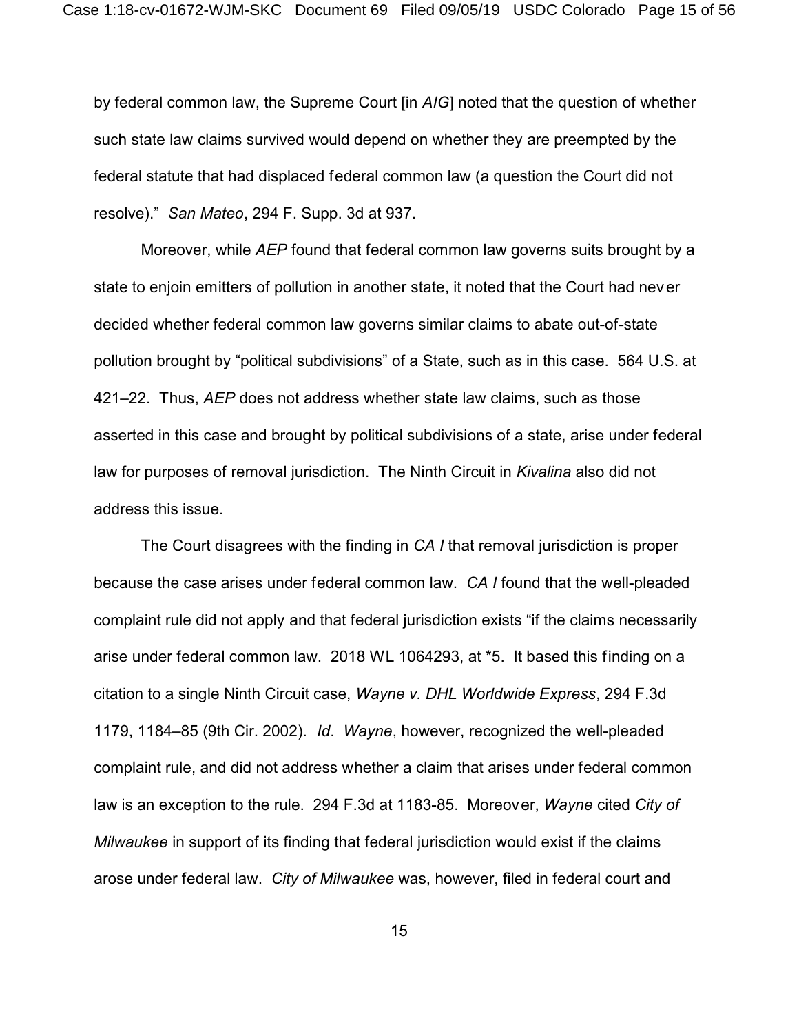by federal common law, the Supreme Court [in *AIG*] noted that the question of whether such state law claims survived would depend on whether they are preempted by the federal statute that had displaced federal common law (a question the Court did not resolve)." *San Mateo*, 294 F. Supp. 3d at 937.

Moreover, while *AEP* found that federal common law governs suits brought by a state to enjoin emitters of pollution in another state, it noted that the Court had never decided whether federal common law governs similar claims to abate out-of-state pollution brought by "political subdivisions" of a State, such as in this case. 564 U.S. at 421–22. Thus, *AEP* does not address whether state law claims, such as those asserted in this case and brought by political subdivisions of a state, arise under federal law for purposes of removal jurisdiction. The Ninth Circuit in *Kivalina* also did not address this issue.

The Court disagrees with the finding in *CA I* that removal jurisdiction is proper because the case arises under federal common law. *CA I* found that the well-pleaded complaint rule did not apply and that federal jurisdiction exists "if the claims necessarily arise under federal common law. 2018 WL 1064293, at *5. It based this finding on a citation to a single Ninth Circuit case, *Wayne v. DHL Worldwide Express*, 294 F.3d 1179, 1184–85 (9th Cir. 2002). *Id*. *Wayne*, however, recognized the well-pleaded complaint rule, and did not address whether a claim that arises under federal common law is an exception to the rule. 294 F.3d at 1183-85. Moreover, *Wayne* cited *City of Milwaukee* in support of its finding that federal jurisdiction would exist if the claims arose under federal law. *City of Milwaukee* was, however, filed in federal court and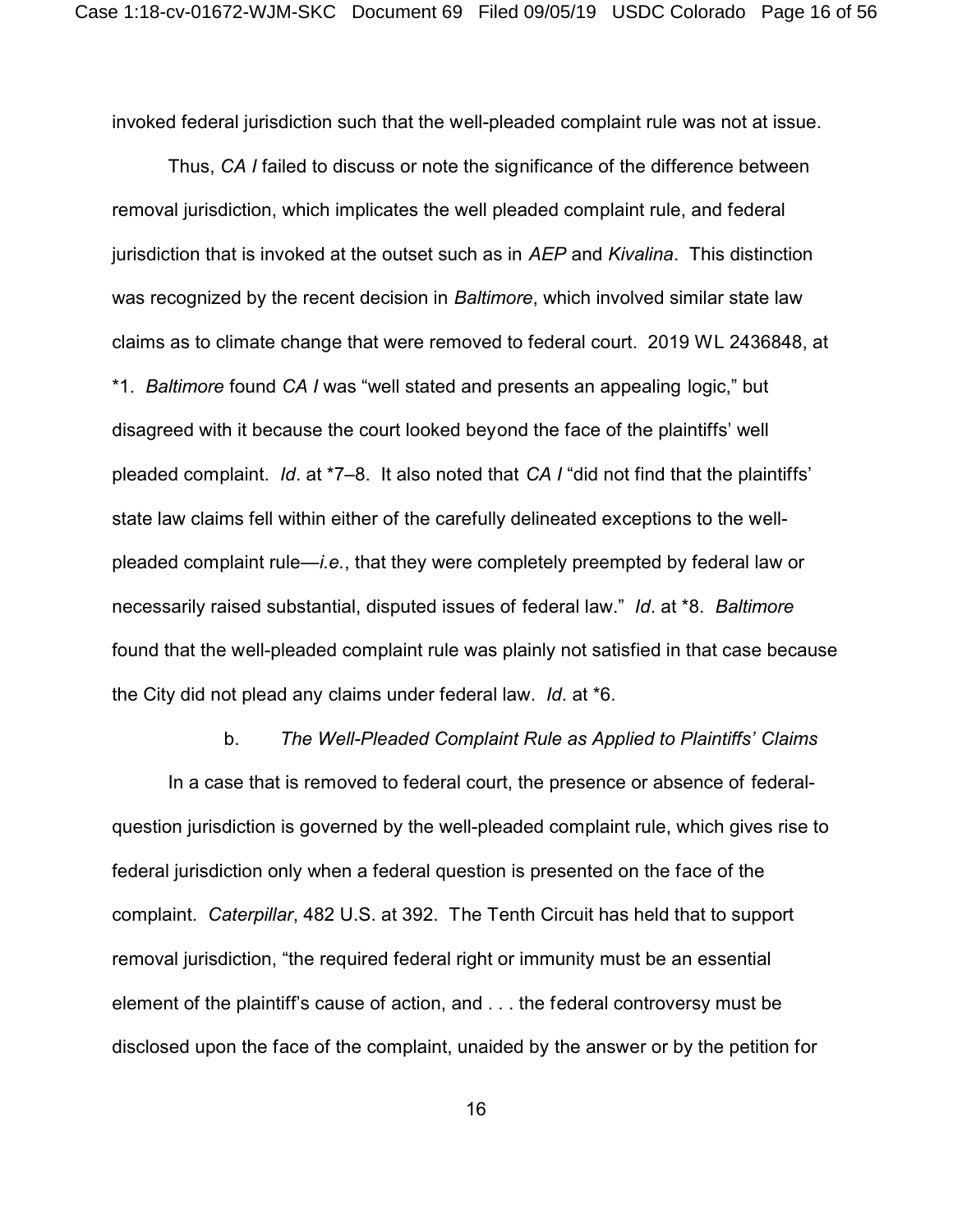invoked federal jurisdiction such that the well-pleaded complaint rule was not at issue.

Thus, *CA I* failed to discuss or note the significance of the difference between removal jurisdiction, which implicates the well pleaded complaint rule, and federal jurisdiction that is invoked at the outset such as in *AEP* and *Kivalina*. This distinction was recognized by the recent decision in *Baltimore*, which involved similar state law claims as to climate change that were removed to federal court. 2019 WL 2436848, at *1. *Baltimore* found *CA I* was "well stated and presents an appealing logic," but disagreed with it because the court looked beyond the face of the plaintiffs' well pleaded complaint. *Id*. at *7–8. It also noted that *CA I* "did not find that the plaintiffs' state law claims fell within either of the carefully delineated exceptions to the well-pleaded complaint rule—*i.e.*, that they were completely preempted by federal law or necessarily raised substantial, disputed issues of federal law." *Id*. at *8. *Baltimore* found that the well-pleaded complaint rule was plainly not satisfied in that case because the City did not plead any claims under federal law. *Id*. at *6.

#### b. *The Well-Pleaded Complaint Rule as Applied to Plaintiffs' Claims*

In a case that is removed to federal court, the presence or absence of federal-question jurisdiction is governed by the well-pleaded complaint rule, which gives rise to federal jurisdiction only when a federal question is presented on the face of the complaint. *Caterpillar*, 482 U.S. at 392. The Tenth Circuit has held that to support removal jurisdiction, "the required federal right or immunity must be an essential element of the plaintiff's cause of action, and . . . the federal controversy must be disclosed upon the face of the complaint, unaided by the answer or by the petition for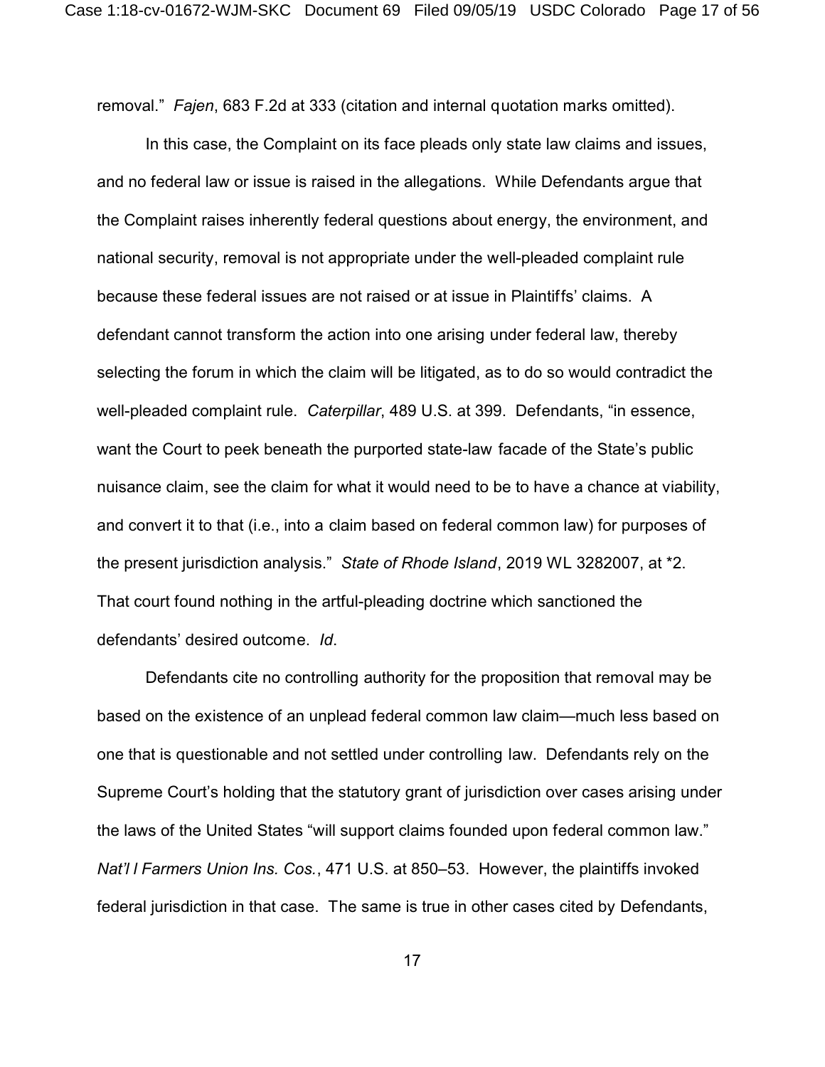removal." *Fajen*, 683 F.2d at 333 (citation and internal quotation marks omitted).

In this case, the Complaint on its face pleads only state law claims and issues, and no federal law or issue is raised in the allegations. While Defendants argue that the Complaint raises inherently federal questions about energy, the environment, and national security, removal is not appropriate under the well-pleaded complaint rule because these federal issues are not raised or at issue in Plaintiffs' claims. A defendant cannot transform the action into one arising under federal law, thereby selecting the forum in which the claim will be litigated, as to do so would contradict the well-pleaded complaint rule. *Caterpillar*, 489 U.S. at 399. Defendants, "in essence, want the Court to peek beneath the purported state-law facade of the State's public nuisance claim, see the claim for what it would need to be to have a chance at viability, and convert it to that (i.e., into a claim based on federal common law) for purposes of the present jurisdiction analysis." *State of Rhode Island*, 2019 WL 3282007, at *2. That court found nothing in the artful-pleading doctrine which sanctioned the defendants' desired outcome. *Id*.

Defendants cite no controlling authority for the proposition that removal may be based on the existence of an unplead federal common law claim—much less based on one that is questionable and not settled under controlling law. Defendants rely on the Supreme Court's holding that the statutory grant of jurisdiction over cases arising under the laws of the United States "will support claims founded upon federal common law." *Nat'l l Farmers Union Ins. Cos.*, 471 U.S. at 850–53. However, the plaintiffs invoked federal jurisdiction in that case. The same is true in other cases cited by Defendants,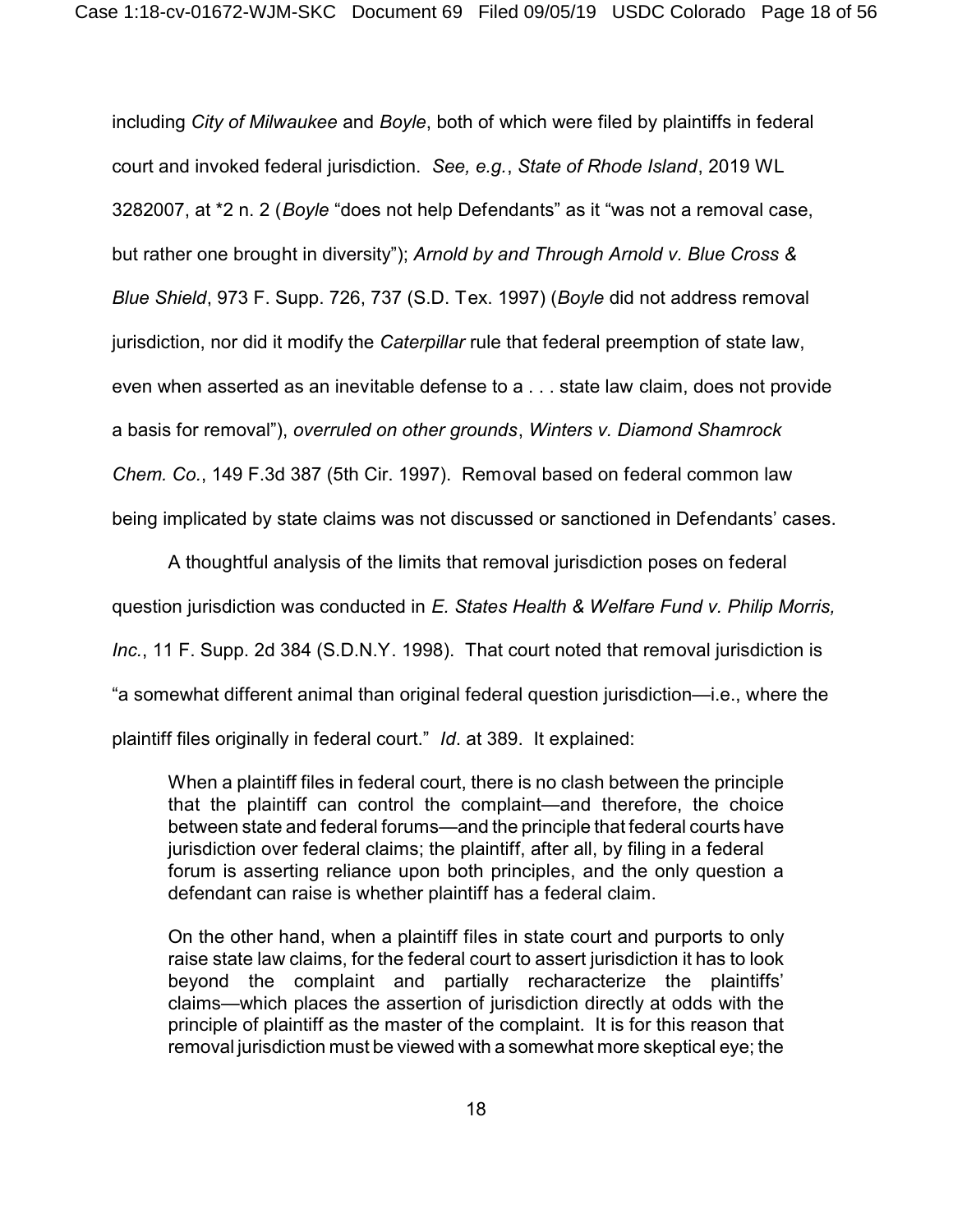including *City of Milwaukee* and *Boyle*, both of which were filed by plaintiffs in federal court and invoked federal jurisdiction. *See, e.g.*, *State of Rhode Island*, 2019 WL 3282007, at *2 n. 2 (*Boyle* "does not help Defendants" as it "was not a removal case, but rather one brought in diversity"); *Arnold by and Through Arnold v. Blue Cross & Blue Shield*, 973 F. Supp. 726, 737 (S.D. Tex. 1997) (*Boyle* did not address removal jurisdiction, nor did it modify the *Caterpillar* rule that federal preemption of state law, even when asserted as an inevitable defense to a . . . state law claim, does not provide a basis for removal"), *overruled on other grounds*, *Winters v. Diamond Shamrock Chem. Co.*, 149 F.3d 387 (5th Cir. 1997). Removal based on federal common law being implicated by state claims was not discussed or sanctioned in Defendants' cases.

A thoughtful analysis of the limits that removal jurisdiction poses on federal question jurisdiction was conducted in *E. States Health & Welfare Fund v. Philip Morris, Inc.*, 11 F. Supp. 2d 384 (S.D.N.Y. 1998). That court noted that removal jurisdiction is "a somewhat different animal than original federal question jurisdiction—i.e., where the plaintiff files originally in federal court." *Id*. at 389. It explained:

> When a plaintiff files in federal court, there is no clash between the principle that the plaintiff can control the complaint—and therefore, the choice between state and federal forums—and the principle that federal courts have jurisdiction over federal claims; the plaintiff, after all, by filing in a federal forum is asserting reliance upon both principles, and the only question a defendant can raise is whether plaintiff has a federal claim.
>
> On the other hand, when a plaintiff files in state court and purports to only raise state law claims, for the federal court to assert jurisdiction it has to look beyond the complaint and partially recharacterize the plaintiffs' claims—which places the assertion of jurisdiction directly at odds with the principle of plaintiff as the master of the complaint. It is for this reason that removal jurisdiction must be viewed with a somewhat more skeptical eye; the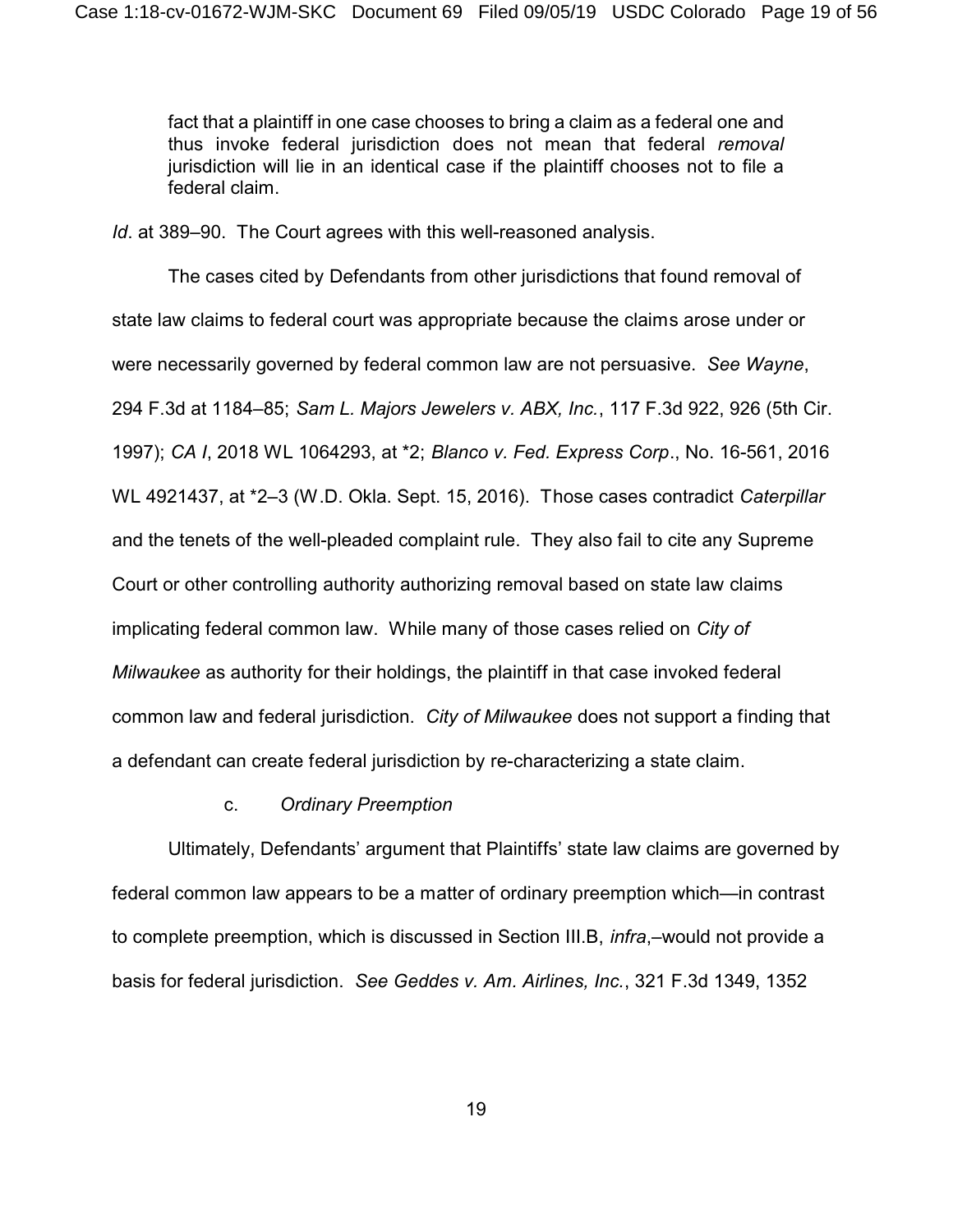> fact that a plaintiff in one case chooses to bring a claim as a federal one and thus invoke federal jurisdiction does not mean that federal *removal* jurisdiction will lie in an identical case if the plaintiff chooses not to file a federal claim.

*Id*. at 389–90. The Court agrees with this well-reasoned analysis.

The cases cited by Defendants from other jurisdictions that found removal of state law claims to federal court was appropriate because the claims arose under or were necessarily governed by federal common law are not persuasive. *See Wayne*, 294 F.3d at 1184–85; *Sam L. Majors Jewelers v. ABX, Inc.*, 117 F.3d 922, 926 (5th Cir. 1997); *CA I*, 2018 WL 1064293, at *2; *Blanco v. Fed. Express Corp*., No. 16-561, 2016 WL 4921437, at *2–3 (W.D. Okla. Sept. 15, 2016). Those cases contradict *Caterpillar* and the tenets of the well-pleaded complaint rule. They also fail to cite any Supreme Court or other controlling authority authorizing removal based on state law claims implicating federal common law. While many of those cases relied on *City of Milwaukee* as authority for their holdings, the plaintiff in that case invoked federal common law and federal jurisdiction. *City of Milwaukee* does not support a finding that a defendant can create federal jurisdiction by re-characterizing a state claim.

#### c. *Ordinary Preemption*

Ultimately, Defendants' argument that Plaintiffs' state law claims are governed by federal common law appears to be a matter of ordinary preemption which—in contrast to complete preemption, which is discussed in Section III.B, *infra*,–would not provide a basis for federal jurisdiction. *See Geddes v. Am. Airlines, Inc.*, 321 F.3d 1349, 1352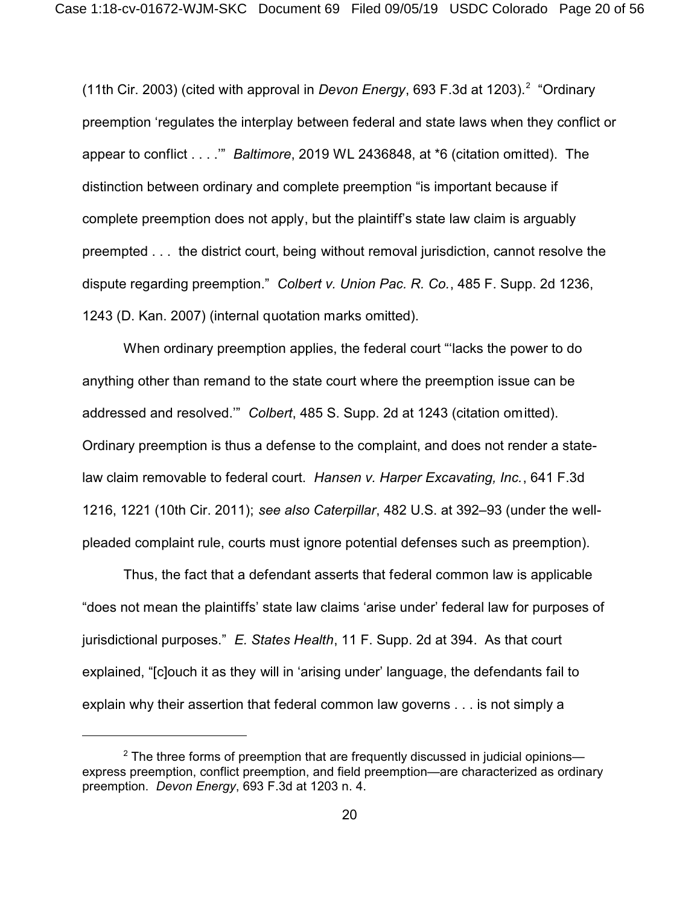(11th Cir. 2003) (cited with approval in *Devon Energy*, 693 F.3d at 1203).[2] "Ordinary preemption 'regulates the interplay between federal and state laws when they conflict or appear to conflict . . . .'" *Baltimore*, 2019 WL 2436848, at *6 (citation omitted). The distinction between ordinary and complete preemption "is important because if complete preemption does not apply, but the plaintiff's state law claim is arguably preempted . . . the district court, being without removal jurisdiction, cannot resolve the dispute regarding preemption." *Colbert v. Union Pac. R. Co.*, 485 F. Supp. 2d 1236, 1243 (D. Kan. 2007) (internal quotation marks omitted).

When ordinary preemption applies, the federal court "'lacks the power to do anything other than remand to the state court where the preemption issue can be addressed and resolved.'" *Colbert*, 485 S. Supp. 2d at 1243 (citation omitted). Ordinary preemption is thus a defense to the complaint, and does not render a state-law claim removable to federal court. *Hansen v. Harper Excavating, Inc.*, 641 F.3d 1216, 1221 (10th Cir. 2011); *see also Caterpillar*, 482 U.S. at 392–93 (under the well-pleaded complaint rule, courts must ignore potential defenses such as preemption).

Thus, the fact that a defendant asserts that federal common law is applicable "does not mean the plaintiffs' state law claims 'arise under' federal law for purposes of jurisdictional purposes." *E. States Health*, 11 F. Supp. 2d at 394. As that court explained, "[c]ouch it as they will in 'arising under' language, the defendants fail to explain why their assertion that federal common law governs . . . is not simply a

---

[2] The three forms of preemption that are frequently discussed in judicial opinions—express preemption, conflict preemption, and field preemption—are characterized as ordinary preemption. *Devon Energy*, 693 F.3d at 1203 n. 4.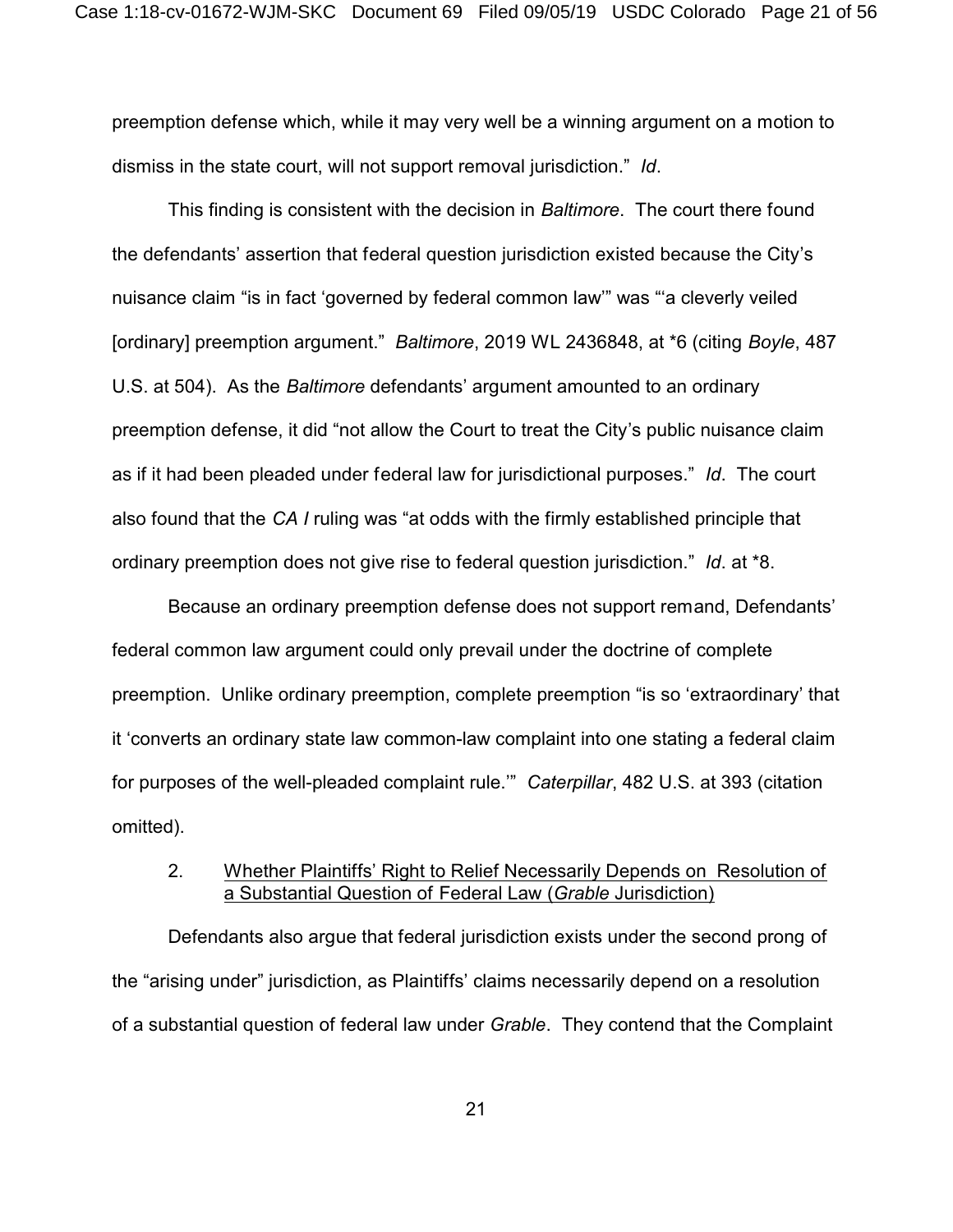preemption defense which, while it may very well be a winning argument on a motion to dismiss in the state court, will not support removal jurisdiction." *Id*.

This finding is consistent with the decision in *Baltimore*. The court there found the defendants' assertion that federal question jurisdiction existed because the City's nuisance claim "is in fact 'governed by federal common law'" was "'a cleverly veiled [ordinary] preemption argument." *Baltimore*, 2019 WL 2436848, at *6 (citing *Boyle*, 487 U.S. at 504). As the *Baltimore* defendants' argument amounted to an ordinary preemption defense, it did "not allow the Court to treat the City's public nuisance claim as if it had been pleaded under federal law for jurisdictional purposes." *Id*. The court also found that the *CA I* ruling was "at odds with the firmly established principle that ordinary preemption does not give rise to federal question jurisdiction." *Id*. at *8.

Because an ordinary preemption defense does not support remand, Defendants' federal common law argument could only prevail under the doctrine of complete preemption. Unlike ordinary preemption, complete preemption "is so 'extraordinary' that it 'converts an ordinary state law common-law complaint into one stating a federal claim for purposes of the well-pleaded complaint rule.'" *Caterpillar*, 482 U.S. at 393 (citation omitted).

2. <u>Whether Plaintiffs' Right to Relief Necessarily Depends on Resolution of a Substantial Question of Federal Law (*Grable* Jurisdiction)</u>

Defendants also argue that federal jurisdiction exists under the second prong of the "arising under" jurisdiction, as Plaintiffs' claims necessarily depend on a resolution of a substantial question of federal law under *Grable*. They contend that the Complaint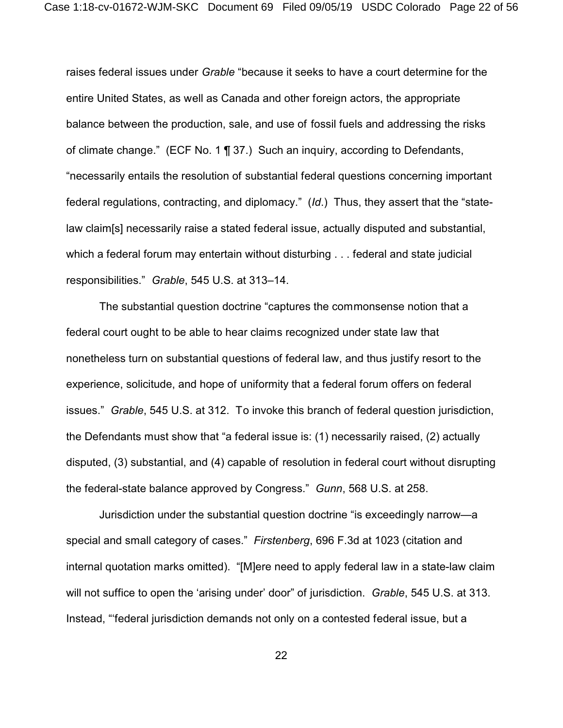raises federal issues under *Grable* "because it seeks to have a court determine for the entire United States, as well as Canada and other foreign actors, the appropriate balance between the production, sale, and use of fossil fuels and addressing the risks of climate change." (ECF No. 1 ¶ 37.) Such an inquiry, according to Defendants, "necessarily entails the resolution of substantial federal questions concerning important federal regulations, contracting, and diplomacy." (*Id.*) Thus, they assert that the "state-law claim[s] necessarily raise a stated federal issue, actually disputed and substantial, which a federal forum may entertain without disturbing . . . federal and state judicial responsibilities." *Grable*, 545 U.S. at 313–14.

The substantial question doctrine "captures the commonsense notion that a federal court ought to be able to hear claims recognized under state law that nonetheless turn on substantial questions of federal law, and thus justify resort to the experience, solicitude, and hope of uniformity that a federal forum offers on federal issues." *Grable*, 545 U.S. at 312. To invoke this branch of federal question jurisdiction, the Defendants must show that "a federal issue is: (1) necessarily raised, (2) actually disputed, (3) substantial, and (4) capable of resolution in federal court without disrupting the federal-state balance approved by Congress." *Gunn*, 568 U.S. at 258.

Jurisdiction under the substantial question doctrine "is exceedingly narrow—a special and small category of cases." *Firstenberg*, 696 F.3d at 1023 (citation and internal quotation marks omitted). "[M]ere need to apply federal law in a state-law claim will not suffice to open the 'arising under' door" of jurisdiction. *Grable*, 545 U.S. at 313. Instead, "'federal jurisdiction demands not only on a contested federal issue, but a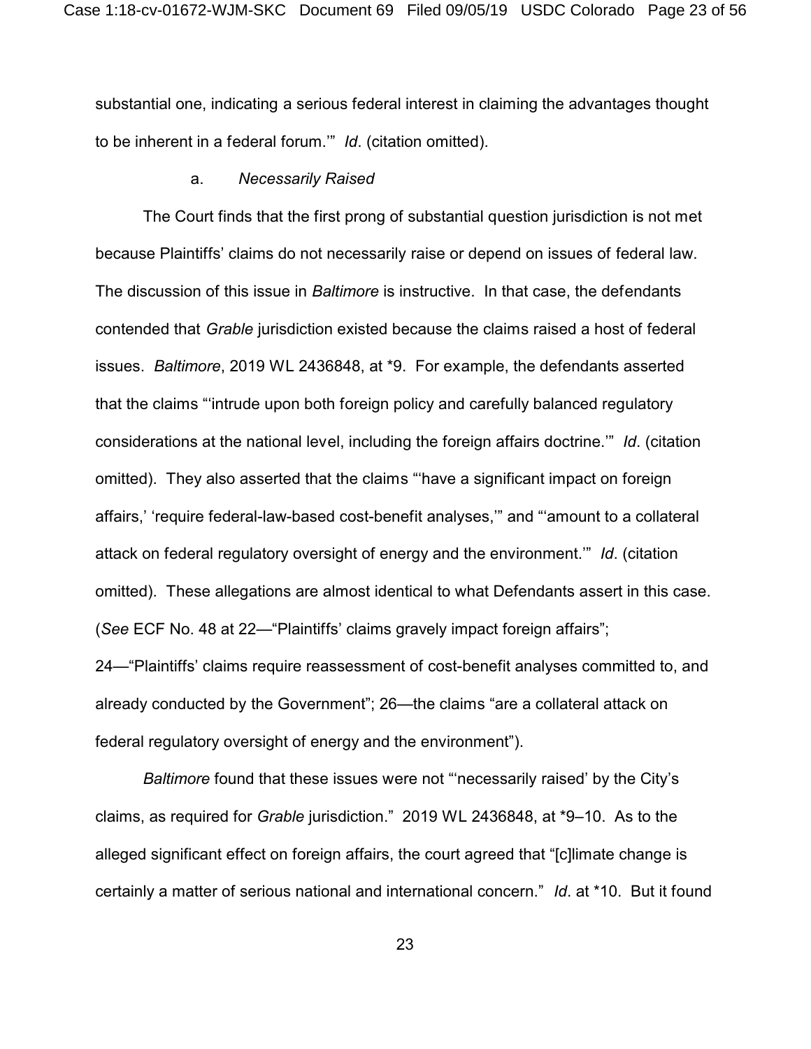substantial one, indicating a serious federal interest in claiming the advantages thought to be inherent in a federal forum.'" *Id*. (citation omitted).

### a. *Necessarily Raised*

The Court finds that the first prong of substantial question jurisdiction is not met because Plaintiffs' claims do not necessarily raise or depend on issues of federal law. The discussion of this issue in *Baltimore* is instructive. In that case, the defendants contended that *Grable* jurisdiction existed because the claims raised a host of federal issues. *Baltimore*, 2019 WL 2436848, at *9. For example, the defendants asserted that the claims "'intrude upon both foreign policy and carefully balanced regulatory considerations at the national level, including the foreign affairs doctrine.'" *Id*. (citation omitted). They also asserted that the claims "'have a significant impact on foreign affairs,' 'require federal-law-based cost-benefit analyses,'" and "'amount to a collateral attack on federal regulatory oversight of energy and the environment.'" *Id*. (citation omitted). These allegations are almost identical to what Defendants assert in this case. (*See* ECF No. 48 at 22—"Plaintiffs' claims gravely impact foreign affairs"; 24—"Plaintiffs' claims require reassessment of cost-benefit analyses committed to, and already conducted by the Government"; 26—the claims "are a collateral attack on federal regulatory oversight of energy and the environment").

*Baltimore* found that these issues were not "'necessarily raised' by the City's claims, as required for *Grable* jurisdiction." 2019 WL 2436848, at *9–10. As to the alleged significant effect on foreign affairs, the court agreed that "[c]limate change is certainly a matter of serious national and international concern." *Id*. at *10. But it found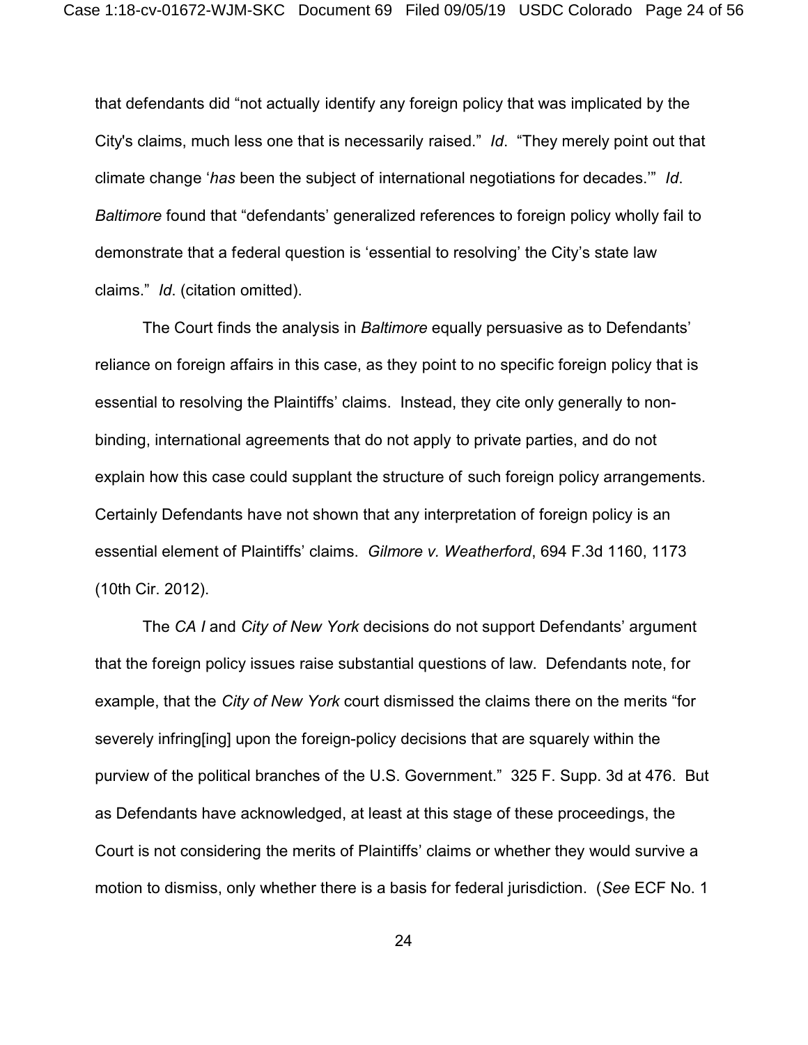that defendants did "not actually identify any foreign policy that was implicated by the City's claims, much less one that is necessarily raised." *Id*. "They merely point out that climate change '*has* been the subject of international negotiations for decades.'" *Id*. *Baltimore* found that "defendants' generalized references to foreign policy wholly fail to demonstrate that a federal question is 'essential to resolving' the City's state law claims." *Id*. (citation omitted).

The Court finds the analysis in *Baltimore* equally persuasive as to Defendants' reliance on foreign affairs in this case, as they point to no specific foreign policy that is essential to resolving the Plaintiffs' claims. Instead, they cite only generally to non-binding, international agreements that do not apply to private parties, and do not explain how this case could supplant the structure of such foreign policy arrangements. Certainly Defendants have not shown that any interpretation of foreign policy is an essential element of Plaintiffs' claims. *Gilmore v. Weatherford*, 694 F.3d 1160, 1173 (10th Cir. 2012).

The *CA I* and *City of New York* decisions do not support Defendants' argument that the foreign policy issues raise substantial questions of law. Defendants note, for example, that the *City of New York* court dismissed the claims there on the merits "for severely infring[ing] upon the foreign-policy decisions that are squarely within the purview of the political branches of the U.S. Government." 325 F. Supp. 3d at 476. But as Defendants have acknowledged, at least at this stage of these proceedings, the Court is not considering the merits of Plaintiffs' claims or whether they would survive a motion to dismiss, only whether there is a basis for federal jurisdiction. (*See* ECF No. 1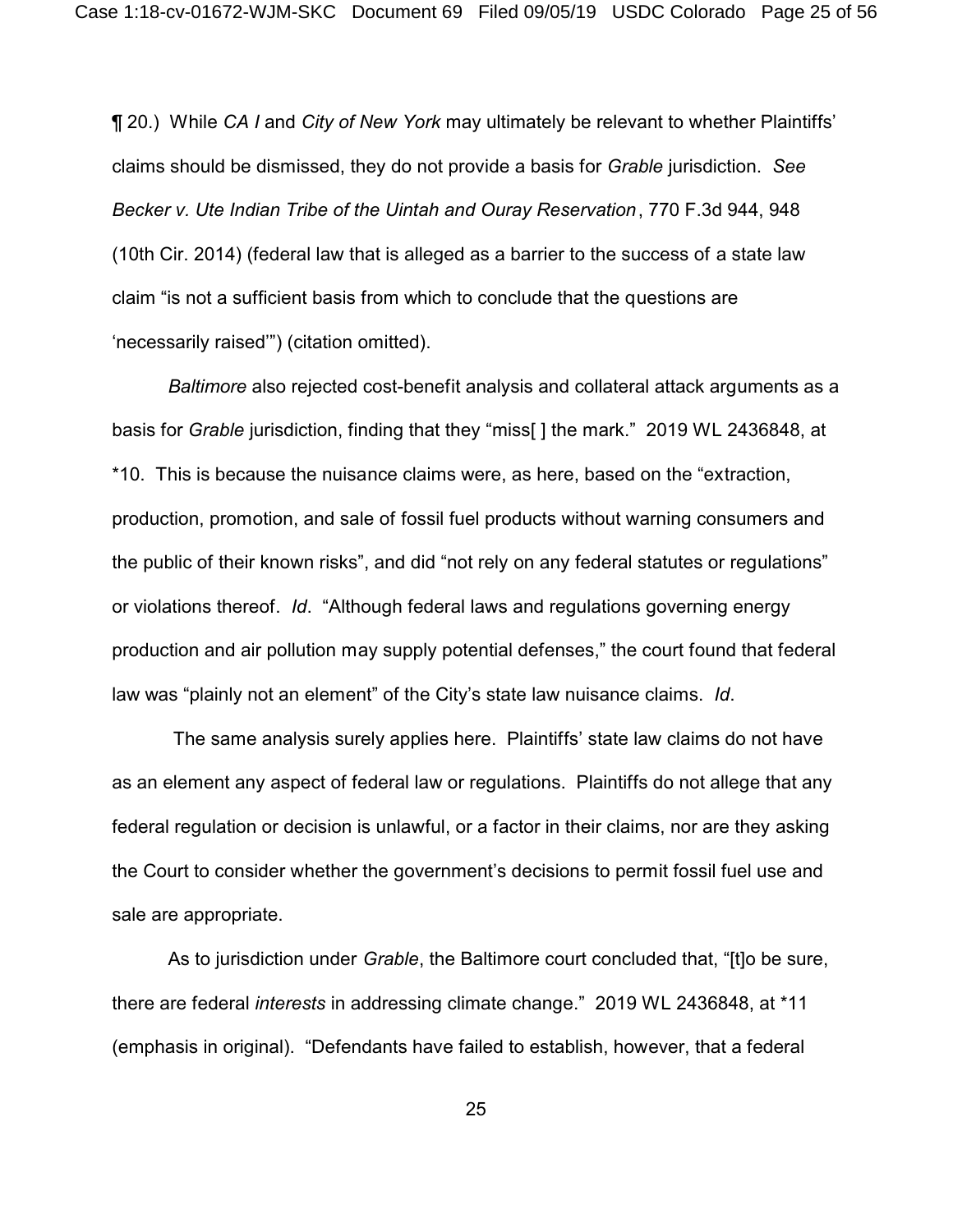¶ 20.) While *CA I* and *City of New York* may ultimately be relevant to whether Plaintiffs' claims should be dismissed, they do not provide a basis for *Grable* jurisdiction. *See Becker v. Ute Indian Tribe of the Uintah and Ouray Reservation*, 770 F.3d 944, 948 (10th Cir. 2014) (federal law that is alleged as a barrier to the success of a state law claim "is not a sufficient basis from which to conclude that the questions are 'necessarily raised'") (citation omitted).

*Baltimore* also rejected cost-benefit analysis and collateral attack arguments as a basis for *Grable* jurisdiction, finding that they "miss[ ] the mark." 2019 WL 2436848, at *10. This is because the nuisance claims were, as here, based on the "extraction, production, promotion, and sale of fossil fuel products without warning consumers and the public of their known risks", and did "not rely on any federal statutes or regulations" or violations thereof. *Id*. "Although federal laws and regulations governing energy production and air pollution may supply potential defenses," the court found that federal law was "plainly not an element" of the City's state law nuisance claims. *Id*.

The same analysis surely applies here. Plaintiffs' state law claims do not have as an element any aspect of federal law or regulations. Plaintiffs do not allege that any federal regulation or decision is unlawful, or a factor in their claims, nor are they asking the Court to consider whether the government's decisions to permit fossil fuel use and sale are appropriate.

As to jurisdiction under *Grable*, the Baltimore court concluded that, "[t]o be sure, there are federal *interests* in addressing climate change." 2019 WL 2436848, at *11 (emphasis in original). "Defendants have failed to establish, however, that a federal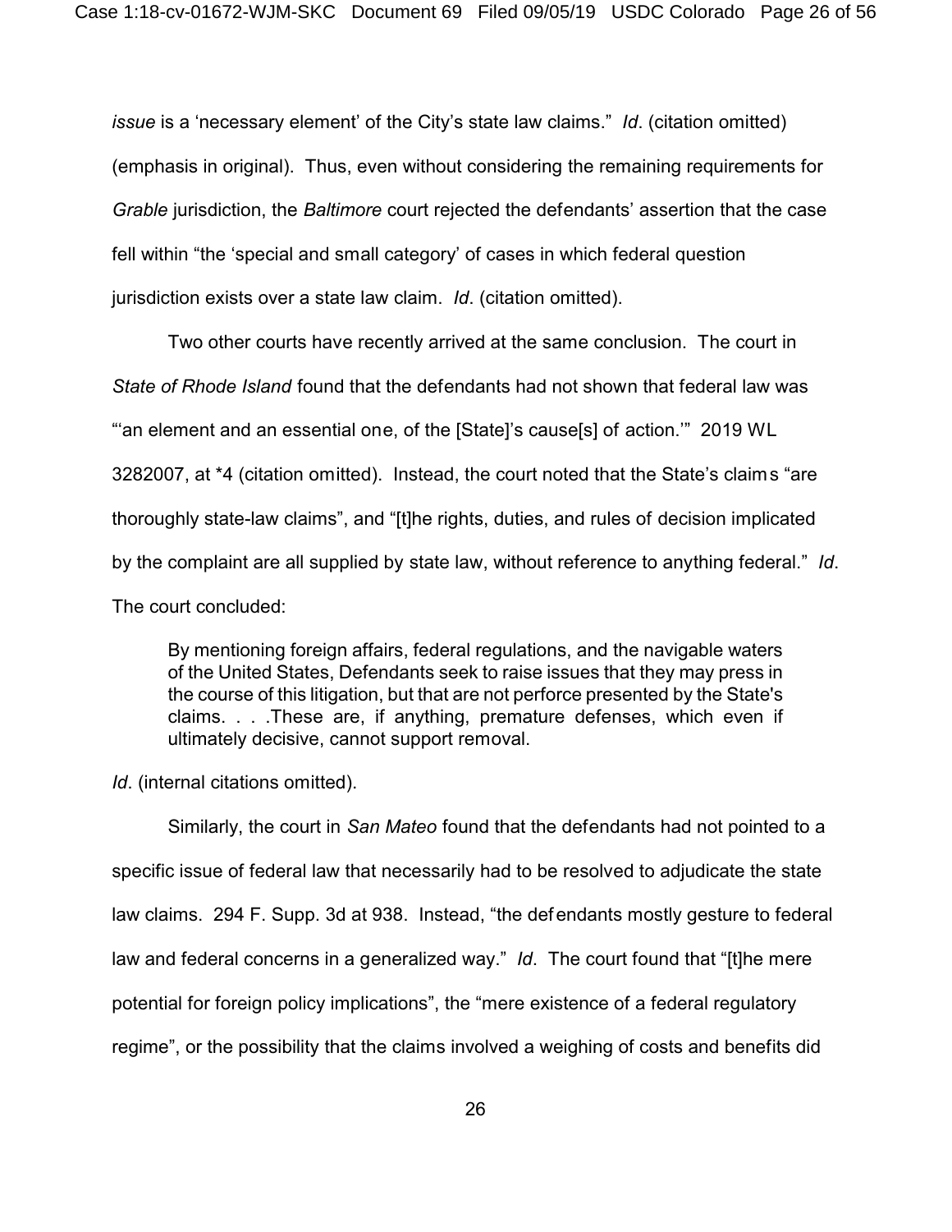*issue* is a 'necessary element' of the City's state law claims." *Id*. (citation omitted) (emphasis in original). Thus, even without considering the remaining requirements for *Grable* jurisdiction, the *Baltimore* court rejected the defendants' assertion that the case fell within "the 'special and small category' of cases in which federal question jurisdiction exists over a state law claim. *Id*. (citation omitted).

Two other courts have recently arrived at the same conclusion. The court in *State of Rhode Island* found that the defendants had not shown that federal law was "'an element and an essential one, of the [State]'s cause[s] of action.'" 2019 WL 3282007, at *4 (citation omitted). Instead, the court noted that the State's claims "are thoroughly state-law claims", and "[t]he rights, duties, and rules of decision implicated by the complaint are all supplied by state law, without reference to anything federal." *Id*. The court concluded:

> By mentioning foreign affairs, federal regulations, and the navigable waters of the United States, Defendants seek to raise issues that they may press in the course of this litigation, but that are not perforce presented by the State's claims. . . .These are, if anything, premature defenses, which even if ultimately decisive, cannot support removal.

*Id*. (internal citations omitted).

Similarly, the court in *San Mateo* found that the defendants had not pointed to a specific issue of federal law that necessarily had to be resolved to adjudicate the state law claims. 294 F. Supp. 3d at 938. Instead, "the defendants mostly gesture to federal law and federal concerns in a generalized way." *Id*. The court found that "[t]he mere potential for foreign policy implications", the "mere existence of a federal regulatory regime", or the possibility that the claims involved a weighing of costs and benefits did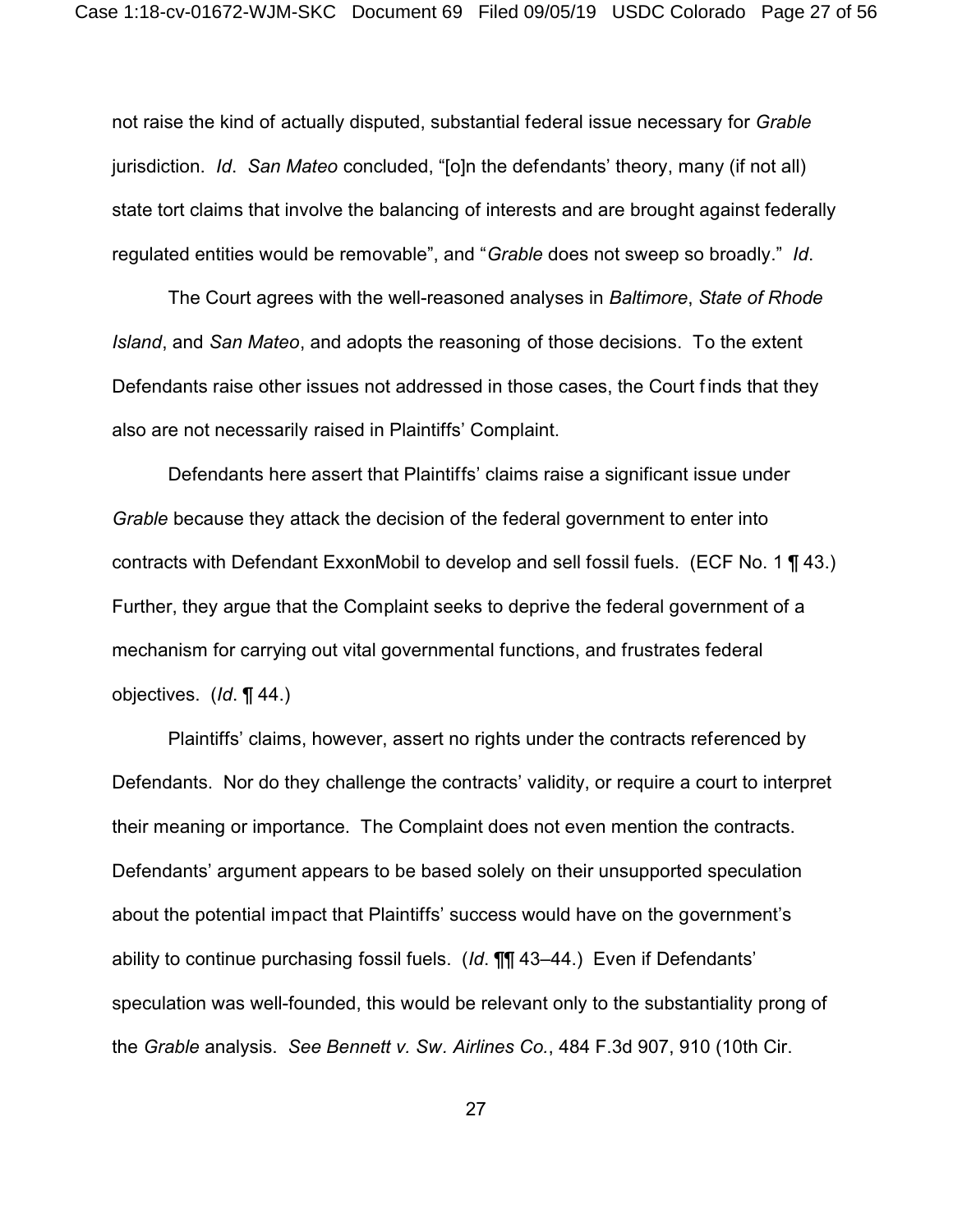not raise the kind of actually disputed, substantial federal issue necessary for *Grable* jurisdiction. *Id*. *San Mateo* concluded, "[o]n the defendants' theory, many (if not all) state tort claims that involve the balancing of interests and are brought against federally regulated entities would be removable", and "*Grable* does not sweep so broadly." *Id*.

The Court agrees with the well-reasoned analyses in *Baltimore*, *State of Rhode Island*, and *San Mateo*, and adopts the reasoning of those decisions. To the extent Defendants raise other issues not addressed in those cases, the Court finds that they also are not necessarily raised in Plaintiffs' Complaint.

Defendants here assert that Plaintiffs' claims raise a significant issue under *Grable* because they attack the decision of the federal government to enter into contracts with Defendant ExxonMobil to develop and sell fossil fuels. (ECF No. 1 ¶ 43.) Further, they argue that the Complaint seeks to deprive the federal government of a mechanism for carrying out vital governmental functions, and frustrates federal objectives. (*Id*. ¶ 44.)

Plaintiffs' claims, however, assert no rights under the contracts referenced by Defendants. Nor do they challenge the contracts' validity, or require a court to interpret their meaning or importance. The Complaint does not even mention the contracts. Defendants' argument appears to be based solely on their unsupported speculation about the potential impact that Plaintiffs' success would have on the government's ability to continue purchasing fossil fuels. (*Id*. ¶¶ 43–44.) Even if Defendants' speculation was well-founded, this would be relevant only to the substantiality prong of the *Grable* analysis. *See Bennett v. Sw. Airlines Co.*, 484 F.3d 907, 910 (10th Cir.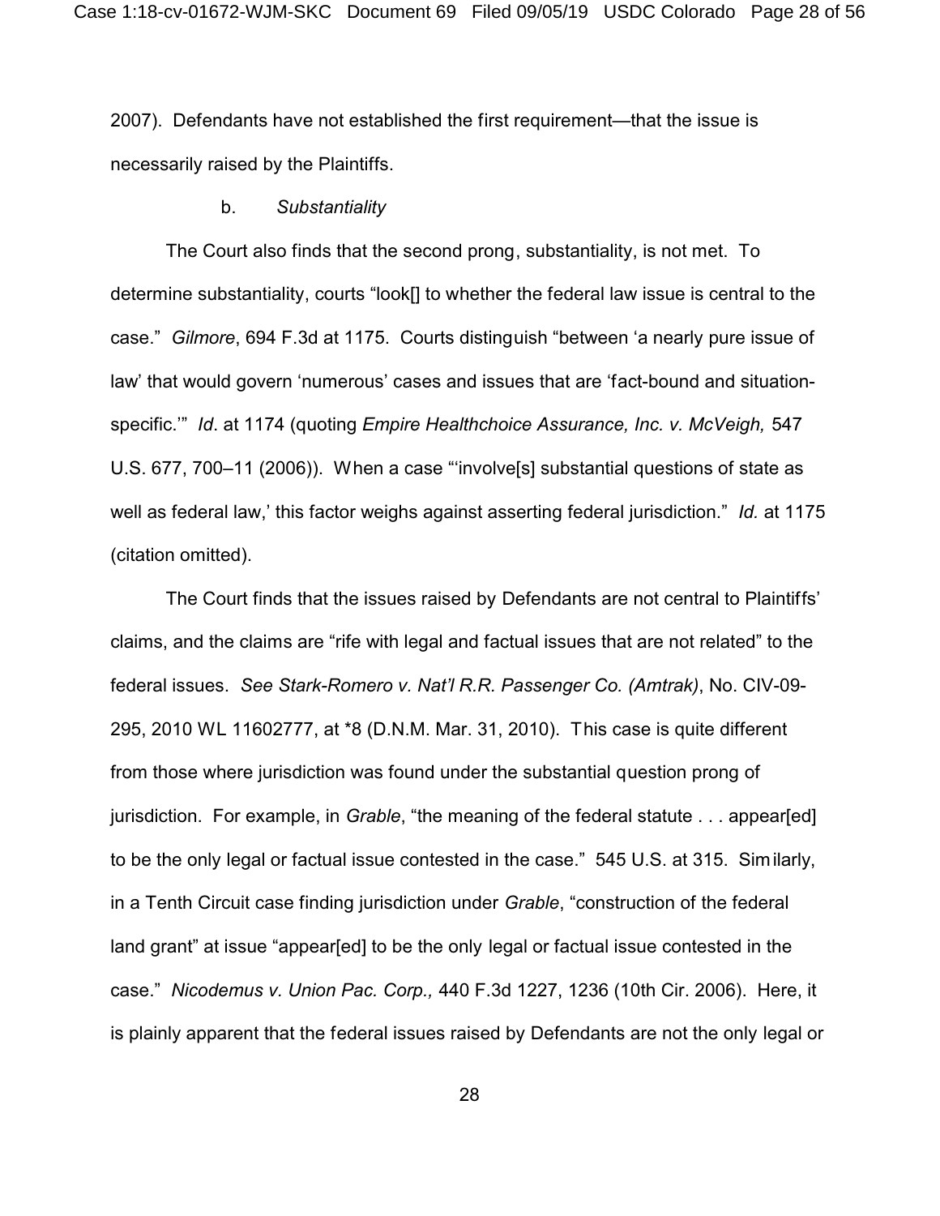2007). Defendants have not established the first requirement—that the issue is necessarily raised by the Plaintiffs.

b. *Substantiality*

The Court also finds that the second prong, substantiality, is not met. To determine substantiality, courts "look[] to whether the federal law issue is central to the case." *Gilmore*, 694 F.3d at 1175. Courts distinguish "between 'a nearly pure issue of law' that would govern 'numerous' cases and issues that are 'fact-bound and situation-specific.'" *Id*. at 1174 (quoting *Empire Healthchoice Assurance, Inc. v. McVeigh,* 547 U.S. 677, 700–11 (2006)). When a case "'involve[s] substantial questions of state as well as federal law,' this factor weighs against asserting federal jurisdiction." *Id.* at 1175 (citation omitted).

The Court finds that the issues raised by Defendants are not central to Plaintiffs' claims, and the claims are "rife with legal and factual issues that are not related" to the federal issues. *See Stark-Romero v. Nat'l R.R. Passenger Co. (Amtrak)*, No. CIV-09-295, 2010 WL 11602777, at *8 (D.N.M. Mar. 31, 2010). This case is quite different from those where jurisdiction was found under the substantial question prong of jurisdiction. For example, in *Grable*, "the meaning of the federal statute . . . appear[ed] to be the only legal or factual issue contested in the case." 545 U.S. at 315. Similarly, in a Tenth Circuit case finding jurisdiction under *Grable*, "construction of the federal land grant" at issue "appear[ed] to be the only legal or factual issue contested in the case." *Nicodemus v. Union Pac. Corp.,* 440 F.3d 1227, 1236 (10th Cir. 2006). Here, it is plainly apparent that the federal issues raised by Defendants are not the only legal or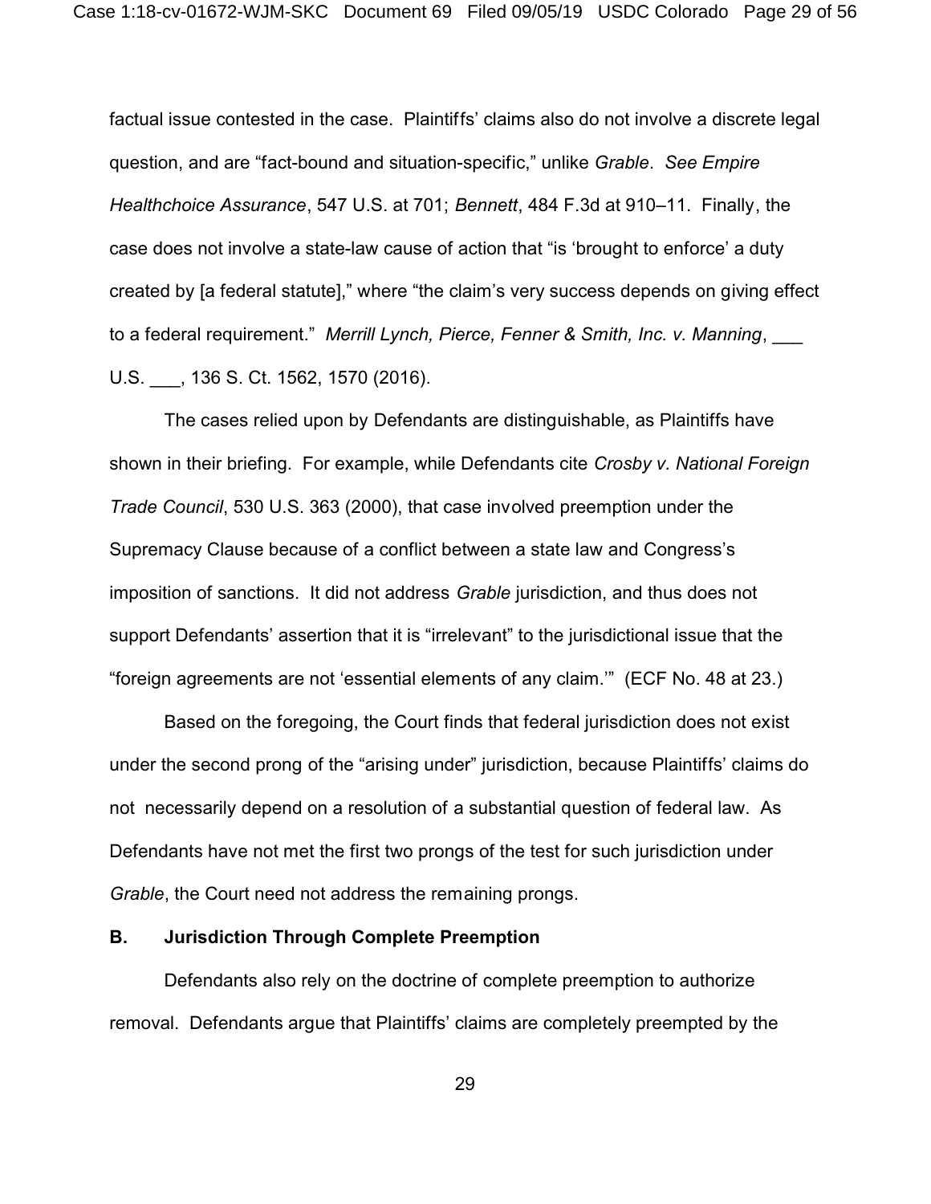factual issue contested in the case. Plaintiffs' claims also do not involve a discrete legal question, and are "fact-bound and situation-specific," unlike *Grable*. *See Empire Healthchoice Assurance*, 547 U.S. at 701; *Bennett*, 484 F.3d at 910–11. Finally, the case does not involve a state-law cause of action that "is 'brought to enforce' a duty created by [a federal statute]," where "the claim's very success depends on giving effect to a federal requirement." *Merrill Lynch, Pierce, Fenner & Smith, Inc. v. Manning*, ___ U.S. ___, 136 S. Ct. 1562, 1570 (2016).

The cases relied upon by Defendants are distinguishable, as Plaintiffs have shown in their briefing. For example, while Defendants cite *Crosby v. National Foreign Trade Council*, 530 U.S. 363 (2000), that case involved preemption under the Supremacy Clause because of a conflict between a state law and Congress's imposition of sanctions. It did not address *Grable* jurisdiction, and thus does not support Defendants' assertion that it is "irrelevant" to the jurisdictional issue that the "foreign agreements are not 'essential elements of any claim.'" (ECF No. 48 at 23.)

Based on the foregoing, the Court finds that federal jurisdiction does not exist under the second prong of the "arising under" jurisdiction, because Plaintiffs' claims do not necessarily depend on a resolution of a substantial question of federal law. As Defendants have not met the first two prongs of the test for such jurisdiction under *Grable*, the Court need not address the remaining prongs.

### B. Jurisdiction Through Complete Preemption

Defendants also rely on the doctrine of complete preemption to authorize removal. Defendants argue that Plaintiffs' claims are completely preempted by the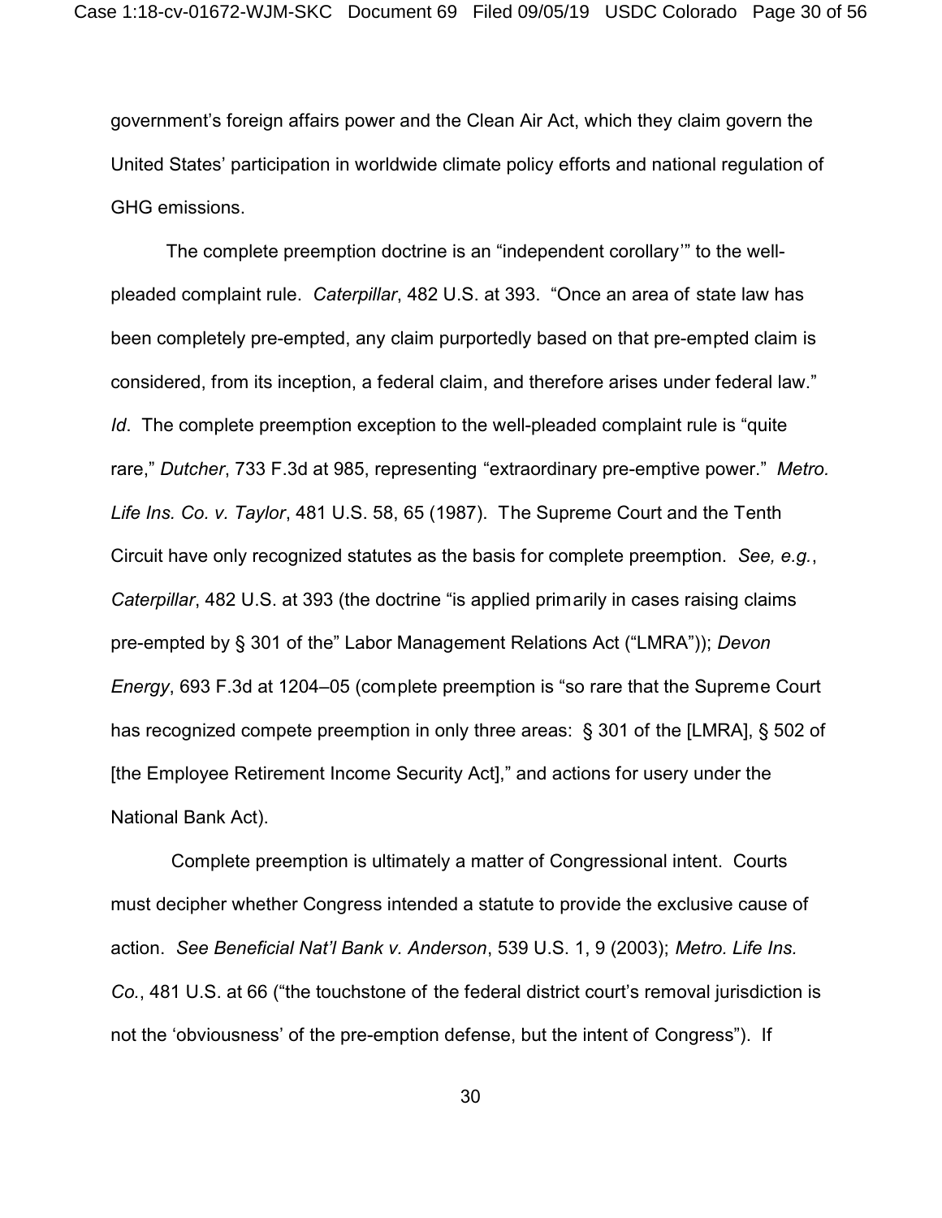government's foreign affairs power and the Clean Air Act, which they claim govern the United States' participation in worldwide climate policy efforts and national regulation of GHG emissions.

The complete preemption doctrine is an "independent corollary'" to the well-pleaded complaint rule. *Caterpillar*, 482 U.S. at 393. "Once an area of state law has been completely pre-empted, any claim purportedly based on that pre-empted claim is considered, from its inception, a federal claim, and therefore arises under federal law." *Id*. The complete preemption exception to the well-pleaded complaint rule is "quite rare," *Dutcher*, 733 F.3d at 985, representing "extraordinary pre-emptive power." *Metro. Life Ins. Co. v. Taylor*, 481 U.S. 58, 65 (1987). The Supreme Court and the Tenth Circuit have only recognized statutes as the basis for complete preemption. *See, e.g.*, *Caterpillar*, 482 U.S. at 393 (the doctrine "is applied primarily in cases raising claims pre-empted by § 301 of the" Labor Management Relations Act ("LMRA")); *Devon Energy*, 693 F.3d at 1204–05 (complete preemption is "so rare that the Supreme Court has recognized compete preemption in only three areas: § 301 of the [LMRA], § 502 of [the Employee Retirement Income Security Act]," and actions for usery under the National Bank Act).

Complete preemption is ultimately a matter of Congressional intent. Courts must decipher whether Congress intended a statute to provide the exclusive cause of action. *See Beneficial Nat'l Bank v. Anderson*, 539 U.S. 1, 9 (2003); *Metro. Life Ins. Co.*, 481 U.S. at 66 ("the touchstone of the federal district court's removal jurisdiction is not the 'obviousness' of the pre-emption defense, but the intent of Congress"). If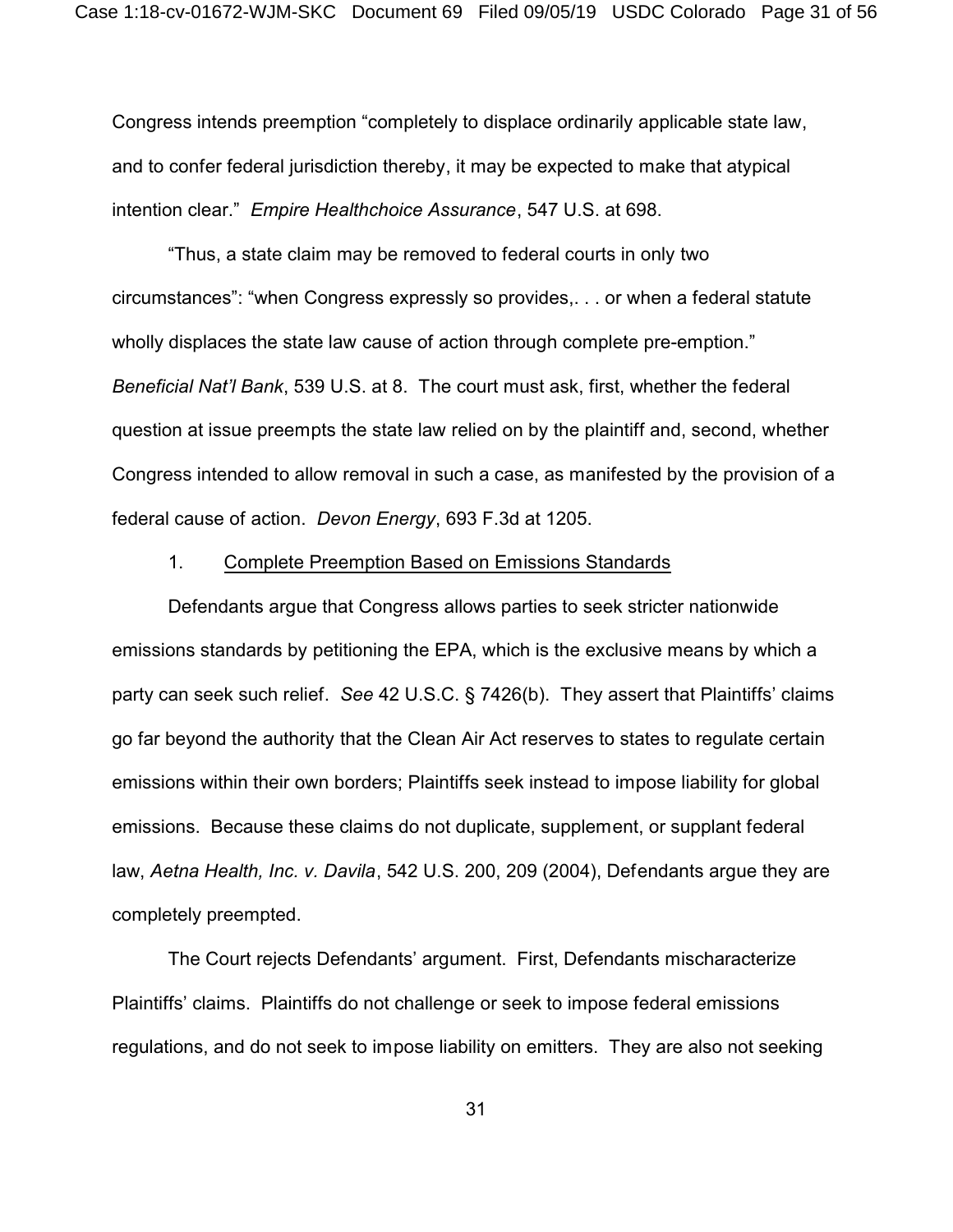Congress intends preemption "completely to displace ordinarily applicable state law, and to confer federal jurisdiction thereby, it may be expected to make that atypical intention clear." *Empire Healthchoice Assurance*, 547 U.S. at 698.

"Thus, a state claim may be removed to federal courts in only two circumstances": "when Congress expressly so provides,. . . or when a federal statute wholly displaces the state law cause of action through complete pre-emption." *Beneficial Nat'l Bank*, 539 U.S. at 8. The court must ask, first, whether the federal question at issue preempts the state law relied on by the plaintiff and, second, whether Congress intended to allow removal in such a case, as manifested by the provision of a federal cause of action. *Devon Energy*, 693 F.3d at 1205.

1. <u>Complete Preemption Based on Emissions Standards</u>

Defendants argue that Congress allows parties to seek stricter nationwide emissions standards by petitioning the EPA, which is the exclusive means by which a party can seek such relief. *See* 42 U.S.C. § 7426(b). They assert that Plaintiffs' claims go far beyond the authority that the Clean Air Act reserves to states to regulate certain emissions within their own borders; Plaintiffs seek instead to impose liability for global emissions. Because these claims do not duplicate, supplement, or supplant federal law, *Aetna Health, Inc. v. Davila*, 542 U.S. 200, 209 (2004), Defendants argue they are completely preempted.

The Court rejects Defendants' argument. First, Defendants mischaracterize Plaintiffs' claims. Plaintiffs do not challenge or seek to impose federal emissions regulations, and do not seek to impose liability on emitters. They are also not seeking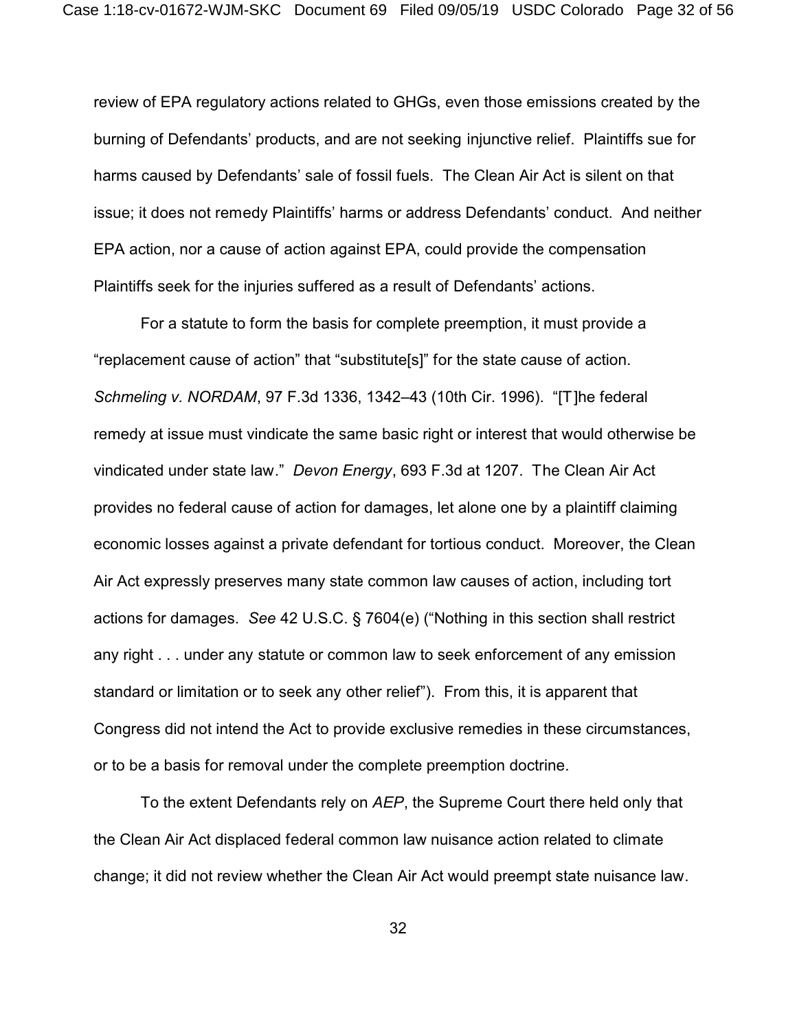review of EPA regulatory actions related to GHGs, even those emissions created by the burning of Defendants' products, and are not seeking injunctive relief. Plaintiffs sue for harms caused by Defendants' sale of fossil fuels. The Clean Air Act is silent on that issue; it does not remedy Plaintiffs' harms or address Defendants' conduct. And neither EPA action, nor a cause of action against EPA, could provide the compensation Plaintiffs seek for the injuries suffered as a result of Defendants' actions.

For a statute to form the basis for complete preemption, it must provide a "replacement cause of action" that "substitute[s]" for the state cause of action. *Schmeling v. NORDAM*, 97 F.3d 1336, 1342–43 (10th Cir. 1996). "[T]he federal remedy at issue must vindicate the same basic right or interest that would otherwise be vindicated under state law." *Devon Energy*, 693 F.3d at 1207. The Clean Air Act provides no federal cause of action for damages, let alone one by a plaintiff claiming economic losses against a private defendant for tortious conduct. Moreover, the Clean Air Act expressly preserves many state common law causes of action, including tort actions for damages. *See* 42 U.S.C. § 7604(e) ("Nothing in this section shall restrict any right . . . under any statute or common law to seek enforcement of any emission standard or limitation or to seek any other relief"). From this, it is apparent that Congress did not intend the Act to provide exclusive remedies in these circumstances, or to be a basis for removal under the complete preemption doctrine.

To the extent Defendants rely on *AEP*, the Supreme Court there held only that the Clean Air Act displaced federal common law nuisance action related to climate change; it did not review whether the Clean Air Act would preempt state nuisance law.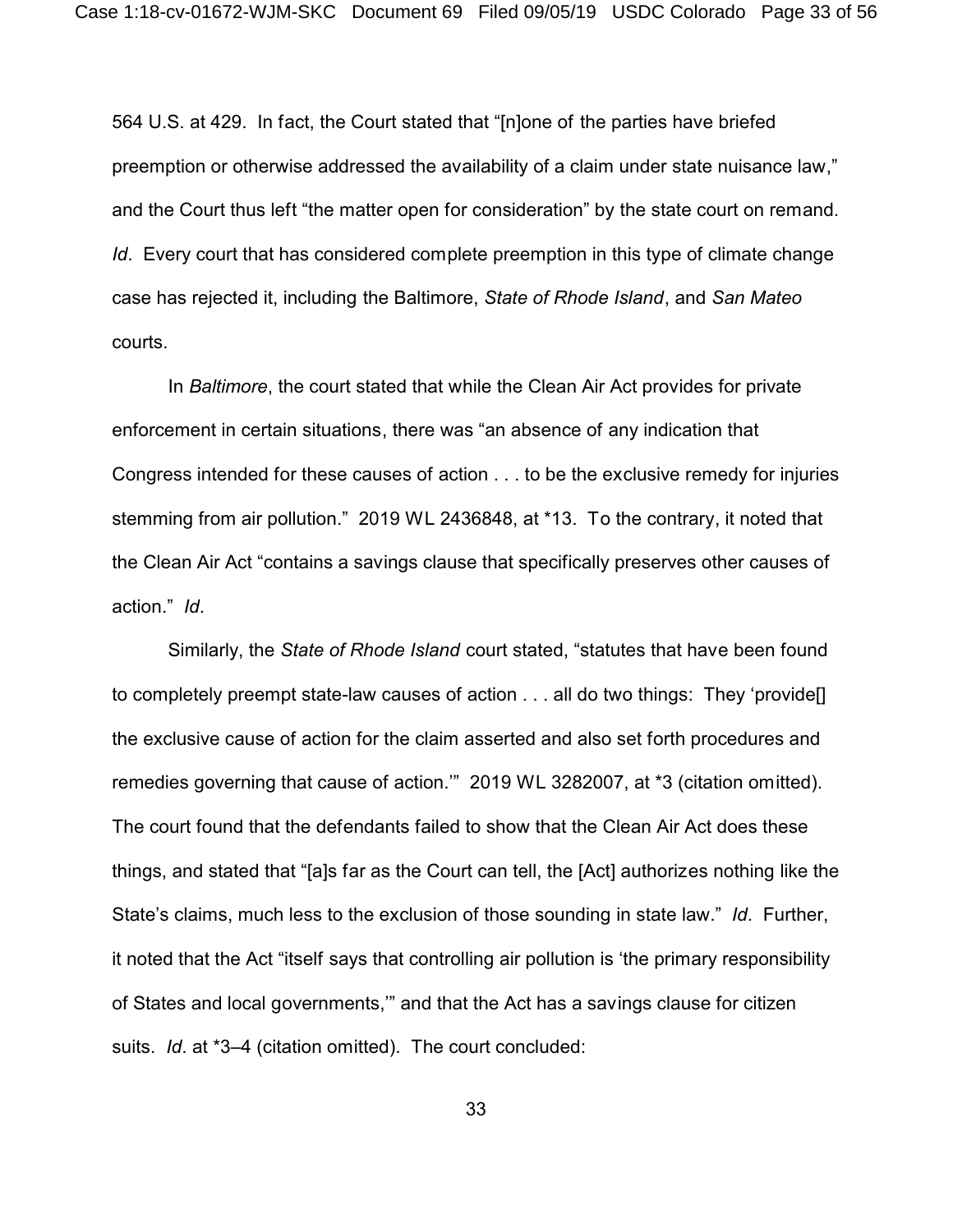564 U.S. at 429. In fact, the Court stated that "[n]one of the parties have briefed preemption or otherwise addressed the availability of a claim under state nuisance law," and the Court thus left "the matter open for consideration" by the state court on remand. *Id*. Every court that has considered complete preemption in this type of climate change case has rejected it, including the Baltimore, *State of Rhode Island*, and *San Mateo* courts.

In *Baltimore*, the court stated that while the Clean Air Act provides for private enforcement in certain situations, there was "an absence of any indication that Congress intended for these causes of action . . . to be the exclusive remedy for injuries stemming from air pollution." 2019 WL 2436848, at *13. To the contrary, it noted that the Clean Air Act "contains a savings clause that specifically preserves other causes of action." *Id*.

Similarly, the *State of Rhode Island* court stated, "statutes that have been found to completely preempt state-law causes of action . . . all do two things: They 'provide[] the exclusive cause of action for the claim asserted and also set forth procedures and remedies governing that cause of action.'" 2019 WL 3282007, at *3 (citation omitted). The court found that the defendants failed to show that the Clean Air Act does these things, and stated that "[a]s far as the Court can tell, the [Act] authorizes nothing like the State's claims, much less to the exclusion of those sounding in state law." *Id*. Further, it noted that the Act "itself says that controlling air pollution is 'the primary responsibility of States and local governments,'" and that the Act has a savings clause for citizen suits. *Id*. at *3–4 (citation omitted). The court concluded: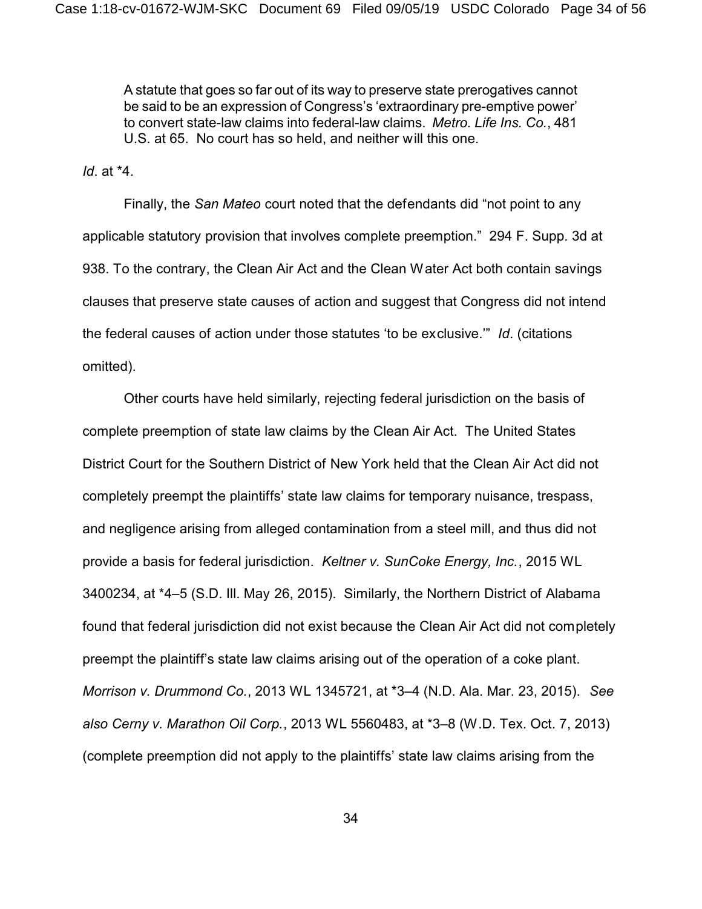> A statute that goes so far out of its way to preserve state prerogatives cannot be said to be an expression of Congress's 'extraordinary pre-emptive power' to convert state-law claims into federal-law claims. *Metro. Life Ins. Co.*, 481 U.S. at 65. No court has so held, and neither will this one.

*Id*. at *4.

Finally, the *San Mateo* court noted that the defendants did "not point to any applicable statutory provision that involves complete preemption." 294 F. Supp. 3d at 938. To the contrary, the Clean Air Act and the Clean Water Act both contain savings clauses that preserve state causes of action and suggest that Congress did not intend the federal causes of action under those statutes 'to be exclusive.'" *Id*. (citations omitted).

Other courts have held similarly, rejecting federal jurisdiction on the basis of complete preemption of state law claims by the Clean Air Act. The United States District Court for the Southern District of New York held that the Clean Air Act did not completely preempt the plaintiffs' state law claims for temporary nuisance, trespass, and negligence arising from alleged contamination from a steel mill, and thus did not provide a basis for federal jurisdiction. *Keltner v. SunCoke Energy, Inc.*, 2015 WL 3400234, at *4–5 (S.D. Ill. May 26, 2015). Similarly, the Northern District of Alabama found that federal jurisdiction did not exist because the Clean Air Act did not completely preempt the plaintiff's state law claims arising out of the operation of a coke plant. *Morrison v. Drummond Co.*, 2013 WL 1345721, at *3–4 (N.D. Ala. Mar. 23, 2015). *See also Cerny v. Marathon Oil Corp.*, 2013 WL 5560483, at *3–8 (W.D. Tex. Oct. 7, 2013) (complete preemption did not apply to the plaintiffs' state law claims arising from the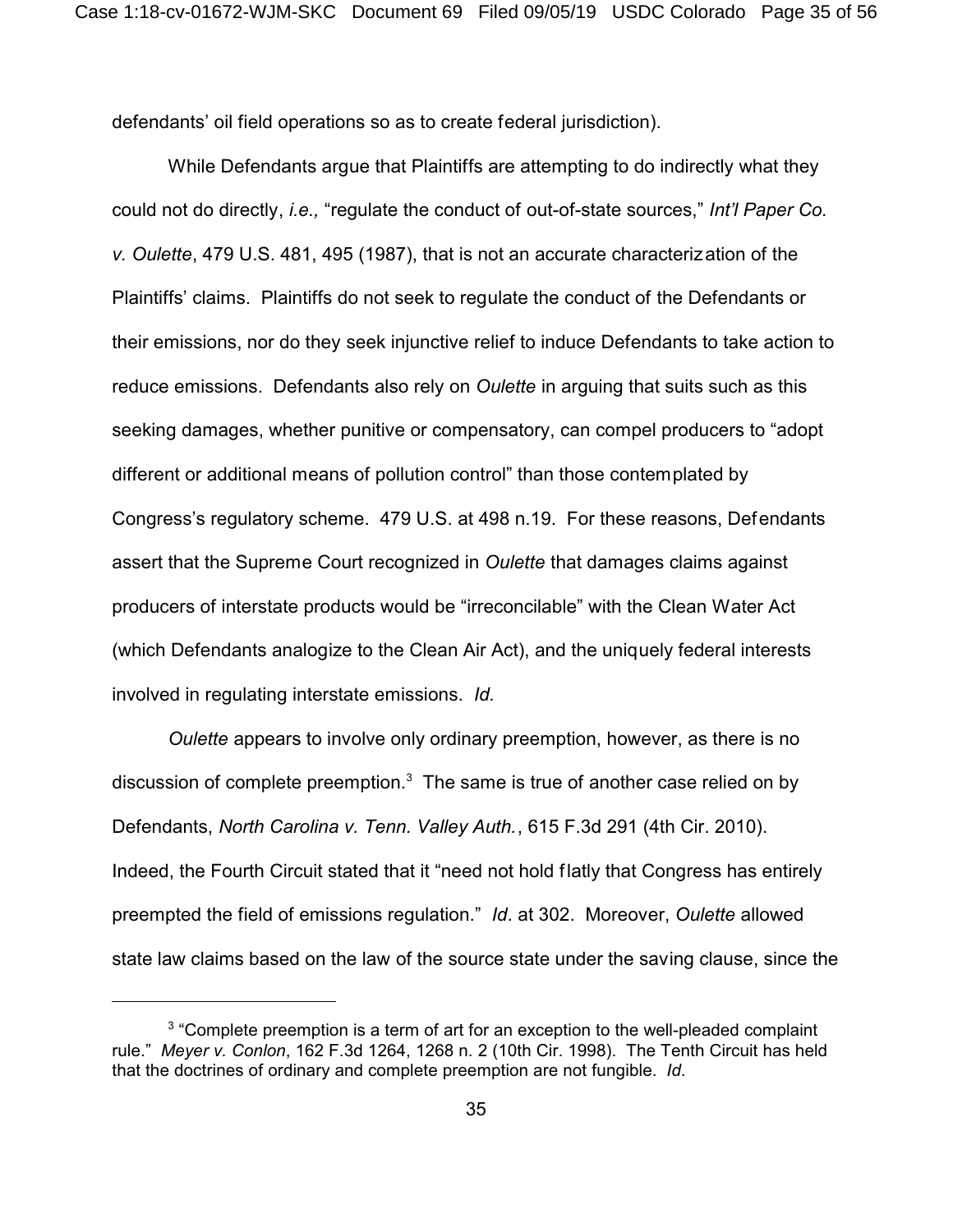defendants' oil field operations so as to create federal jurisdiction).

While Defendants argue that Plaintiffs are attempting to do indirectly what they could not do directly, *i.e.,* "regulate the conduct of out-of-state sources," *Int'l Paper Co. v. Oulette*, 479 U.S. 481, 495 (1987), that is not an accurate characterization of the Plaintiffs' claims. Plaintiffs do not seek to regulate the conduct of the Defendants or their emissions, nor do they seek injunctive relief to induce Defendants to take action to reduce emissions. Defendants also rely on *Oulette* in arguing that suits such as this seeking damages, whether punitive or compensatory, can compel producers to "adopt different or additional means of pollution control" than those contemplated by Congress's regulatory scheme. 479 U.S. at 498 n.19. For these reasons, Defendants assert that the Supreme Court recognized in *Oulette* that damages claims against producers of interstate products would be "irreconcilable" with the Clean Water Act (which Defendants analogize to the Clean Air Act), and the uniquely federal interests involved in regulating interstate emissions. *Id.*

*Oulette* appears to involve only ordinary preemption, however, as there is no discussion of complete preemption.[3] The same is true of another case relied on by Defendants, *North Carolina v. Tenn. Valley Auth.*, 615 F.3d 291 (4th Cir. 2010). Indeed, the Fourth Circuit stated that it "need not hold flatly that Congress has entirely preempted the field of emissions regulation." *Id*. at 302. Moreover, *Oulette* allowed state law claims based on the law of the source state under the saving clause, since the

---

[3] "Complete preemption is a term of art for an exception to the well-pleaded complaint rule." *Meyer v. Conlon*, 162 F.3d 1264, 1268 n. 2 (10th Cir. 1998). The Tenth Circuit has held that the doctrines of ordinary and complete preemption are not fungible. *Id*.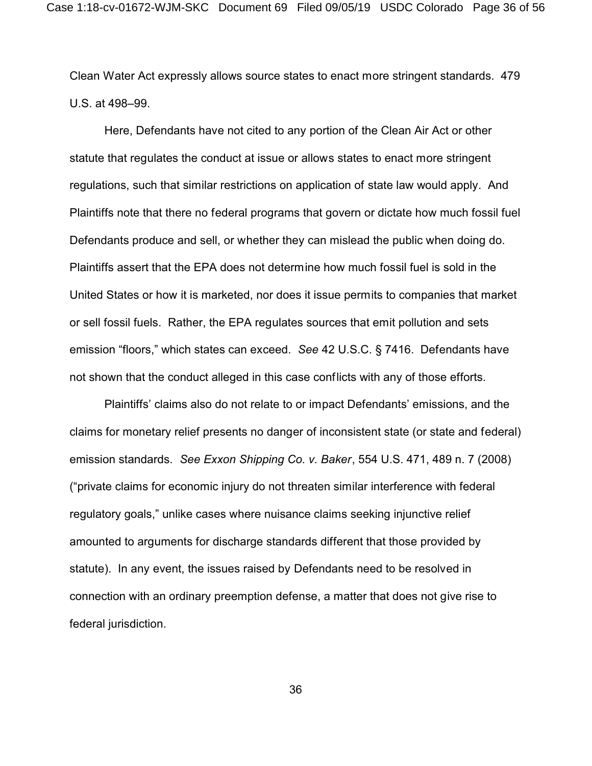Clean Water Act expressly allows source states to enact more stringent standards. 479 U.S. at 498–99.

Here, Defendants have not cited to any portion of the Clean Air Act or other statute that regulates the conduct at issue or allows states to enact more stringent regulations, such that similar restrictions on application of state law would apply. And Plaintiffs note that there no federal programs that govern or dictate how much fossil fuel Defendants produce and sell, or whether they can mislead the public when doing do. Plaintiffs assert that the EPA does not determine how much fossil fuel is sold in the United States or how it is marketed, nor does it issue permits to companies that market or sell fossil fuels. Rather, the EPA regulates sources that emit pollution and sets emission "floors," which states can exceed. *See* 42 U.S.C. § 7416. Defendants have not shown that the conduct alleged in this case conflicts with any of those efforts.

Plaintiffs' claims also do not relate to or impact Defendants' emissions, and the claims for monetary relief presents no danger of inconsistent state (or state and federal) emission standards. *See Exxon Shipping Co. v. Baker*, 554 U.S. 471, 489 n. 7 (2008) ("private claims for economic injury do not threaten similar interference with federal regulatory goals," unlike cases where nuisance claims seeking injunctive relief amounted to arguments for discharge standards different that those provided by statute). In any event, the issues raised by Defendants need to be resolved in connection with an ordinary preemption defense, a matter that does not give rise to federal jurisdiction.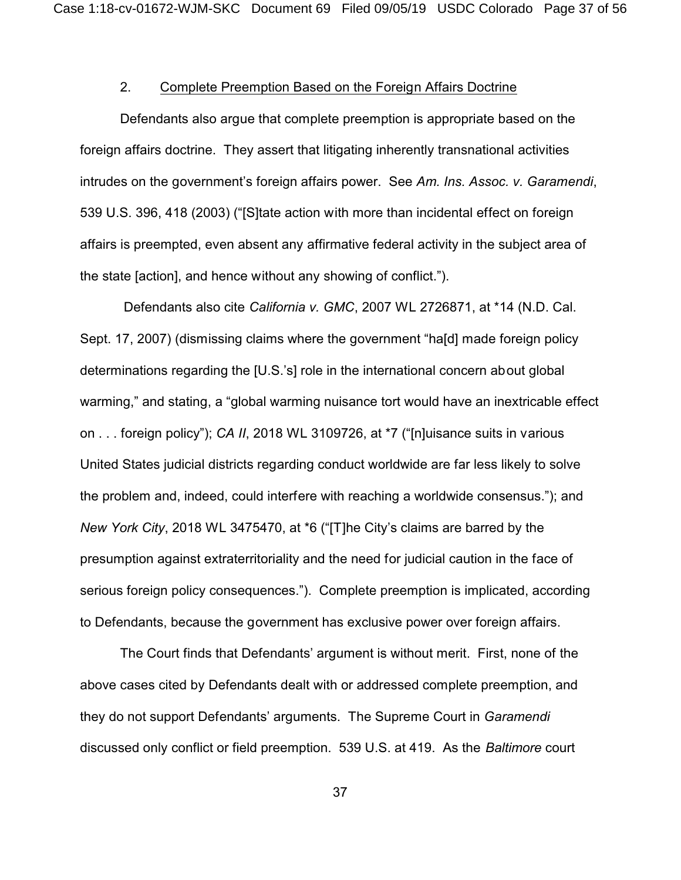### 2. Complete Preemption Based on the Foreign Affairs Doctrine

Defendants also argue that complete preemption is appropriate based on the foreign affairs doctrine. They assert that litigating inherently transnational activities intrudes on the government's foreign affairs power. See *Am. Ins. Assoc. v. Garamendi*, 539 U.S. 396, 418 (2003) ("[S]tate action with more than incidental effect on foreign affairs is preempted, even absent any affirmative federal activity in the subject area of the state [action], and hence without any showing of conflict.").

Defendants also cite *California v. GMC*, 2007 WL 2726871, at *14 (N.D. Cal. Sept. 17, 2007) (dismissing claims where the government "ha[d] made foreign policy determinations regarding the [U.S.'s] role in the international concern about global warming," and stating, a "global warming nuisance tort would have an inextricable effect on . . . foreign policy"); *CA II*, 2018 WL 3109726, at *7 ("[n]uisance suits in various United States judicial districts regarding conduct worldwide are far less likely to solve the problem and, indeed, could interfere with reaching a worldwide consensus."); and *New York City*, 2018 WL 3475470, at *6 ("[T]he City's claims are barred by the presumption against extraterritoriality and the need for judicial caution in the face of serious foreign policy consequences."). Complete preemption is implicated, according to Defendants, because the government has exclusive power over foreign affairs.

The Court finds that Defendants' argument is without merit. First, none of the above cases cited by Defendants dealt with or addressed complete preemption, and they do not support Defendants' arguments. The Supreme Court in *Garamendi* discussed only conflict or field preemption. 539 U.S. at 419. As the *Baltimore* court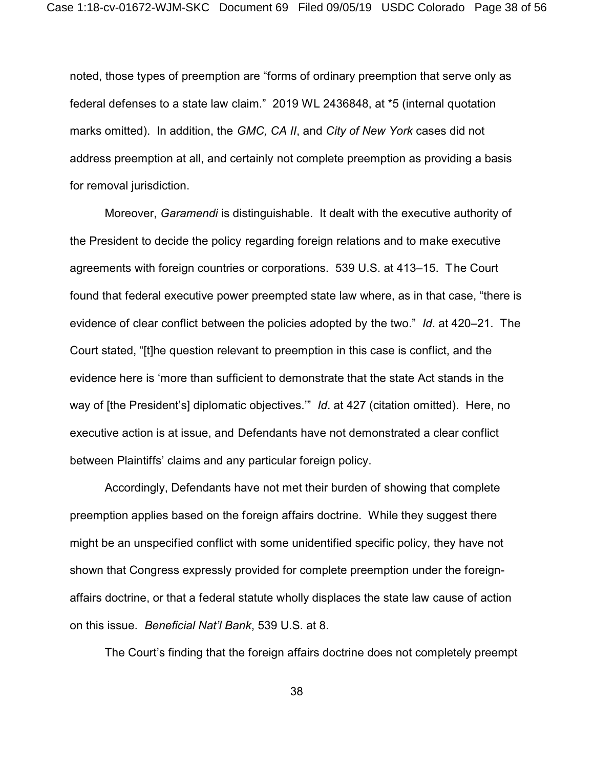noted, those types of preemption are "forms of ordinary preemption that serve only as federal defenses to a state law claim." 2019 WL 2436848, at *5 (internal quotation marks omitted). In addition, the *GMC, CA II*, and *City of New York* cases did not address preemption at all, and certainly not complete preemption as providing a basis for removal jurisdiction.

Moreover, *Garamendi* is distinguishable. It dealt with the executive authority of the President to decide the policy regarding foreign relations and to make executive agreements with foreign countries or corporations. 539 U.S. at 413–15. The Court found that federal executive power preempted state law where, as in that case, "there is evidence of clear conflict between the policies adopted by the two." *Id*. at 420–21. The Court stated, "[t]he question relevant to preemption in this case is conflict, and the evidence here is 'more than sufficient to demonstrate that the state Act stands in the way of [the President's] diplomatic objectives.'" *Id*. at 427 (citation omitted). Here, no executive action is at issue, and Defendants have not demonstrated a clear conflict between Plaintiffs' claims and any particular foreign policy.

Accordingly, Defendants have not met their burden of showing that complete preemption applies based on the foreign affairs doctrine. While they suggest there might be an unspecified conflict with some unidentified specific policy, they have not shown that Congress expressly provided for complete preemption under the foreign-affairs doctrine, or that a federal statute wholly displaces the state law cause of action on this issue. *Beneficial Nat'l Bank*, 539 U.S. at 8.

The Court's finding that the foreign affairs doctrine does not completely preempt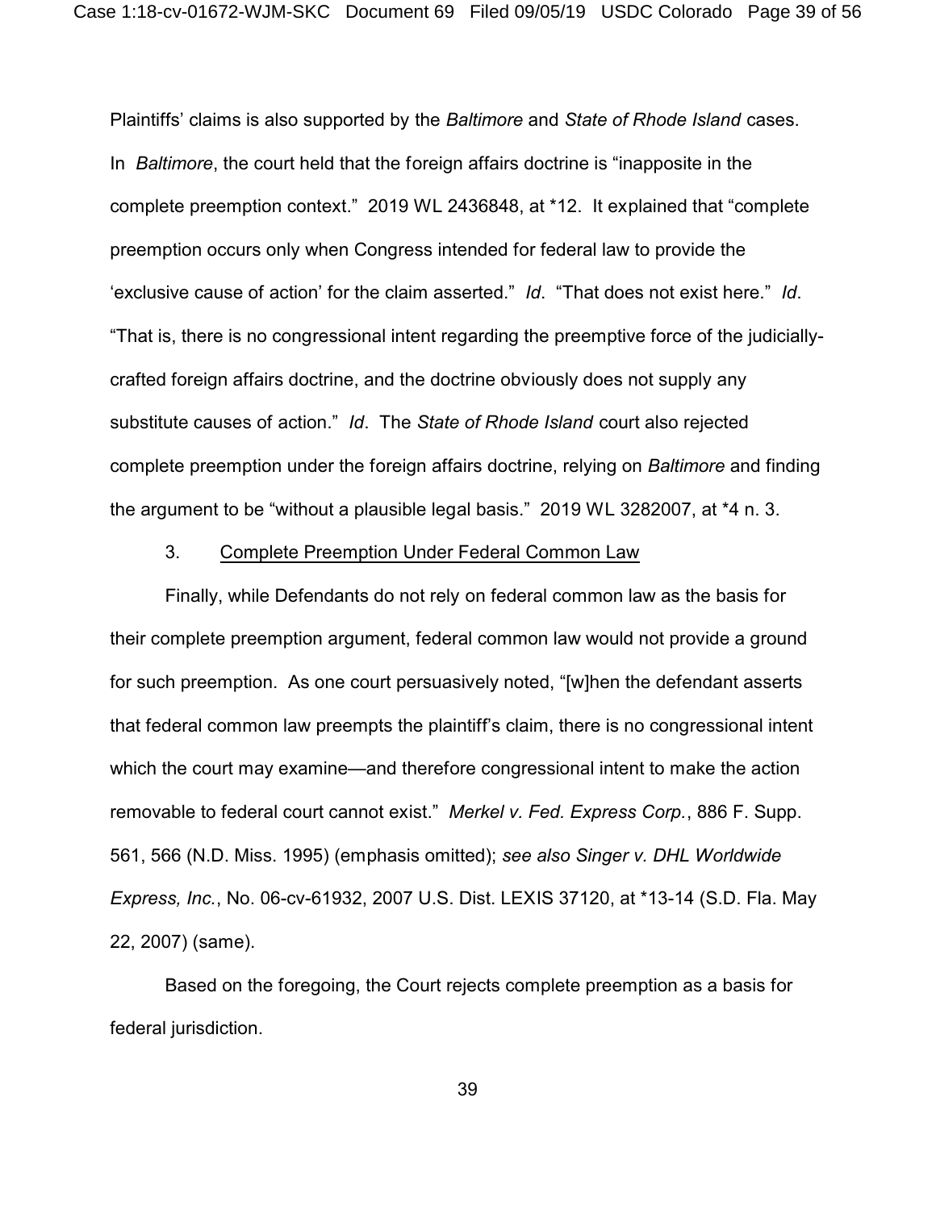Plaintiffs' claims is also supported by the *Baltimore* and *State of Rhode Island* cases. In *Baltimore*, the court held that the foreign affairs doctrine is "inapposite in the complete preemption context." 2019 WL 2436848, at *12. It explained that "complete preemption occurs only when Congress intended for federal law to provide the 'exclusive cause of action' for the claim asserted." *Id*. "That does not exist here." *Id*. "That is, there is no congressional intent regarding the preemptive force of the judicially-crafted foreign affairs doctrine, and the doctrine obviously does not supply any substitute causes of action." *Id*. The *State of Rhode Island* court also rejected complete preemption under the foreign affairs doctrine, relying on *Baltimore* and finding the argument to be "without a plausible legal basis." 2019 WL 3282007, at *4 n. 3.

### 3. Complete Preemption Under Federal Common Law

Finally, while Defendants do not rely on federal common law as the basis for their complete preemption argument, federal common law would not provide a ground for such preemption. As one court persuasively noted, "[w]hen the defendant asserts that federal common law preempts the plaintiff's claim, there is no congressional intent which the court may examine—and therefore congressional intent to make the action removable to federal court cannot exist." *Merkel v. Fed. Express Corp.*, 886 F. Supp. 561, 566 (N.D. Miss. 1995) (emphasis omitted); *see also Singer v. DHL Worldwide Express, Inc.*, No. 06-cv-61932, 2007 U.S. Dist. LEXIS 37120, at *13-14 (S.D. Fla. May 22, 2007) (same).

Based on the foregoing, the Court rejects complete preemption as a basis for federal jurisdiction.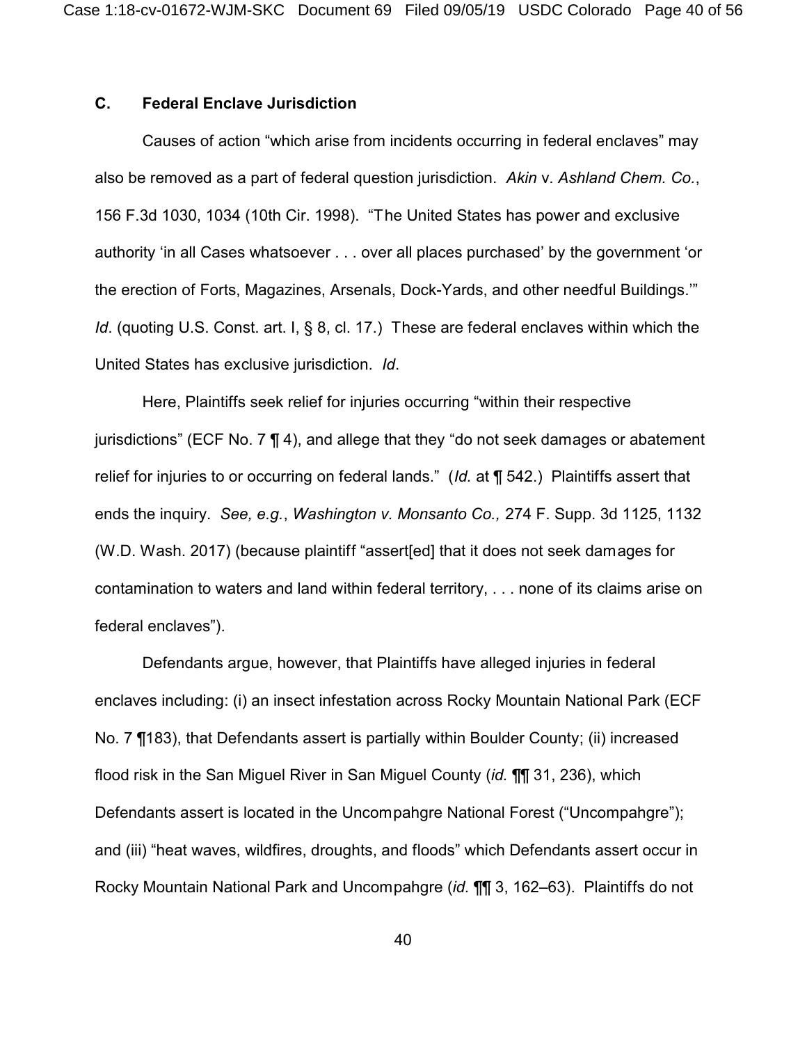### C. Federal Enclave Jurisdiction

Causes of action "which arise from incidents occurring in federal enclaves" may also be removed as a part of federal question jurisdiction. *Akin* v. *Ashland Chem. Co.*, 156 F.3d 1030, 1034 (10th Cir. 1998). "The United States has power and exclusive authority 'in all Cases whatsoever . . . over all places purchased' by the government 'or the erection of Forts, Magazines, Arsenals, Dock-Yards, and other needful Buildings.'" *Id*. (quoting U.S. Const. art. I, § 8, cl. 17.) These are federal enclaves within which the United States has exclusive jurisdiction. *Id*.

Here, Plaintiffs seek relief for injuries occurring "within their respective jurisdictions" (ECF No. 7 ¶ 4), and allege that they "do not seek damages or abatement relief for injuries to or occurring on federal lands." (*Id.* at ¶ 542.) Plaintiffs assert that ends the inquiry. *See, e.g.*, *Washington v. Monsanto Co.,* 274 F. Supp. 3d 1125, 1132 (W.D. Wash. 2017) (because plaintiff "assert[ed] that it does not seek damages for contamination to waters and land within federal territory, . . . none of its claims arise on federal enclaves").

Defendants argue, however, that Plaintiffs have alleged injuries in federal enclaves including: (i) an insect infestation across Rocky Mountain National Park (ECF No. 7 ¶183), that Defendants assert is partially within Boulder County; (ii) increased flood risk in the San Miguel River in San Miguel County (*id.* ¶¶ 31, 236), which Defendants assert is located in the Uncompahgre National Forest ("Uncompahgre"); and (iii) "heat waves, wildfires, droughts, and floods" which Defendants assert occur in Rocky Mountain National Park and Uncompahgre (*id.* ¶¶ 3, 162–63). Plaintiffs do not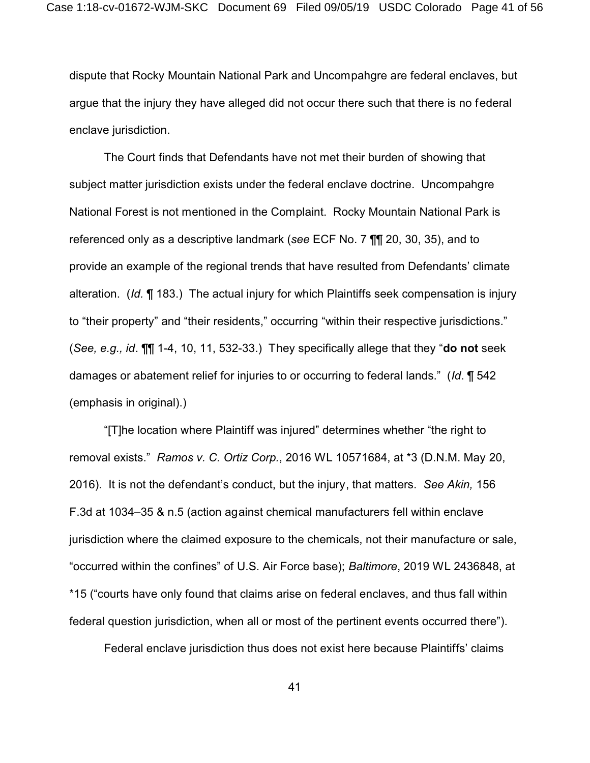dispute that Rocky Mountain National Park and Uncompahgre are federal enclaves, but argue that the injury they have alleged did not occur there such that there is no federal enclave jurisdiction.

The Court finds that Defendants have not met their burden of showing that subject matter jurisdiction exists under the federal enclave doctrine. Uncompahgre National Forest is not mentioned in the Complaint. Rocky Mountain National Park is referenced only as a descriptive landmark (*see* ECF No. 7 ¶¶ 20, 30, 35), and to provide an example of the regional trends that have resulted from Defendants' climate alteration. (*Id.* ¶ 183.) The actual injury for which Plaintiffs seek compensation is injury to "their property" and "their residents," occurring "within their respective jurisdictions." (*See, e.g., id*. ¶¶ 1-4, 10, 11, 532-33.) They specifically allege that they "**do not** seek damages or abatement relief for injuries to or occurring to federal lands." (*Id*. ¶ 542 (emphasis in original).)

"[T]he location where Plaintiff was injured" determines whether "the right to removal exists." *Ramos v. C. Ortiz Corp.*, 2016 WL 10571684, at *3 (D.N.M. May 20, 2016). It is not the defendant's conduct, but the injury, that matters. *See Akin,* 156 F.3d at 1034–35 & n.5 (action against chemical manufacturers fell within enclave jurisdiction where the claimed exposure to the chemicals, not their manufacture or sale, "occurred within the confines" of U.S. Air Force base); *Baltimore*, 2019 WL 2436848, at *15 ("courts have only found that claims arise on federal enclaves, and thus fall within federal question jurisdiction, when all or most of the pertinent events occurred there").

Federal enclave jurisdiction thus does not exist here because Plaintiffs' claims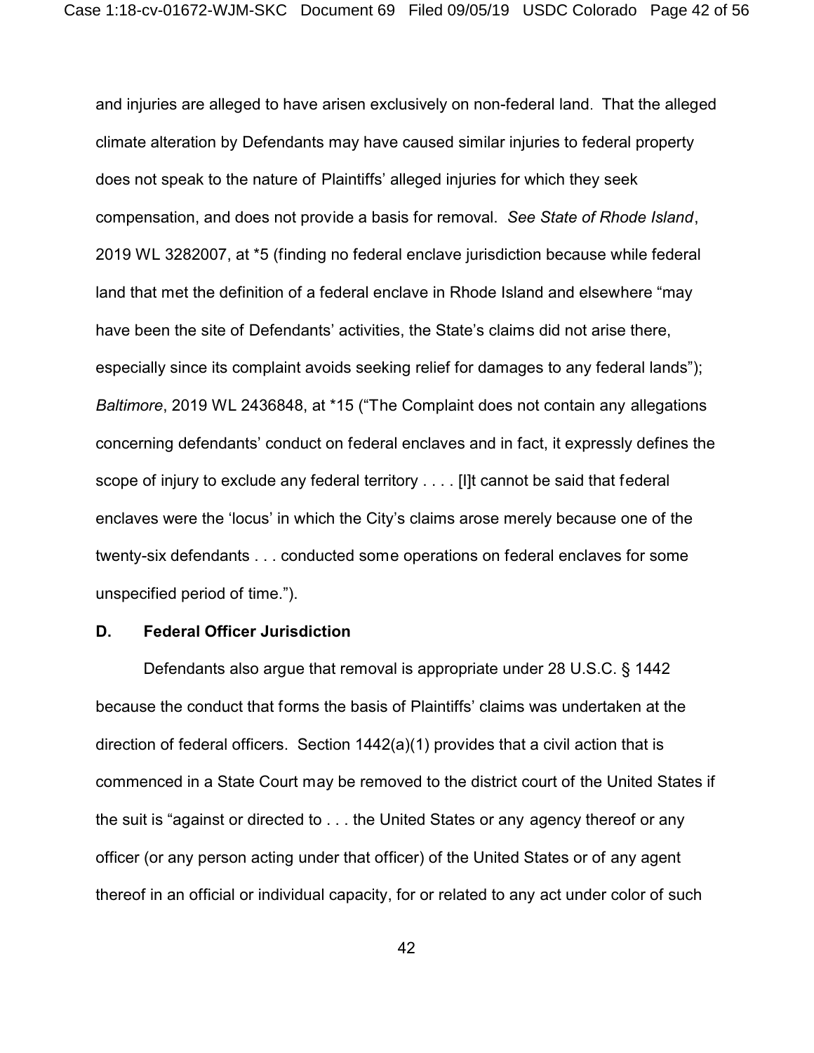and injuries are alleged to have arisen exclusively on non-federal land. That the alleged climate alteration by Defendants may have caused similar injuries to federal property does not speak to the nature of Plaintiffs' alleged injuries for which they seek compensation, and does not provide a basis for removal. *See State of Rhode Island*, 2019 WL 3282007, at *5 (finding no federal enclave jurisdiction because while federal land that met the definition of a federal enclave in Rhode Island and elsewhere "may have been the site of Defendants' activities, the State's claims did not arise there, especially since its complaint avoids seeking relief for damages to any federal lands"); *Baltimore*, 2019 WL 2436848, at *15 ("The Complaint does not contain any allegations concerning defendants' conduct on federal enclaves and in fact, it expressly defines the scope of injury to exclude any federal territory . . . . [I]t cannot be said that federal enclaves were the 'locus' in which the City's claims arose merely because one of the twenty-six defendants . . . conducted some operations on federal enclaves for some unspecified period of time.").

### D. Federal Officer Jurisdiction

Defendants also argue that removal is appropriate under 28 U.S.C. § 1442 because the conduct that forms the basis of Plaintiffs' claims was undertaken at the direction of federal officers. Section 1442(a)(1) provides that a civil action that is commenced in a State Court may be removed to the district court of the United States if the suit is "against or directed to . . . the United States or any agency thereof or any officer (or any person acting under that officer) of the United States or of any agent thereof in an official or individual capacity, for or related to any act under color of such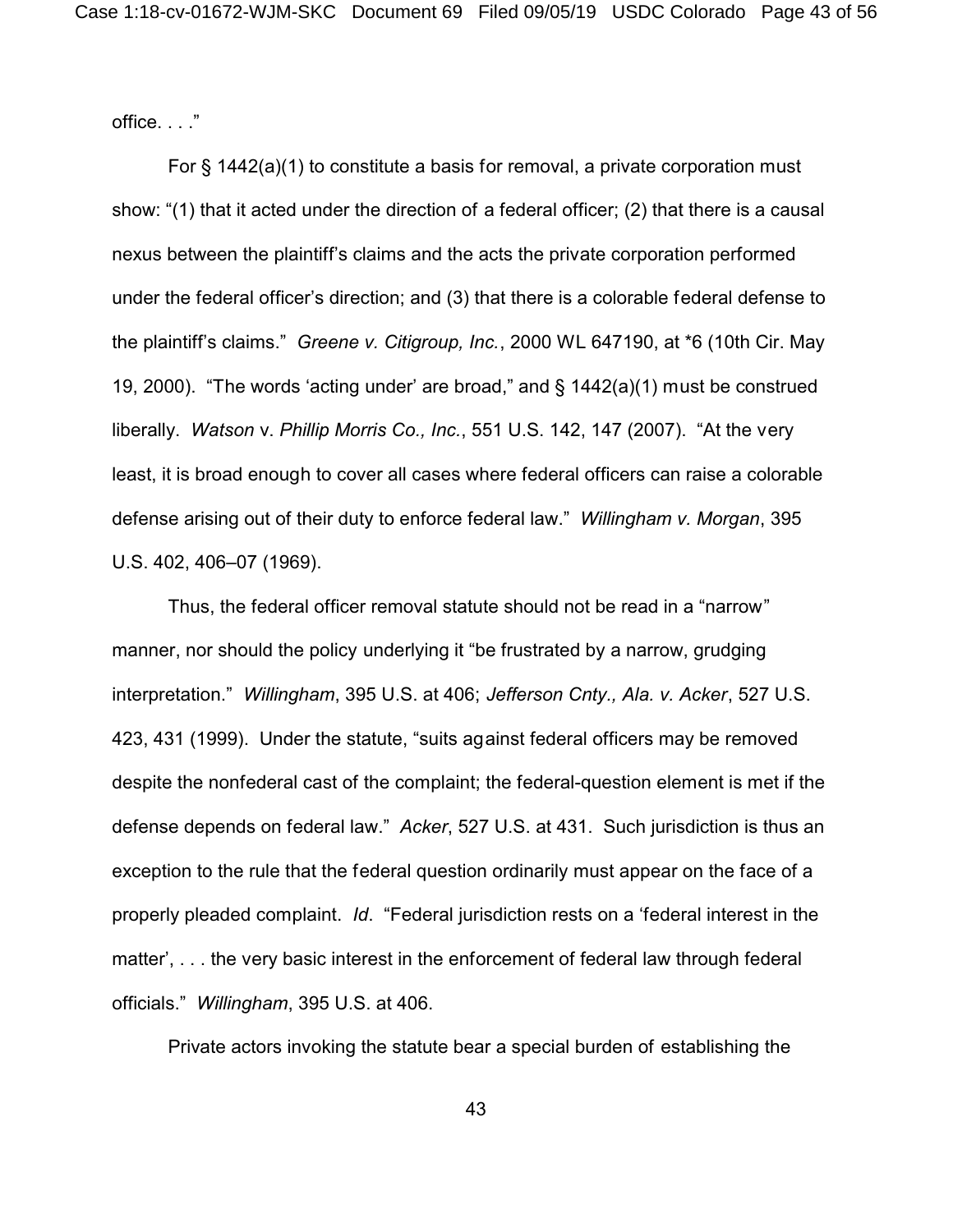office. . . ."

For § 1442(a)(1) to constitute a basis for removal, a private corporation must show: "(1) that it acted under the direction of a federal officer; (2) that there is a causal nexus between the plaintiff's claims and the acts the private corporation performed under the federal officer's direction; and (3) that there is a colorable federal defense to the plaintiff's claims." *Greene v. Citigroup, Inc.*, 2000 WL 647190, at *6 (10th Cir. May 19, 2000). "The words 'acting under' are broad," and § 1442(a)(1) must be construed liberally. *Watson* v. *Phillip Morris Co., Inc.*, 551 U.S. 142, 147 (2007). "At the very least, it is broad enough to cover all cases where federal officers can raise a colorable defense arising out of their duty to enforce federal law." *Willingham v. Morgan*, 395 U.S. 402, 406–07 (1969).

Thus, the federal officer removal statute should not be read in a "narrow" manner, nor should the policy underlying it "be frustrated by a narrow, grudging interpretation." *Willingham*, 395 U.S. at 406; *Jefferson Cnty., Ala. v. Acker*, 527 U.S. 423, 431 (1999). Under the statute, "suits against federal officers may be removed despite the nonfederal cast of the complaint; the federal-question element is met if the defense depends on federal law." *Acker*, 527 U.S. at 431. Such jurisdiction is thus an exception to the rule that the federal question ordinarily must appear on the face of a properly pleaded complaint. *Id*. "Federal jurisdiction rests on a 'federal interest in the matter', . . . the very basic interest in the enforcement of federal law through federal officials." *Willingham*, 395 U.S. at 406.

Private actors invoking the statute bear a special burden of establishing the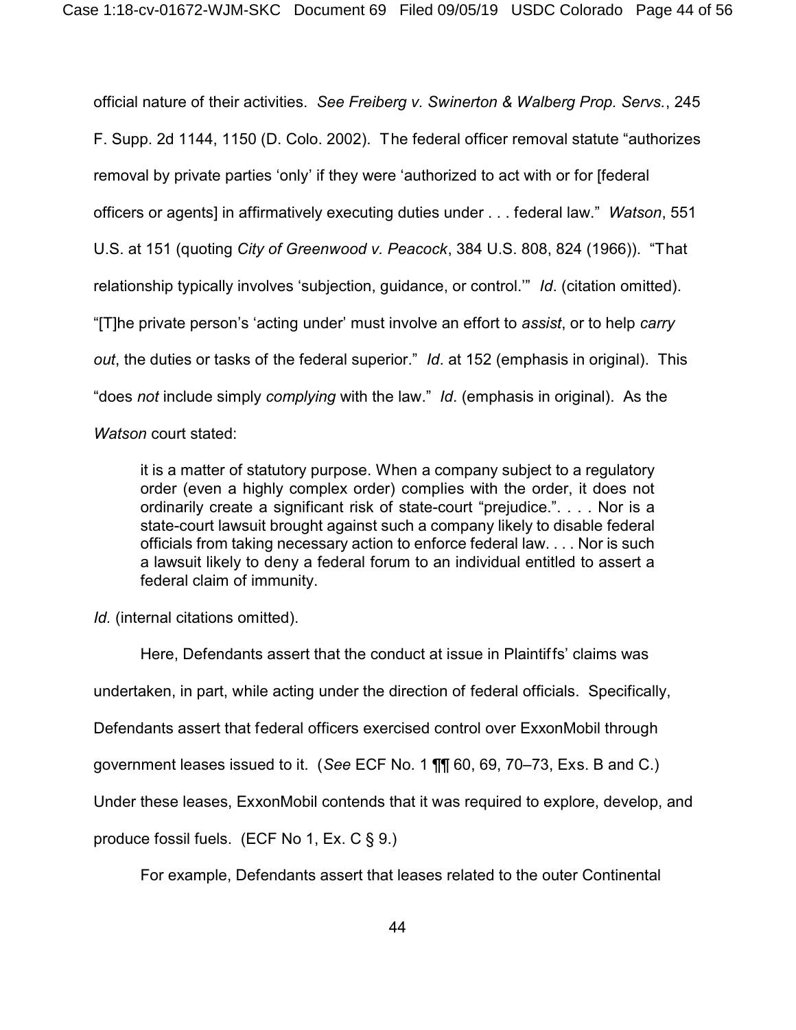official nature of their activities. *See Freiberg v. Swinerton & Walberg Prop. Servs.*, 245 F. Supp. 2d 1144, 1150 (D. Colo. 2002). The federal officer removal statute "authorizes removal by private parties 'only' if they were 'authorized to act with or for [federal officers or agents] in affirmatively executing duties under . . . federal law." *Watson*, 551 U.S. at 151 (quoting *City of Greenwood v. Peacock*, 384 U.S. 808, 824 (1966)). "That relationship typically involves 'subjection, guidance, or control.'" *Id*. (citation omitted). "[T]he private person's 'acting under' must involve an effort to *assist*, or to help *carry out*, the duties or tasks of the federal superior." *Id*. at 152 (emphasis in original). This "does *not* include simply *complying* with the law." *Id*. (emphasis in original). As the *Watson* court stated:

> it is a matter of statutory purpose. When a company subject to a regulatory order (even a highly complex order) complies with the order, it does not ordinarily create a significant risk of state-court "prejudice.". . . . Nor is a state-court lawsuit brought against such a company likely to disable federal officials from taking necessary action to enforce federal law. . . . Nor is such a lawsuit likely to deny a federal forum to an individual entitled to assert a federal claim of immunity.

*Id.* (internal citations omitted).

Here, Defendants assert that the conduct at issue in Plaintiffs' claims was undertaken, in part, while acting under the direction of federal officials. Specifically, Defendants assert that federal officers exercised control over ExxonMobil through government leases issued to it. (*See* ECF No. 1 ¶¶ 60, 69, 70–73, Exs. B and C.) Under these leases, ExxonMobil contends that it was required to explore, develop, and produce fossil fuels. (ECF No 1, Ex. C § 9.)

For example, Defendants assert that leases related to the outer Continental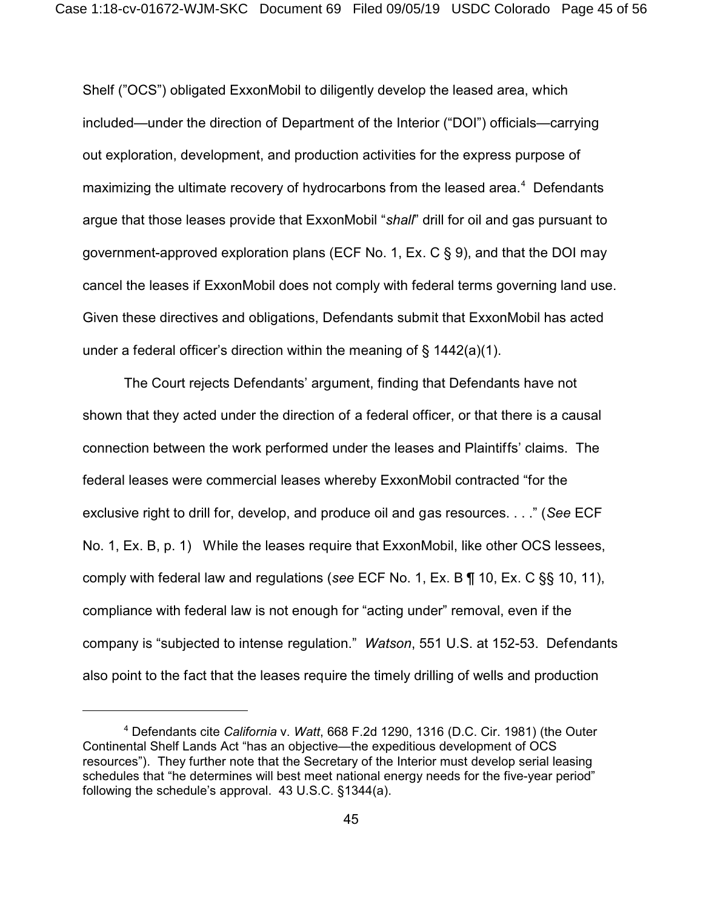Shelf ("OCS") obligated ExxonMobil to diligently develop the leased area, which included—under the direction of Department of the Interior ("DOI") officials—carrying out exploration, development, and production activities for the express purpose of maximizing the ultimate recovery of hydrocarbons from the leased area.[4] Defendants argue that those leases provide that ExxonMobil "*shall*" drill for oil and gas pursuant to government-approved exploration plans (ECF No. 1, Ex. C § 9), and that the DOI may cancel the leases if ExxonMobil does not comply with federal terms governing land use. Given these directives and obligations, Defendants submit that ExxonMobil has acted under a federal officer's direction within the meaning of § 1442(a)(1).

The Court rejects Defendants' argument, finding that Defendants have not shown that they acted under the direction of a federal officer, or that there is a causal connection between the work performed under the leases and Plaintiffs' claims. The federal leases were commercial leases whereby ExxonMobil contracted "for the exclusive right to drill for, develop, and produce oil and gas resources. . . ." (*See* ECF No. 1, Ex. B, p. 1) While the leases require that ExxonMobil, like other OCS lessees, comply with federal law and regulations (*see* ECF No. 1, Ex. B ¶ 10, Ex. C §§ 10, 11), compliance with federal law is not enough for "acting under" removal, even if the company is "subjected to intense regulation." *Watson*, 551 U.S. at 152-53. Defendants also point to the fact that the leases require the timely drilling of wells and production

---

[4] Defendants cite *California* v. *Watt*, 668 F.2d 1290, 1316 (D.C. Cir. 1981) (the Outer Continental Shelf Lands Act "has an objective—the expeditious development of OCS resources"). They further note that the Secretary of the Interior must develop serial leasing schedules that "he determines will best meet national energy needs for the five-year period" following the schedule's approval. 43 U.S.C. §1344(a).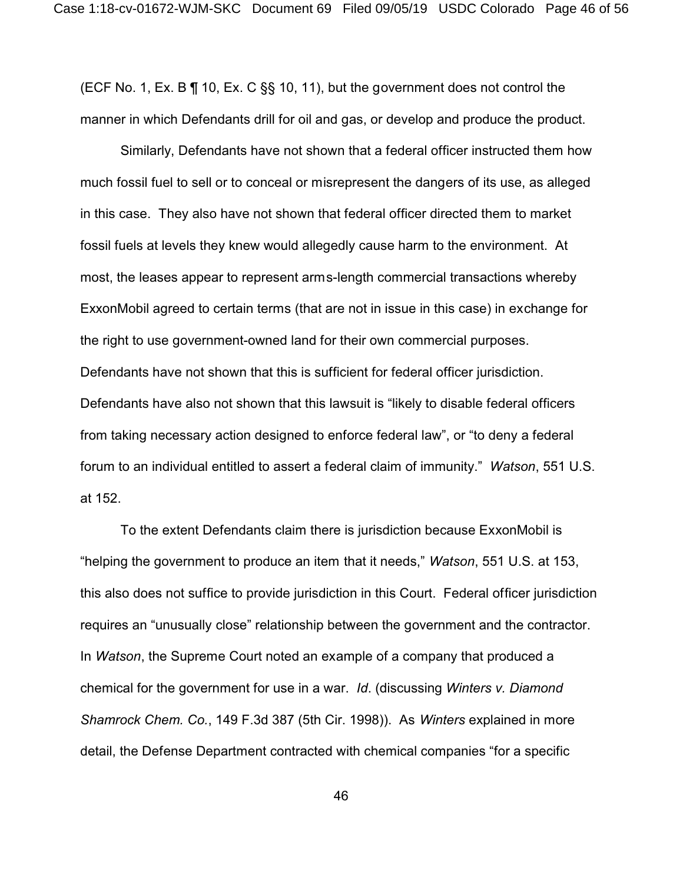(ECF No. 1, Ex. B ¶ 10, Ex. C §§ 10, 11), but the government does not control the manner in which Defendants drill for oil and gas, or develop and produce the product.

Similarly, Defendants have not shown that a federal officer instructed them how much fossil fuel to sell or to conceal or misrepresent the dangers of its use, as alleged in this case. They also have not shown that federal officer directed them to market fossil fuels at levels they knew would allegedly cause harm to the environment. At most, the leases appear to represent arms-length commercial transactions whereby ExxonMobil agreed to certain terms (that are not in issue in this case) in exchange for the right to use government-owned land for their own commercial purposes. Defendants have not shown that this is sufficient for federal officer jurisdiction. Defendants have also not shown that this lawsuit is "likely to disable federal officers from taking necessary action designed to enforce federal law", or "to deny a federal forum to an individual entitled to assert a federal claim of immunity." *Watson*, 551 U.S. at 152.

To the extent Defendants claim there is jurisdiction because ExxonMobil is "helping the government to produce an item that it needs," *Watson*, 551 U.S. at 153, this also does not suffice to provide jurisdiction in this Court. Federal officer jurisdiction requires an "unusually close" relationship between the government and the contractor. In *Watson*, the Supreme Court noted an example of a company that produced a chemical for the government for use in a war. *Id*. (discussing *Winters v. Diamond Shamrock Chem. Co.*, 149 F.3d 387 (5th Cir. 1998)). As *Winters* explained in more detail, the Defense Department contracted with chemical companies "for a specific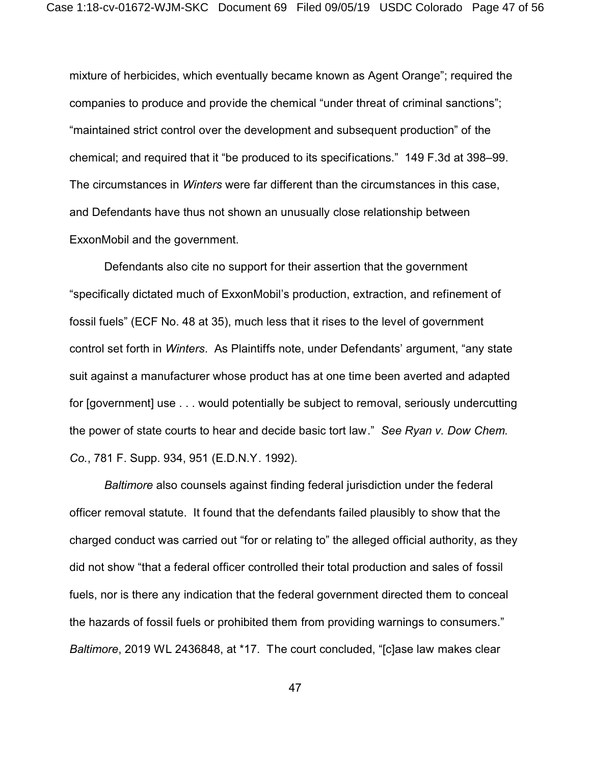mixture of herbicides, which eventually became known as Agent Orange"; required the companies to produce and provide the chemical "under threat of criminal sanctions"; "maintained strict control over the development and subsequent production" of the chemical; and required that it "be produced to its specifications." 149 F.3d at 398–99. The circumstances in *Winters* were far different than the circumstances in this case, and Defendants have thus not shown an unusually close relationship between ExxonMobil and the government.

Defendants also cite no support for their assertion that the government "specifically dictated much of ExxonMobil's production, extraction, and refinement of fossil fuels" (ECF No. 48 at 35), much less that it rises to the level of government control set forth in *Winters*. As Plaintiffs note, under Defendants' argument, "any state suit against a manufacturer whose product has at one time been averted and adapted for [government] use . . . would potentially be subject to removal, seriously undercutting the power of state courts to hear and decide basic tort law." *See Ryan v. Dow Chem. Co.*, 781 F. Supp. 934, 951 (E.D.N.Y. 1992).

*Baltimore* also counsels against finding federal jurisdiction under the federal officer removal statute. It found that the defendants failed plausibly to show that the charged conduct was carried out "for or relating to" the alleged official authority, as they did not show "that a federal officer controlled their total production and sales of fossil fuels, nor is there any indication that the federal government directed them to conceal the hazards of fossil fuels or prohibited them from providing warnings to consumers." *Baltimore*, 2019 WL 2436848, at *17. The court concluded, "[c]ase law makes clear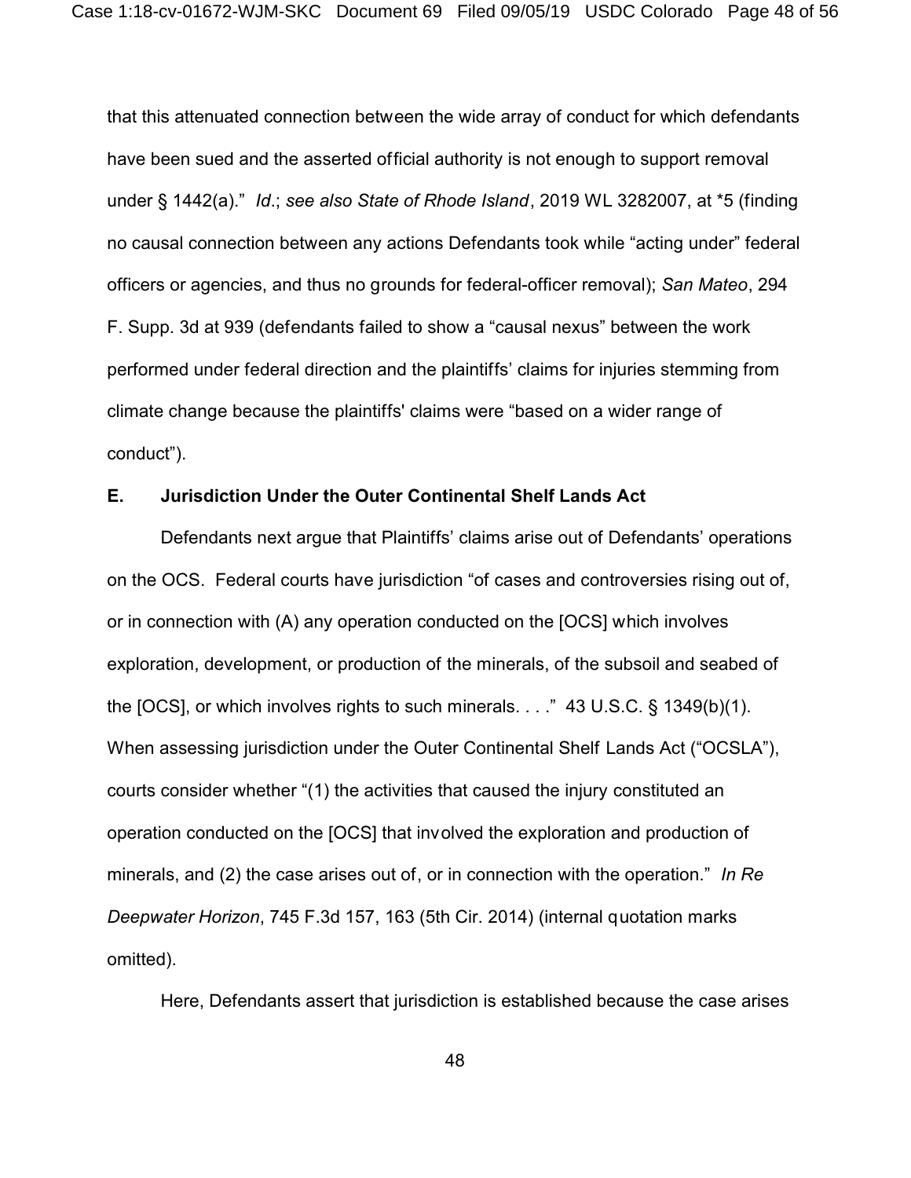that this attenuated connection between the wide array of conduct for which defendants have been sued and the asserted official authority is not enough to support removal under § 1442(a)." *Id*.; *see also State of Rhode Island*, 2019 WL 3282007, at *5 (finding no causal connection between any actions Defendants took while "acting under" federal officers or agencies, and thus no grounds for federal-officer removal); *San Mateo*, 294 F. Supp. 3d at 939 (defendants failed to show a "causal nexus" between the work performed under federal direction and the plaintiffs' claims for injuries stemming from climate change because the plaintiffs' claims were "based on a wider range of conduct").

### E. Jurisdiction Under the Outer Continental Shelf Lands Act

Defendants next argue that Plaintiffs' claims arise out of Defendants' operations on the OCS. Federal courts have jurisdiction "of cases and controversies rising out of, or in connection with (A) any operation conducted on the [OCS] which involves exploration, development, or production of the minerals, of the subsoil and seabed of the [OCS], or which involves rights to such minerals. . . ." 43 U.S.C. § 1349(b)(1). When assessing jurisdiction under the Outer Continental Shelf Lands Act ("OCSLA"), courts consider whether "(1) the activities that caused the injury constituted an operation conducted on the [OCS] that involved the exploration and production of minerals, and (2) the case arises out of, or in connection with the operation." *In Re Deepwater Horizon*, 745 F.3d 157, 163 (5th Cir. 2014) (internal quotation marks omitted).

Here, Defendants assert that jurisdiction is established because the case arises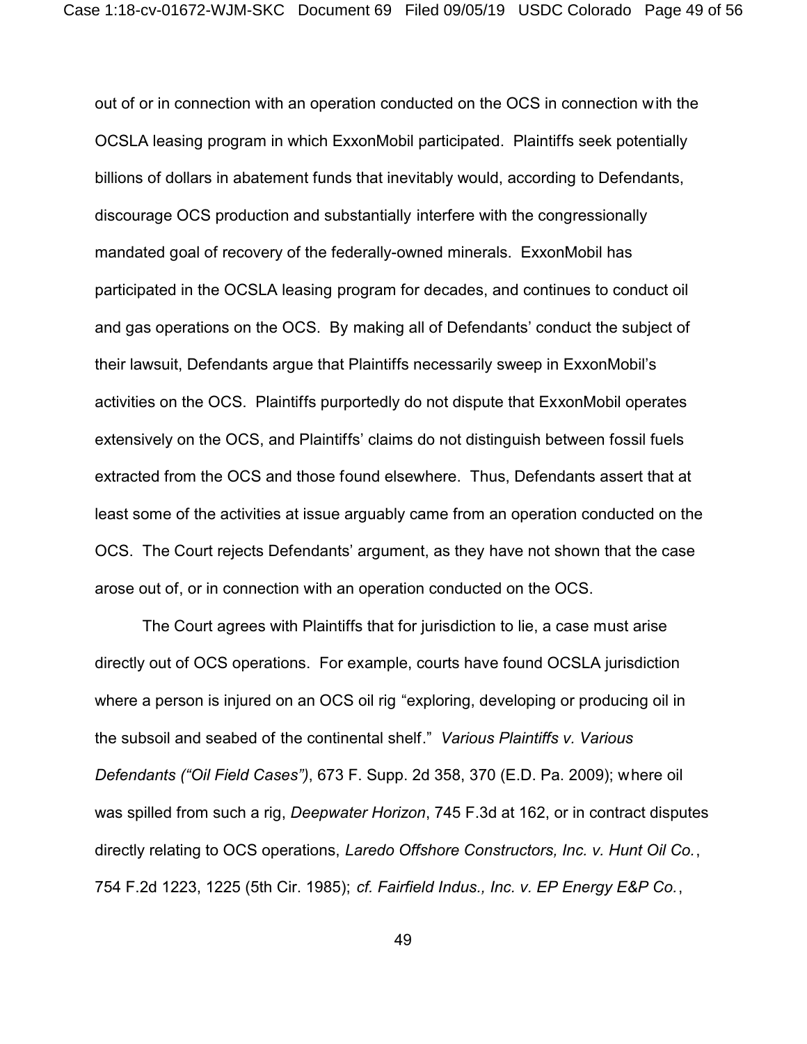out of or in connection with an operation conducted on the OCS in connection with the OCSLA leasing program in which ExxonMobil participated. Plaintiffs seek potentially billions of dollars in abatement funds that inevitably would, according to Defendants, discourage OCS production and substantially interfere with the congressionally mandated goal of recovery of the federally-owned minerals. ExxonMobil has participated in the OCSLA leasing program for decades, and continues to conduct oil and gas operations on the OCS. By making all of Defendants' conduct the subject of their lawsuit, Defendants argue that Plaintiffs necessarily sweep in ExxonMobil's activities on the OCS. Plaintiffs purportedly do not dispute that ExxonMobil operates extensively on the OCS, and Plaintiffs' claims do not distinguish between fossil fuels extracted from the OCS and those found elsewhere. Thus, Defendants assert that at least some of the activities at issue arguably came from an operation conducted on the OCS. The Court rejects Defendants' argument, as they have not shown that the case arose out of, or in connection with an operation conducted on the OCS.

The Court agrees with Plaintiffs that for jurisdiction to lie, a case must arise directly out of OCS operations. For example, courts have found OCSLA jurisdiction where a person is injured on an OCS oil rig "exploring, developing or producing oil in the subsoil and seabed of the continental shelf." *Various Plaintiffs v. Various Defendants ("Oil Field Cases")*, 673 F. Supp. 2d 358, 370 (E.D. Pa. 2009); where oil was spilled from such a rig, *Deepwater Horizon*, 745 F.3d at 162, or in contract disputes directly relating to OCS operations, *Laredo Offshore Constructors, Inc. v. Hunt Oil Co.*, 754 F.2d 1223, 1225 (5th Cir. 1985); *cf. Fairfield Indus., Inc. v. EP Energy E&P Co.*,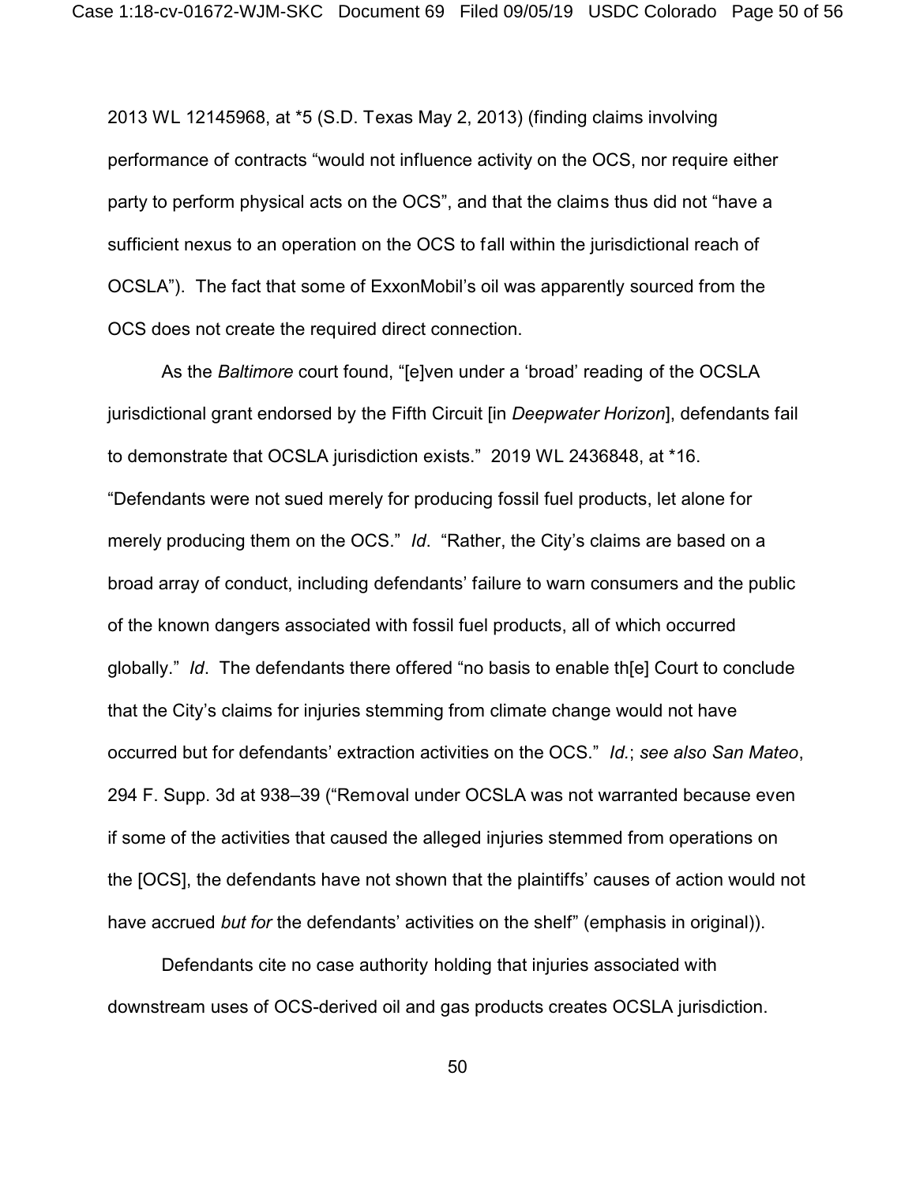2013 WL 12145968, at *5 (S.D. Texas May 2, 2013) (finding claims involving performance of contracts "would not influence activity on the OCS, nor require either party to perform physical acts on the OCS", and that the claims thus did not "have a sufficient nexus to an operation on the OCS to fall within the jurisdictional reach of OCSLA"). The fact that some of ExxonMobil's oil was apparently sourced from the OCS does not create the required direct connection.

As the *Baltimore* court found, "[e]ven under a 'broad' reading of the OCSLA jurisdictional grant endorsed by the Fifth Circuit [in *Deepwater Horizon*], defendants fail to demonstrate that OCSLA jurisdiction exists." 2019 WL 2436848, at *16. "Defendants were not sued merely for producing fossil fuel products, let alone for merely producing them on the OCS." *Id*. "Rather, the City's claims are based on a broad array of conduct, including defendants' failure to warn consumers and the public of the known dangers associated with fossil fuel products, all of which occurred globally." *Id*. The defendants there offered "no basis to enable th[e] Court to conclude that the City's claims for injuries stemming from climate change would not have occurred but for defendants' extraction activities on the OCS." *Id.*; *see also San Mateo*, 294 F. Supp. 3d at 938–39 ("Removal under OCSLA was not warranted because even if some of the activities that caused the alleged injuries stemmed from operations on the [OCS], the defendants have not shown that the plaintiffs' causes of action would not have accrued *but for* the defendants' activities on the shelf" (emphasis in original)).

Defendants cite no case authority holding that injuries associated with downstream uses of OCS-derived oil and gas products creates OCSLA jurisdiction.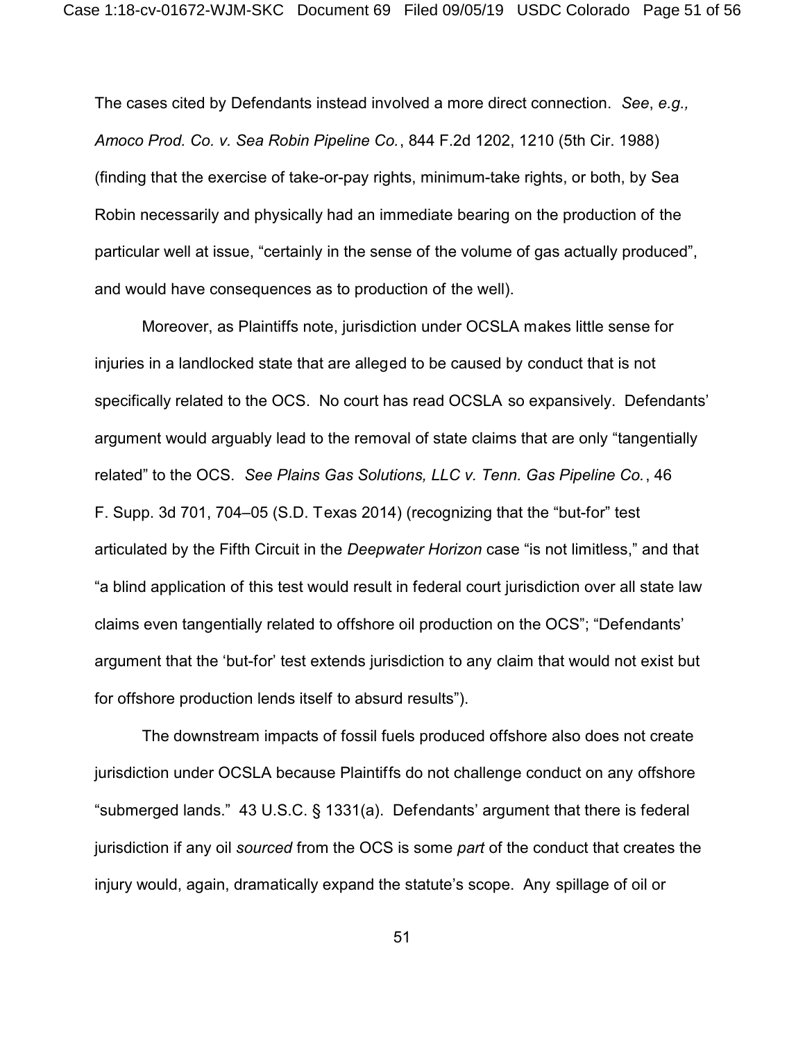The cases cited by Defendants instead involved a more direct connection. *See*, *e.g., Amoco Prod. Co. v. Sea Robin Pipeline Co.*, 844 F.2d 1202, 1210 (5th Cir. 1988) (finding that the exercise of take-or-pay rights, minimum-take rights, or both, by Sea Robin necessarily and physically had an immediate bearing on the production of the particular well at issue, "certainly in the sense of the volume of gas actually produced", and would have consequences as to production of the well).

Moreover, as Plaintiffs note, jurisdiction under OCSLA makes little sense for injuries in a landlocked state that are alleged to be caused by conduct that is not specifically related to the OCS. No court has read OCSLA so expansively. Defendants' argument would arguably lead to the removal of state claims that are only "tangentially related" to the OCS. *See Plains Gas Solutions, LLC v. Tenn. Gas Pipeline Co.*, 46 F. Supp. 3d 701, 704–05 (S.D. Texas 2014) (recognizing that the "but-for" test articulated by the Fifth Circuit in the *Deepwater Horizon* case "is not limitless," and that "a blind application of this test would result in federal court jurisdiction over all state law claims even tangentially related to offshore oil production on the OCS"; "Defendants' argument that the 'but-for' test extends jurisdiction to any claim that would not exist but for offshore production lends itself to absurd results").

The downstream impacts of fossil fuels produced offshore also does not create jurisdiction under OCSLA because Plaintiffs do not challenge conduct on any offshore "submerged lands." 43 U.S.C. § 1331(a). Defendants' argument that there is federal jurisdiction if any oil *sourced* from the OCS is some *part* of the conduct that creates the injury would, again, dramatically expand the statute's scope. Any spillage of oil or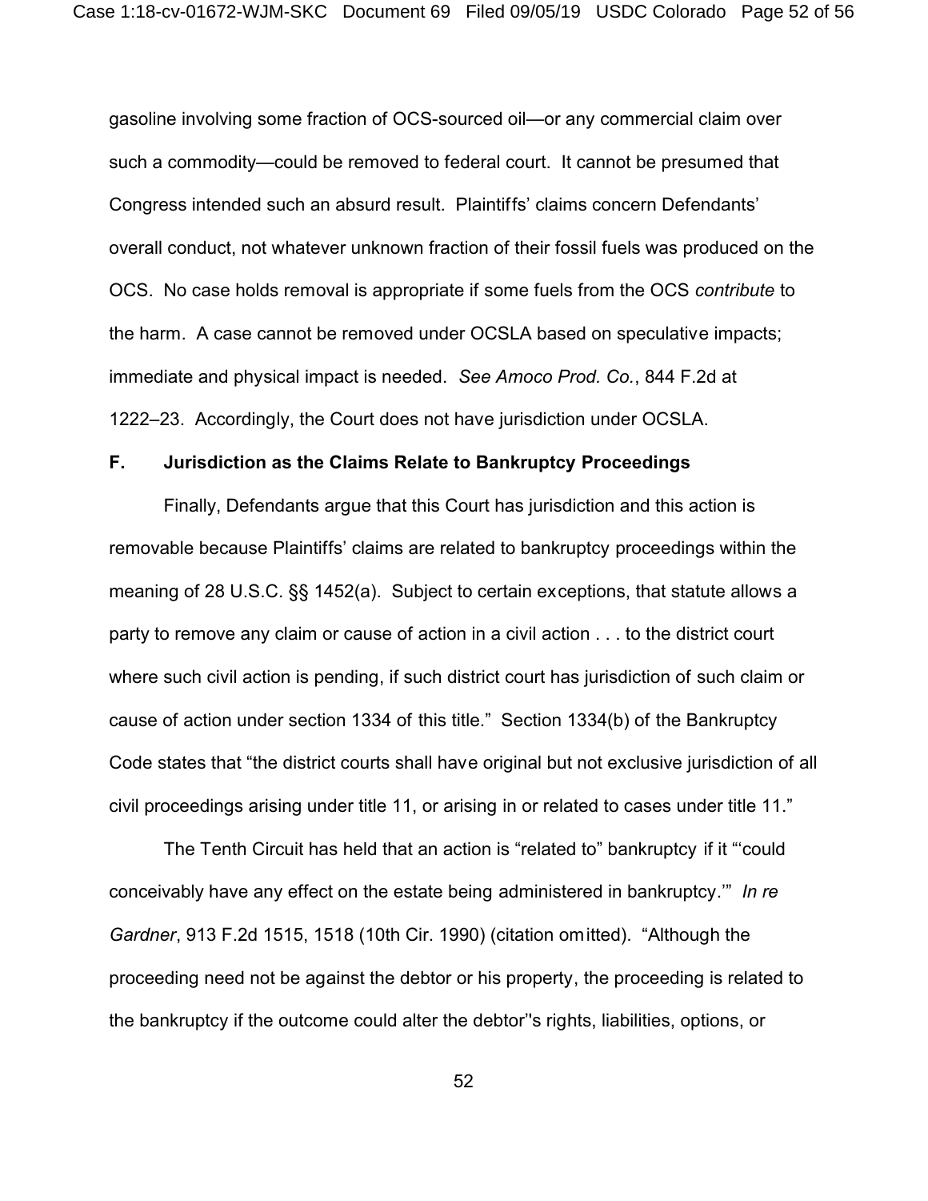gasoline involving some fraction of OCS-sourced oil—or any commercial claim over such a commodity—could be removed to federal court. It cannot be presumed that Congress intended such an absurd result. Plaintiffs' claims concern Defendants' overall conduct, not whatever unknown fraction of their fossil fuels was produced on the OCS. No case holds removal is appropriate if some fuels from the OCS *contribute* to the harm. A case cannot be removed under OCSLA based on speculative impacts; immediate and physical impact is needed. *See Amoco Prod. Co.*, 844 F.2d at 1222–23. Accordingly, the Court does not have jurisdiction under OCSLA.

**F. Jurisdiction as the Claims Relate to Bankruptcy Proceedings**

Finally, Defendants argue that this Court has jurisdiction and this action is removable because Plaintiffs' claims are related to bankruptcy proceedings within the meaning of 28 U.S.C. §§ 1452(a). Subject to certain exceptions, that statute allows a party to remove any claim or cause of action in a civil action . . . to the district court where such civil action is pending, if such district court has jurisdiction of such claim or cause of action under section 1334 of this title." Section 1334(b) of the Bankruptcy Code states that "the district courts shall have original but not exclusive jurisdiction of all civil proceedings arising under title 11, or arising in or related to cases under title 11."

The Tenth Circuit has held that an action is "related to" bankruptcy if it "'could conceivably have any effect on the estate being administered in bankruptcy.'" *In re Gardner*, 913 F.2d 1515, 1518 (10th Cir. 1990) (citation omitted). "Although the proceeding need not be against the debtor or his property, the proceeding is related to the bankruptcy if the outcome could alter the debtor''s rights, liabilities, options, or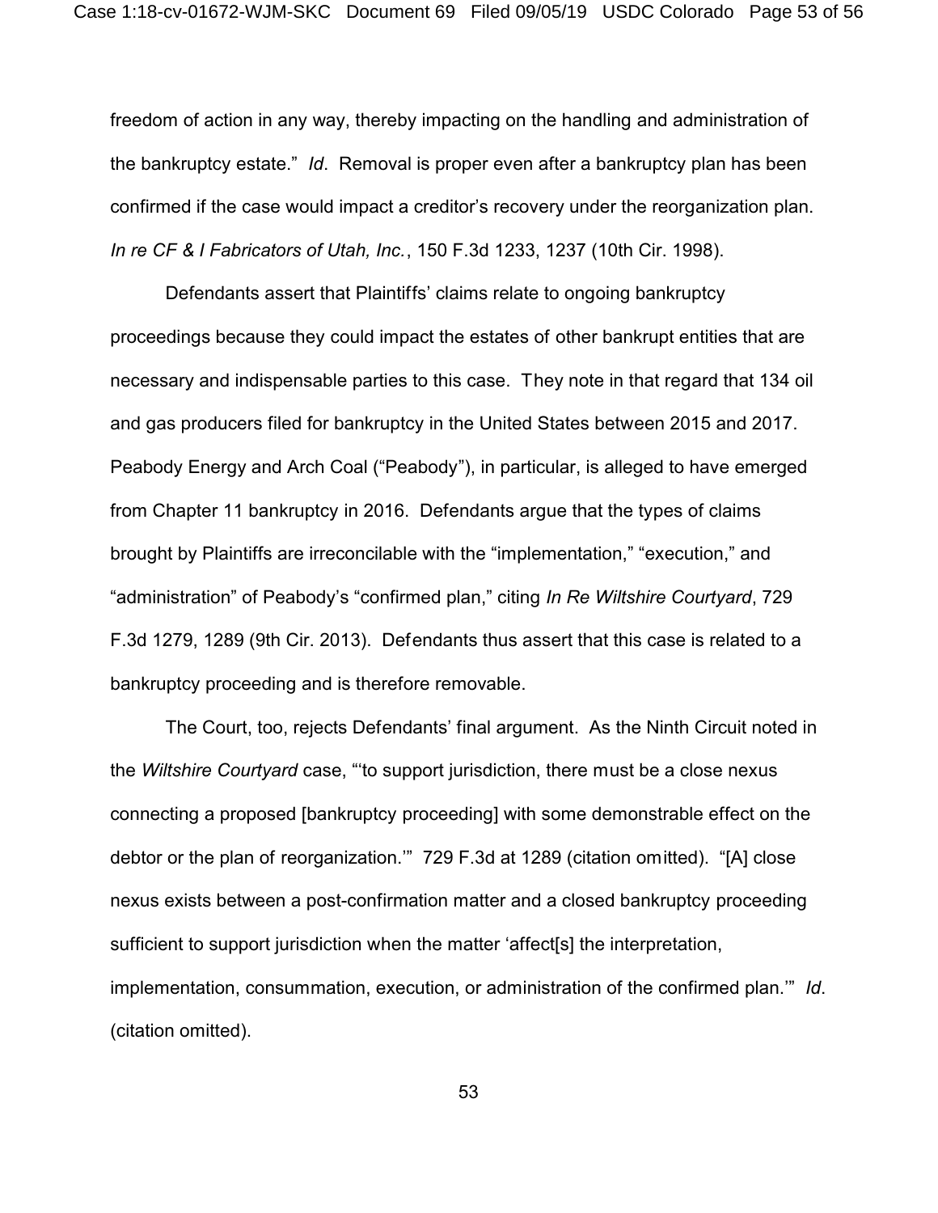freedom of action in any way, thereby impacting on the handling and administration of the bankruptcy estate." *Id*. Removal is proper even after a bankruptcy plan has been confirmed if the case would impact a creditor's recovery under the reorganization plan. *In re CF & I Fabricators of Utah, Inc.*, 150 F.3d 1233, 1237 (10th Cir. 1998).

Defendants assert that Plaintiffs' claims relate to ongoing bankruptcy proceedings because they could impact the estates of other bankrupt entities that are necessary and indispensable parties to this case. They note in that regard that 134 oil and gas producers filed for bankruptcy in the United States between 2015 and 2017. Peabody Energy and Arch Coal ("Peabody"), in particular, is alleged to have emerged from Chapter 11 bankruptcy in 2016. Defendants argue that the types of claims brought by Plaintiffs are irreconcilable with the "implementation," "execution," and "administration" of Peabody's "confirmed plan," citing *In Re Wiltshire Courtyard*, 729 F.3d 1279, 1289 (9th Cir. 2013). Defendants thus assert that this case is related to a bankruptcy proceeding and is therefore removable.

The Court, too, rejects Defendants' final argument. As the Ninth Circuit noted in the *Wiltshire Courtyard* case, "'to support jurisdiction, there must be a close nexus connecting a proposed [bankruptcy proceeding] with some demonstrable effect on the debtor or the plan of reorganization.'" 729 F.3d at 1289 (citation omitted). "[A] close nexus exists between a post-confirmation matter and a closed bankruptcy proceeding sufficient to support jurisdiction when the matter 'affect[s] the interpretation, implementation, consummation, execution, or administration of the confirmed plan.'" *Id*. (citation omitted).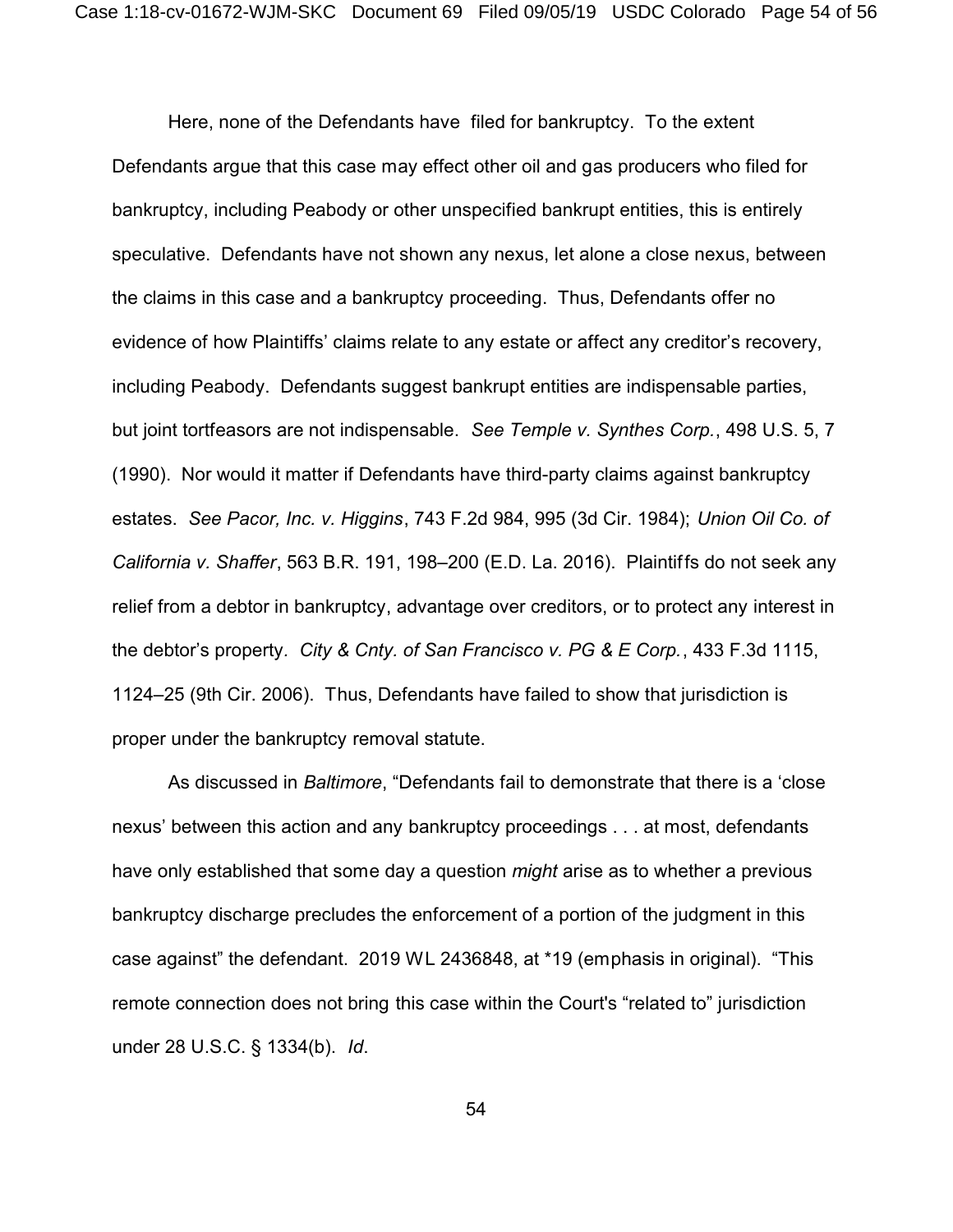Here, none of the Defendants have filed for bankruptcy. To the extent Defendants argue that this case may effect other oil and gas producers who filed for bankruptcy, including Peabody or other unspecified bankrupt entities, this is entirely speculative. Defendants have not shown any nexus, let alone a close nexus, between the claims in this case and a bankruptcy proceeding. Thus, Defendants offer no evidence of how Plaintiffs' claims relate to any estate or affect any creditor's recovery, including Peabody. Defendants suggest bankrupt entities are indispensable parties, but joint tortfeasors are not indispensable. *See Temple v. Synthes Corp.*, 498 U.S. 5, 7 (1990). Nor would it matter if Defendants have third-party claims against bankruptcy estates. *See Pacor, Inc. v. Higgins*, 743 F.2d 984, 995 (3d Cir. 1984); *Union Oil Co. of California v. Shaffer*, 563 B.R. 191, 198–200 (E.D. La. 2016). Plaintiffs do not seek any relief from a debtor in bankruptcy, advantage over creditors, or to protect any interest in the debtor's property. *City & Cnty. of San Francisco v. PG & E Corp.*, 433 F.3d 1115, 1124–25 (9th Cir. 2006). Thus, Defendants have failed to show that jurisdiction is proper under the bankruptcy removal statute.

As discussed in *Baltimore*, "Defendants fail to demonstrate that there is a 'close nexus' between this action and any bankruptcy proceedings . . . at most, defendants have only established that some day a question *might* arise as to whether a previous bankruptcy discharge precludes the enforcement of a portion of the judgment in this case against" the defendant. 2019 WL 2436848, at *19 (emphasis in original). "This remote connection does not bring this case within the Court's "related to" jurisdiction under 28 U.S.C. § 1334(b). *Id*.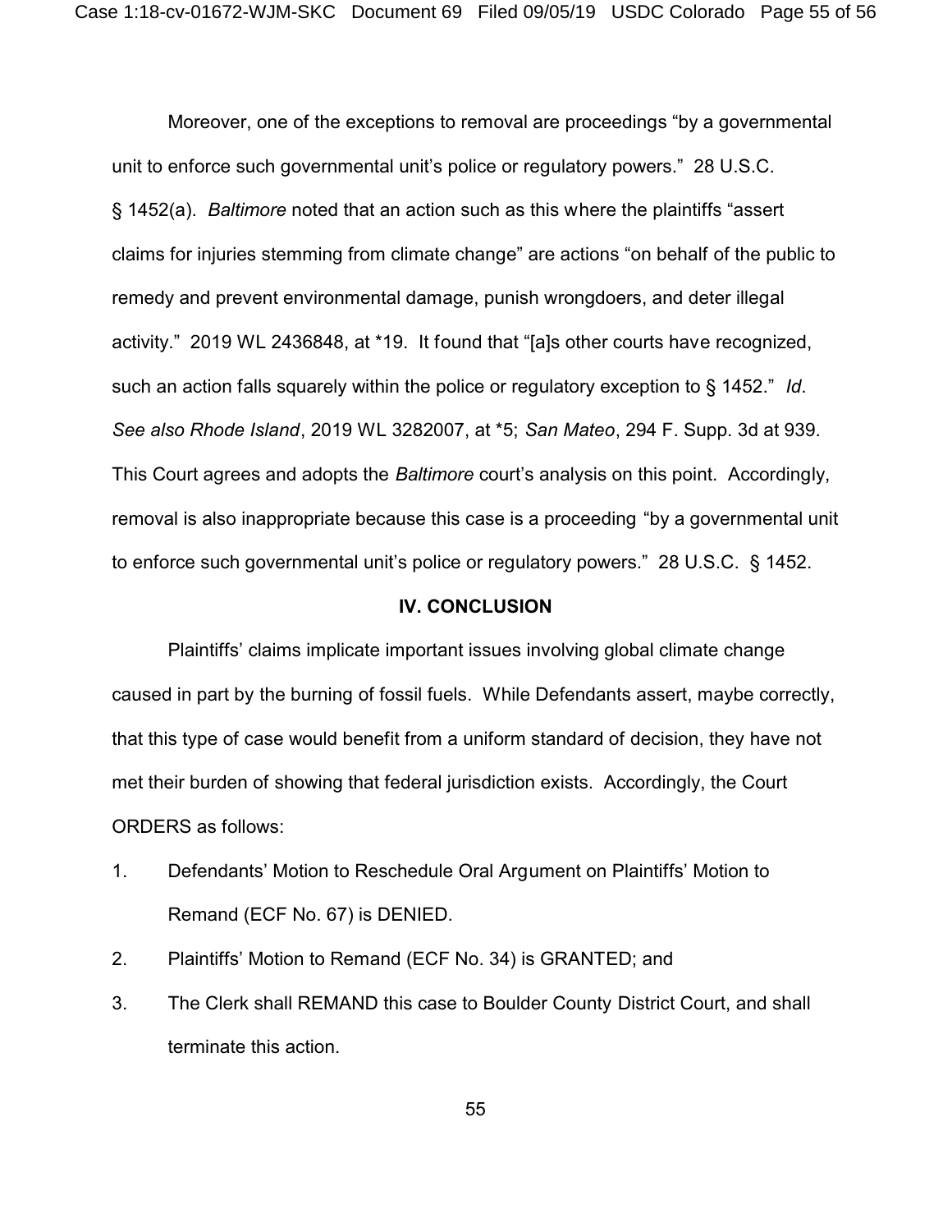Moreover, one of the exceptions to removal are proceedings "by a governmental unit to enforce such governmental unit's police or regulatory powers." 28 U.S.C. § 1452(a). *Baltimore* noted that an action such as this where the plaintiffs "assert claims for injuries stemming from climate change" are actions "on behalf of the public to remedy and prevent environmental damage, punish wrongdoers, and deter illegal activity." 2019 WL 2436848, at *19. It found that "[a]s other courts have recognized, such an action falls squarely within the police or regulatory exception to § 1452." *Id*. *See also Rhode Island*, 2019 WL 3282007, at *5; *San Mateo*, 294 F. Supp. 3d at 939. This Court agrees and adopts the *Baltimore* court's analysis on this point. Accordingly, removal is also inappropriate because this case is a proceeding "by a governmental unit to enforce such governmental unit's police or regulatory powers." 28 U.S.C. § 1452.

## IV. CONCLUSION

Plaintiffs' claims implicate important issues involving global climate change caused in part by the burning of fossil fuels. While Defendants assert, maybe correctly, that this type of case would benefit from a uniform standard of decision, they have not met their burden of showing that federal jurisdiction exists. Accordingly, the Court ORDERS as follows:

1. Defendants' Motion to Reschedule Oral Argument on Plaintiffs' Motion to Remand (ECF No. 67) is DENIED.
2. Plaintiffs' Motion to Remand (ECF No. 34) is GRANTED; and
3. The Clerk shall REMAND this case to Boulder County District Court, and shall terminate this action.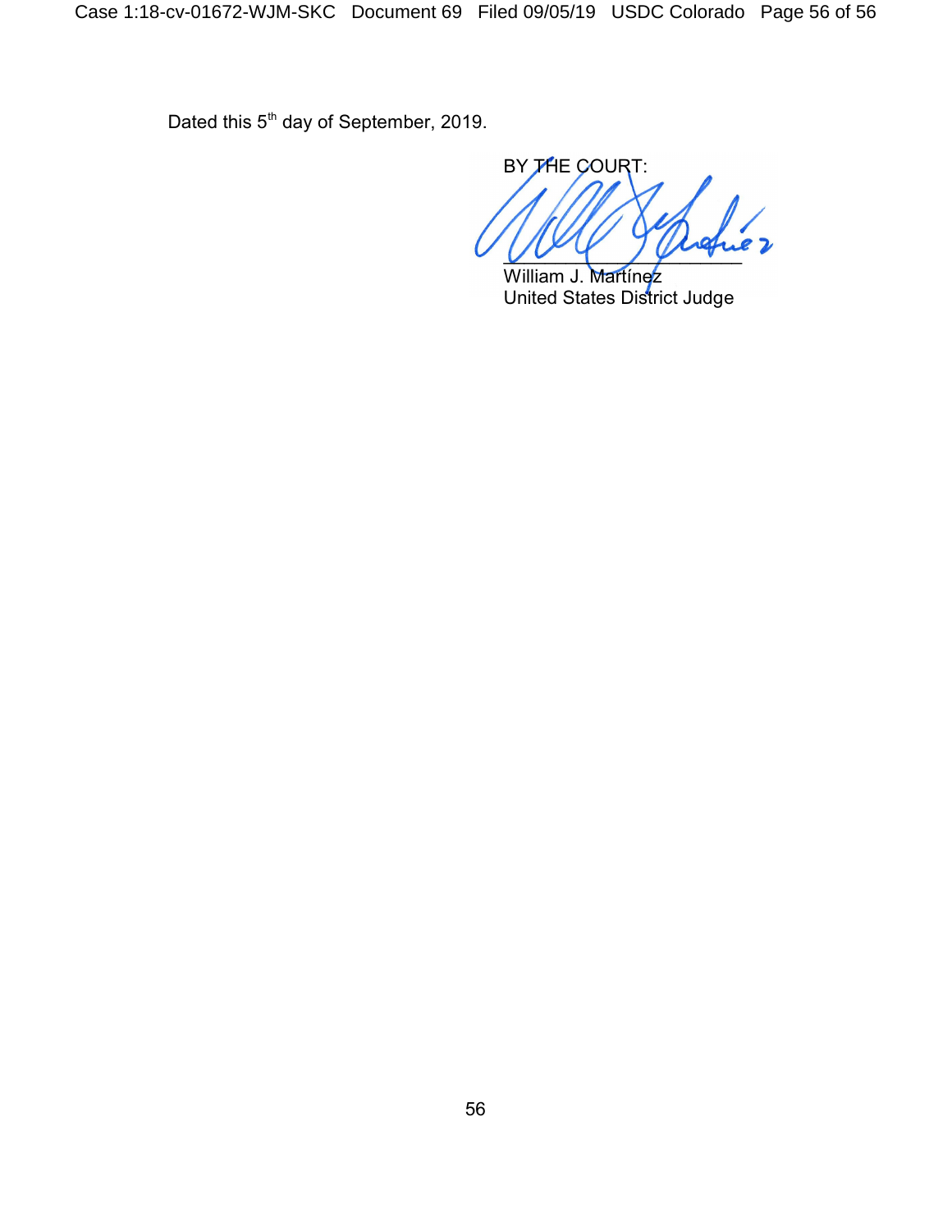Dated this 5th day of September, 2019.

BY THE COURT:

______________________________
William J. Martínez
United States District Judge